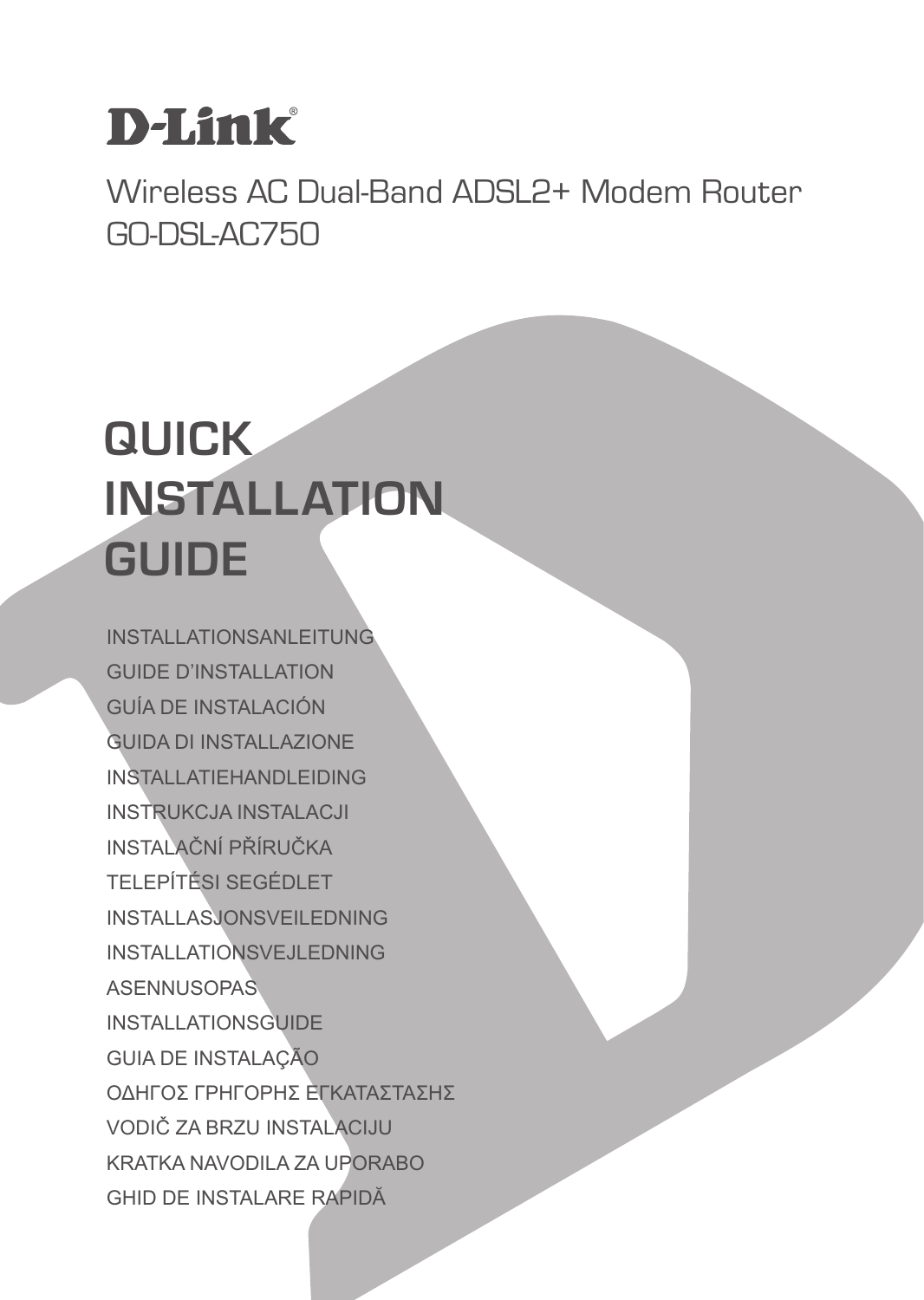D-Link

Wireless AC Dual-Band ADSL2+ Modem Router
GO-DSL-AC750

# QUICK INSTALLATION GUIDE

INSTALLATIONSANLEITUNG
GUIDE D'INSTALLATION
GUÍA DE INSTALACIÓN
GUIDA DI INSTALLAZIONE
INSTALLATIEHANDLEIDING
INSTRUKCJA INSTALACJI
INSTALAČNÍ PŘÍRUČKA
TELEPÍTÉSI SEGÉDLET
INSTALLASJONSVEILEDNING
INSTALLATIONSVEJLEDNING
ASENNUSOPAS
INSTALLATIONSGUIDE
GUIA DE INSTALAÇÃO
ΟΔΗΓΟΣ ΓΡΗΓΟΡΗΣ ΕΓΚΑΤΑΣΤΑΣΗΣ
VODIČ ZA BRZU INSTALACIJU
KRATKA NAVODILA ZA UPORABO
GHID DE INSTALARE RAPIDĂ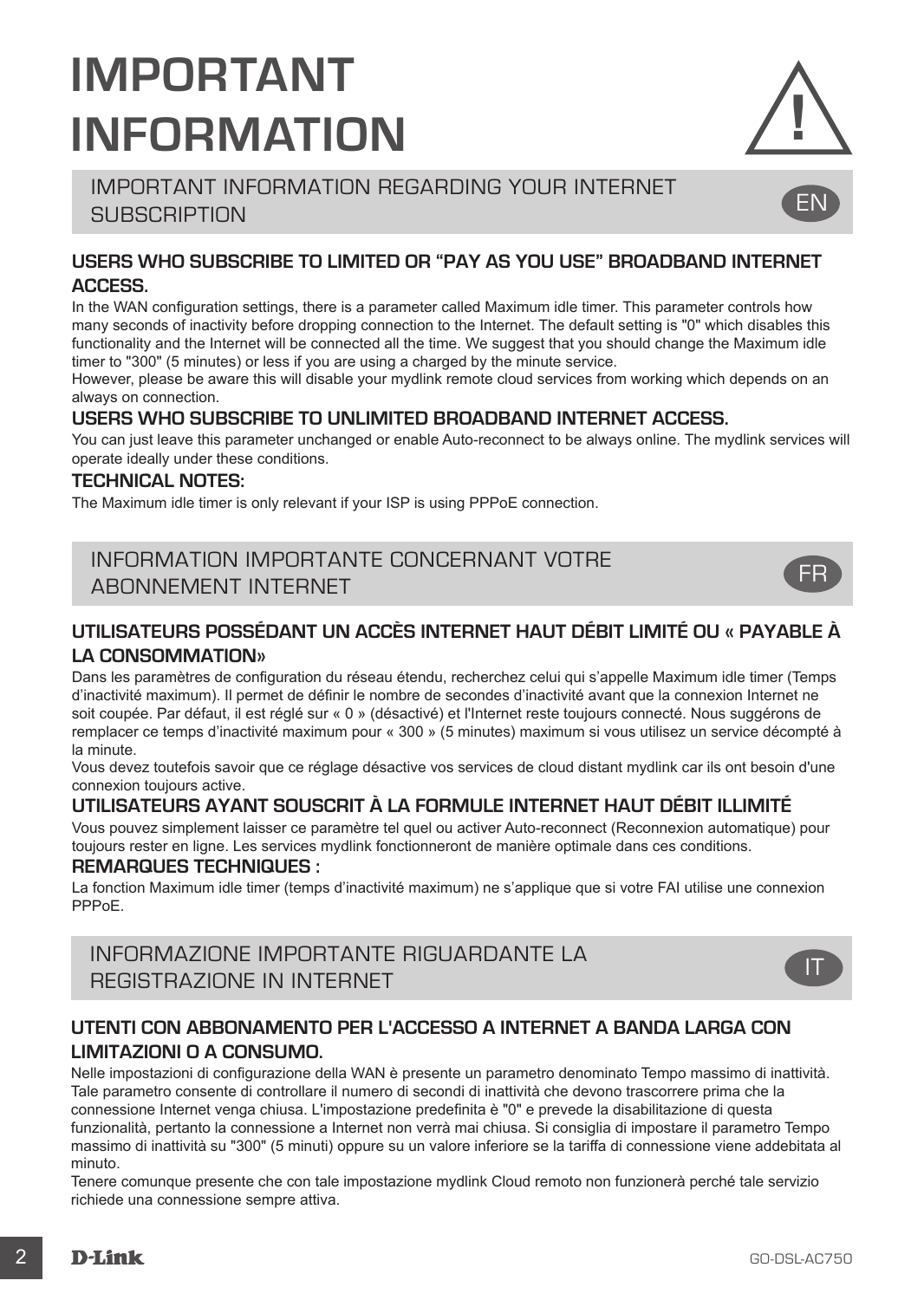# IMPORTANT INFORMATION

## IMPORTANT INFORMATION REGARDING YOUR INTERNET SUBSCRIPTION

EN

### USERS WHO SUBSCRIBE TO LIMITED OR “PAY AS YOU USE” BROADBAND INTERNET ACCESS.

In the WAN configuration settings, there is a parameter called Maximum idle timer. This parameter controls how many seconds of inactivity before dropping connection to the Internet. The default setting is "0" which disables this functionality and the Internet will be connected all the time. We suggest that you should change the Maximum idle timer to "300" (5 minutes) or less if you are using a charged by the minute service.
However, please be aware this will disable your mydlink remote cloud services from working which depends on an always on connection.

### USERS WHO SUBSCRIBE TO UNLIMITED BROADBAND INTERNET ACCESS.

You can just leave this parameter unchanged or enable Auto-reconnect to be always online. The mydlink services will operate ideally under these conditions.

### TECHNICAL NOTES:

The Maximum idle timer is only relevant if your ISP is using PPPoE connection.

## INFORMATION IMPORTANTE CONCERNANT VOTRE ABONNEMENT INTERNET

FR

### UTILISATEURS POSSÉDANT UN ACCÈS INTERNET HAUT DÉBIT LIMITÉ OU « PAYABLE À LA CONSOMMATION»

Dans les paramètres de configuration du réseau étendu, recherchez celui qui s’appelle Maximum idle timer (Temps d’inactivité maximum). Il permet de définir le nombre de secondes d’inactivité avant que la connexion Internet ne soit coupée. Par défaut, il est réglé sur « 0 » (désactivé) et l'Internet reste toujours connecté. Nous suggérons de remplacer ce temps d’inactivité maximum pour « 300 » (5 minutes) maximum si vous utilisez un service décompté à la minute.
Vous devez toutefois savoir que ce réglage désactive vos services de cloud distant mydlink car ils ont besoin d'une connexion toujours active.

### UTILISATEURS AYANT SOUSCRIT À LA FORMULE INTERNET HAUT DÉBIT ILLIMITÉ

Vous pouvez simplement laisser ce paramètre tel quel ou activer Auto-reconnect (Reconnexion automatique) pour toujours rester en ligne. Les services mydlink fonctionneront de manière optimale dans ces conditions.

### REMARQUES TECHNIQUES :

La fonction Maximum idle timer (temps d’inactivité maximum) ne s’applique que si votre FAI utilise une connexion PPPoE.

## INFORMAZIONE IMPORTANTE RIGUARDANTE LA REGISTRAZIONE IN INTERNET

IT

### UTENTI CON ABBONAMENTO PER L'ACCESSO A INTERNET A BANDA LARGA CON LIMITAZIONI O A CONSUMO.

Nelle impostazioni di configurazione della WAN è presente un parametro denominato Tempo massimo di inattività. Tale parametro consente di controllare il numero di secondi di inattività che devono trascorrere prima che la connessione Internet venga chiusa. L'impostazione predefinita è "0" e prevede la disabilitazione di questa funzionalità, pertanto la connessione a Internet non verrà mai chiusa. Si consiglia di impostare il parametro Tempo massimo di inattività su "300" (5 minuti) oppure su un valore inferiore se la tariffa di connessione viene addebitata al minuto.
Tenere comunque presente che con tale impostazione mydlink Cloud remoto non funzionerà perché tale servizio richiede una connessione sempre attiva.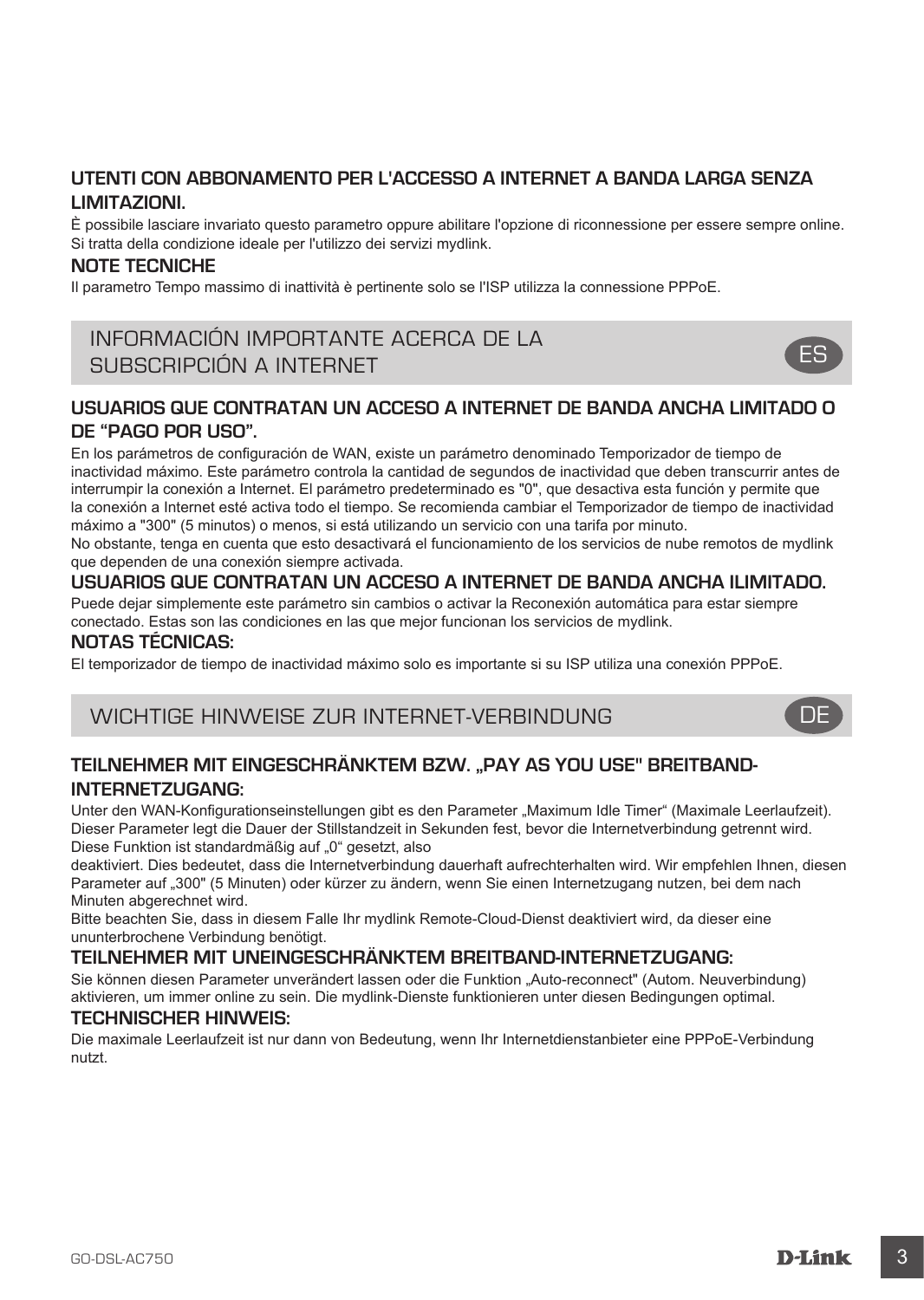### UTENTI CON ABBONAMENTO PER L'ACCESSO A INTERNET A BANDA LARGA SENZA LIMITAZIONI.

È possibile lasciare invariato questo parametro oppure abilitare l'opzione di riconnessione per essere sempre online. Si tratta della condizione ideale per l'utilizzo dei servizi mydlink.

### NOTE TECNICHE

Il parametro Tempo massimo di inattività è pertinente solo se l'ISP utilizza la connessione PPPoE.

## INFORMACIÓN IMPORTANTE ACERCA DE LA SUBSCRIPCIÓN A INTERNET

ES

### USUARIOS QUE CONTRATAN UN ACCESO A INTERNET DE BANDA ANCHA LIMITADO O DE "PAGO POR USO".

En los parámetros de configuración de WAN, existe un parámetro denominado Temporizador de tiempo de inactividad máximo. Este parámetro controla la cantidad de segundos de inactividad que deben transcurrir antes de interrumpir la conexión a Internet. El parámetro predeterminado es "0", que desactiva esta función y permite que la conexión a Internet esté activa todo el tiempo. Se recomienda cambiar el Temporizador de tiempo de inactividad máximo a "300" (5 minutos) o menos, si está utilizando un servicio con una tarifa por minuto.
No obstante, tenga en cuenta que esto desactivará el funcionamiento de los servicios de nube remotos de mydlink que dependen de una conexión siempre activada.

### USUARIOS QUE CONTRATAN UN ACCESO A INTERNET DE BANDA ANCHA ILIMITADO.

Puede dejar simplemente este parámetro sin cambios o activar la Reconexión automática para estar siempre conectado. Estas son las condiciones en las que mejor funcionan los servicios de mydlink.

### NOTAS TÉCNICAS:

El temporizador de tiempo de inactividad máximo solo es importante si su ISP utiliza una conexión PPPoE.

## WICHTIGE HINWEISE ZUR INTERNET-VERBINDUNG

DE

### TEILNEHMER MIT EINGESCHRÄNKTEM BZW. „PAY AS YOU USE" BREITBAND-INTERNETZUGANG:

Unter den WAN-Konfigurationseinstellungen gibt es den Parameter „Maximum Idle Timer" (Maximale Leerlaufzeit). Dieser Parameter legt die Dauer der Stillstandzeit in Sekunden fest, bevor die Internetverbindung getrennt wird. Diese Funktion ist standardmäßig auf „0" gesetzt, also
deaktiviert. Dies bedeutet, dass die Internetverbindung dauerhaft aufrechterhalten wird. Wir empfehlen Ihnen, diesen Parameter auf „300" (5 Minuten) oder kürzer zu ändern, wenn Sie einen Internetzugang nutzen, bei dem nach Minuten abgerechnet wird.
Bitte beachten Sie, dass in diesem Falle Ihr mydlink Remote-Cloud-Dienst deaktiviert wird, da dieser eine ununterbrochene Verbindung benötigt.

### TEILNEHMER MIT UNEINGESCHRÄNKTEM BREITBAND-INTERNETZUGANG:

Sie können diesen Parameter unverändert lassen oder die Funktion „Auto-reconnect" (Autom. Neuverbindung) aktivieren, um immer online zu sein. Die mydlink-Dienste funktionieren unter diesen Bedingungen optimal.

### TECHNISCHER HINWEIS:

Die maximale Leerlaufzeit ist nur dann von Bedeutung, wenn Ihr Internetdienstanbieter eine PPPoE-Verbindung nutzt.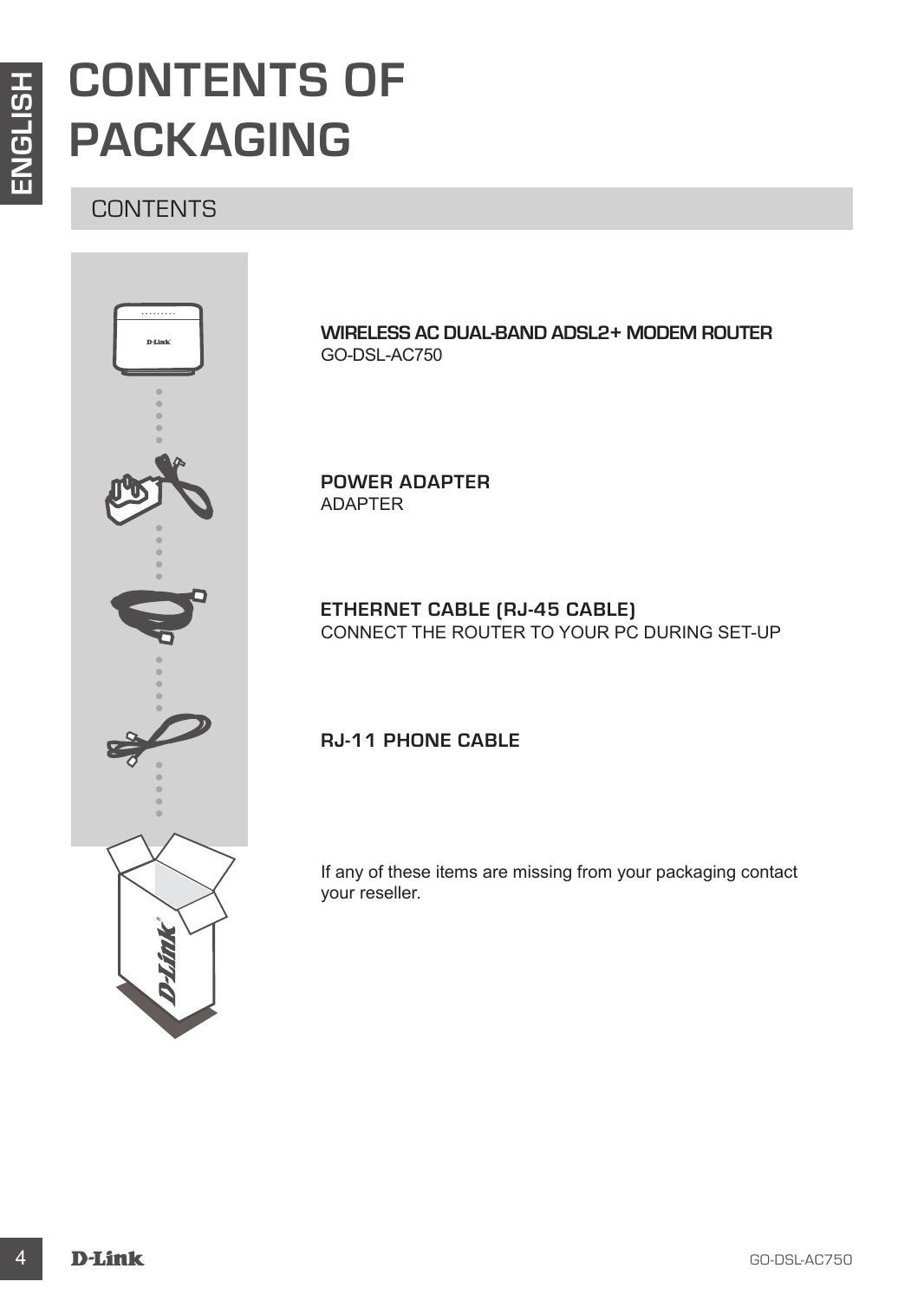# CONTENTS OF PACKAGING

## CONTENTS

**WIRELESS AC DUAL-BAND ADSL2+ MODEM ROUTER**
GO-DSL-AC750

**POWER ADAPTER**
ADAPTER

**ETHERNET CABLE (RJ-45 CABLE)**
CONNECT THE ROUTER TO YOUR PC DURING SET-UP

**RJ-11 PHONE CABLE**

If any of these items are missing from your packaging contact your reseller.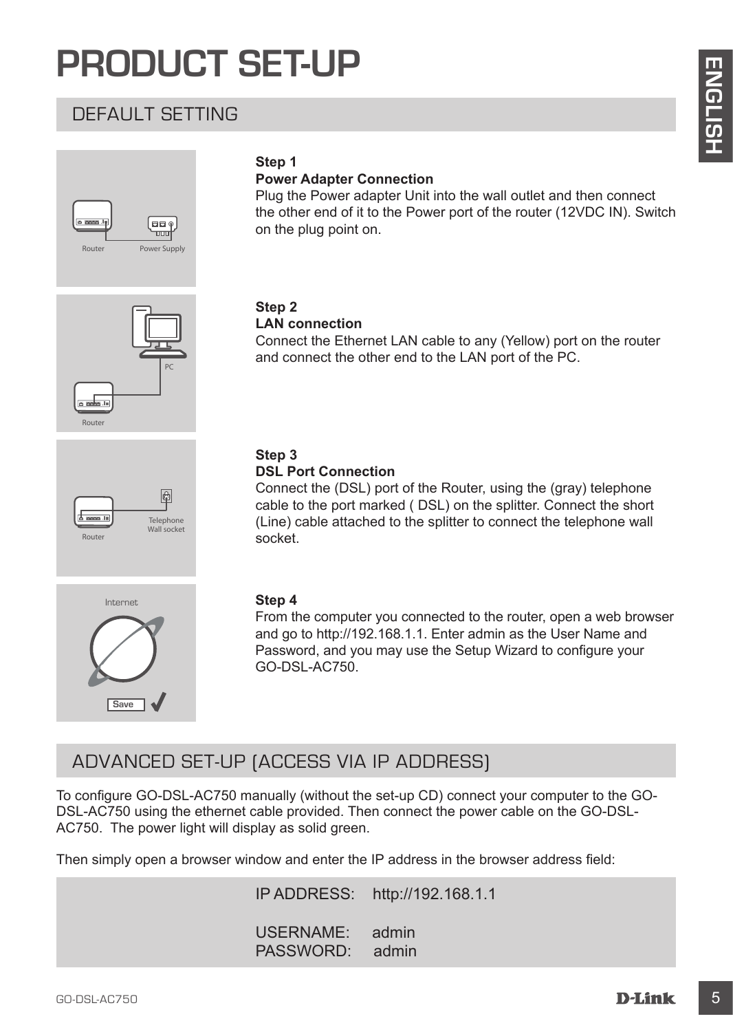# PRODUCT SET-UP

## DEFAULT SETTING

**Step 1**
**Power Adapter Connection**
Plug the Power adapter Unit into the wall outlet and then connect the other end of it to the Power port of the router (12VDC IN). Switch on the plug point on.

**Step 2**
**LAN connection**
Connect the Ethernet LAN cable to any (Yellow) port on the router and connect the other end to the LAN port of the PC.

**Step 3**
**DSL Port Connection**
Connect the (DSL) port of the Router, using the (gray) telephone cable to the port marked ( DSL) on the splitter. Connect the short (Line) cable attached to the splitter to connect the telephone wall socket.

**Step 4**
From the computer you connected to the router, open a web browser and go to http://192.168.1.1. Enter admin as the User Name and Password, and you may use the Setup Wizard to configure your GO-DSL-AC750.

## ADVANCED SET-UP (ACCESS VIA IP ADDRESS)

To configure GO-DSL-AC750 manually (without the set-up CD) connect your computer to the GO-DSL-AC750 using the ethernet cable provided. Then connect the power cable on the GO-DSL-AC750. The power light will display as solid green.

Then simply open a browser window and enter the IP address in the browser address field:

IP ADDRESS: http://192.168.1.1

USERNAME: admin
PASSWORD: admin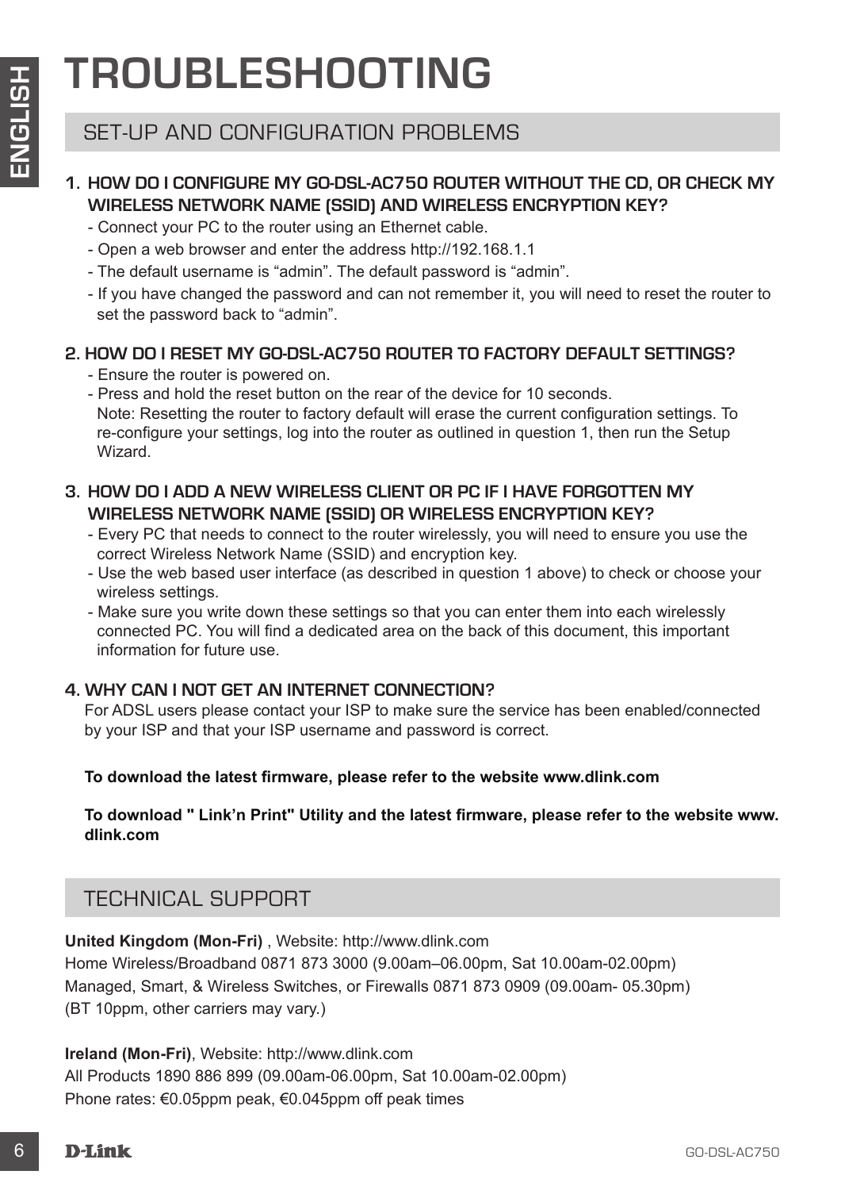# TROUBLESHOOTING

## SET-UP AND CONFIGURATION PROBLEMS

**1. HOW DO I CONFIGURE MY GO-DSL-AC750 ROUTER WITHOUT THE CD, OR CHECK MY WIRELESS NETWORK NAME (SSID) AND WIRELESS ENCRYPTION KEY?**

- Connect your PC to the router using an Ethernet cable.
- Open a web browser and enter the address http://192.168.1.1
- The default username is “admin”. The default password is “admin”.
- If you have changed the password and can not remember it, you will need to reset the router to set the password back to “admin”.

**2. HOW DO I RESET MY GO-DSL-AC750 ROUTER TO FACTORY DEFAULT SETTINGS?**

- Ensure the router is powered on.
- Press and hold the reset button on the rear of the device for 10 seconds.
  Note: Resetting the router to factory default will erase the current configuration settings. To re-configure your settings, log into the router as outlined in question 1, then run the Setup Wizard.

**3. HOW DO I ADD A NEW WIRELESS CLIENT OR PC IF I HAVE FORGOTTEN MY WIRELESS NETWORK NAME (SSID) OR WIRELESS ENCRYPTION KEY?**

- Every PC that needs to connect to the router wirelessly, you will need to ensure you use the correct Wireless Network Name (SSID) and encryption key.
- Use the web based user interface (as described in question 1 above) to check or choose your wireless settings.
- Make sure you write down these settings so that you can enter them into each wirelessly connected PC. You will find a dedicated area on the back of this document, this important information for future use.

**4. WHY CAN I NOT GET AN INTERNET CONNECTION?**

For ADSL users please contact your ISP to make sure the service has been enabled/connected by your ISP and that your ISP username and password is correct.

**To download the latest firmware, please refer to the website www.dlink.com**

**To download " Link’n Print" Utility and the latest firmware, please refer to the website www.dlink.com**

## TECHNICAL SUPPORT

**United Kingdom (Mon-Fri)** , Website: http://www.dlink.com
Home Wireless/Broadband 0871 873 3000 (9.00am–06.00pm, Sat 10.00am-02.00pm)
Managed, Smart, & Wireless Switches, or Firewalls 0871 873 0909 (09.00am- 05.30pm)
(BT 10ppm, other carriers may vary.)

**Ireland (Mon-Fri)**, Website: http://www.dlink.com
All Products 1890 886 899 (09.00am-06.00pm, Sat 10.00am-02.00pm)
Phone rates: €0.05ppm peak, €0.045ppm off peak times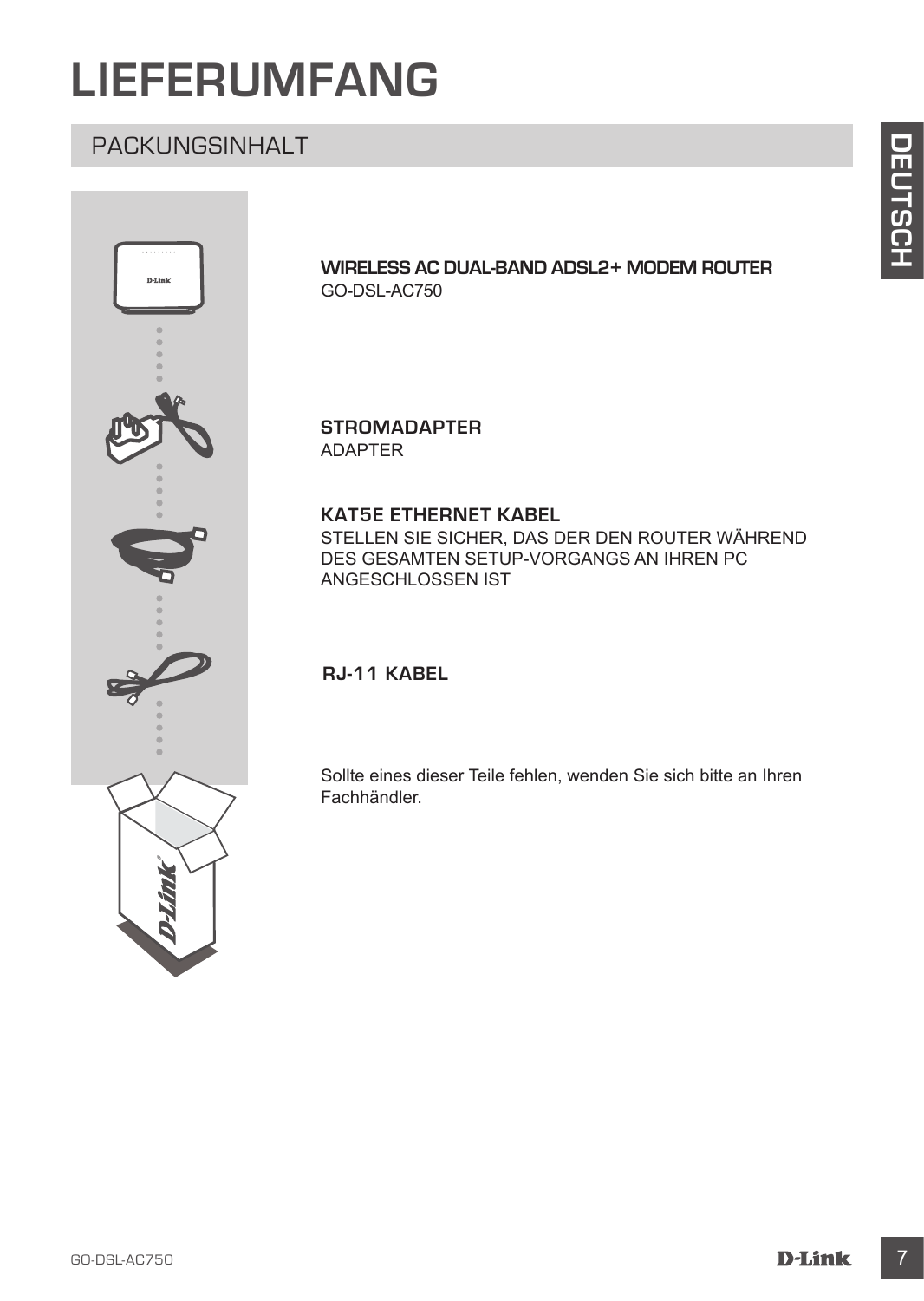# LIEFERUMFANG

## PACKUNGSINHALT

**WIRELESS AC DUAL-BAND ADSL2+ MODEM ROUTER**
GO-DSL-AC750

**STROMADAPTER**
ADAPTER

**KAT5E ETHERNET KABEL**
STELLEN SIE SICHER, DAS DER DEN ROUTER WÄHREND DES GESAMTEN SETUP-VORGANGS AN IHREN PC ANGESCHLOSSEN IST

**RJ-11 KABEL**

Sollte eines dieser Teile fehlen, wenden Sie sich bitte an Ihren Fachhändler.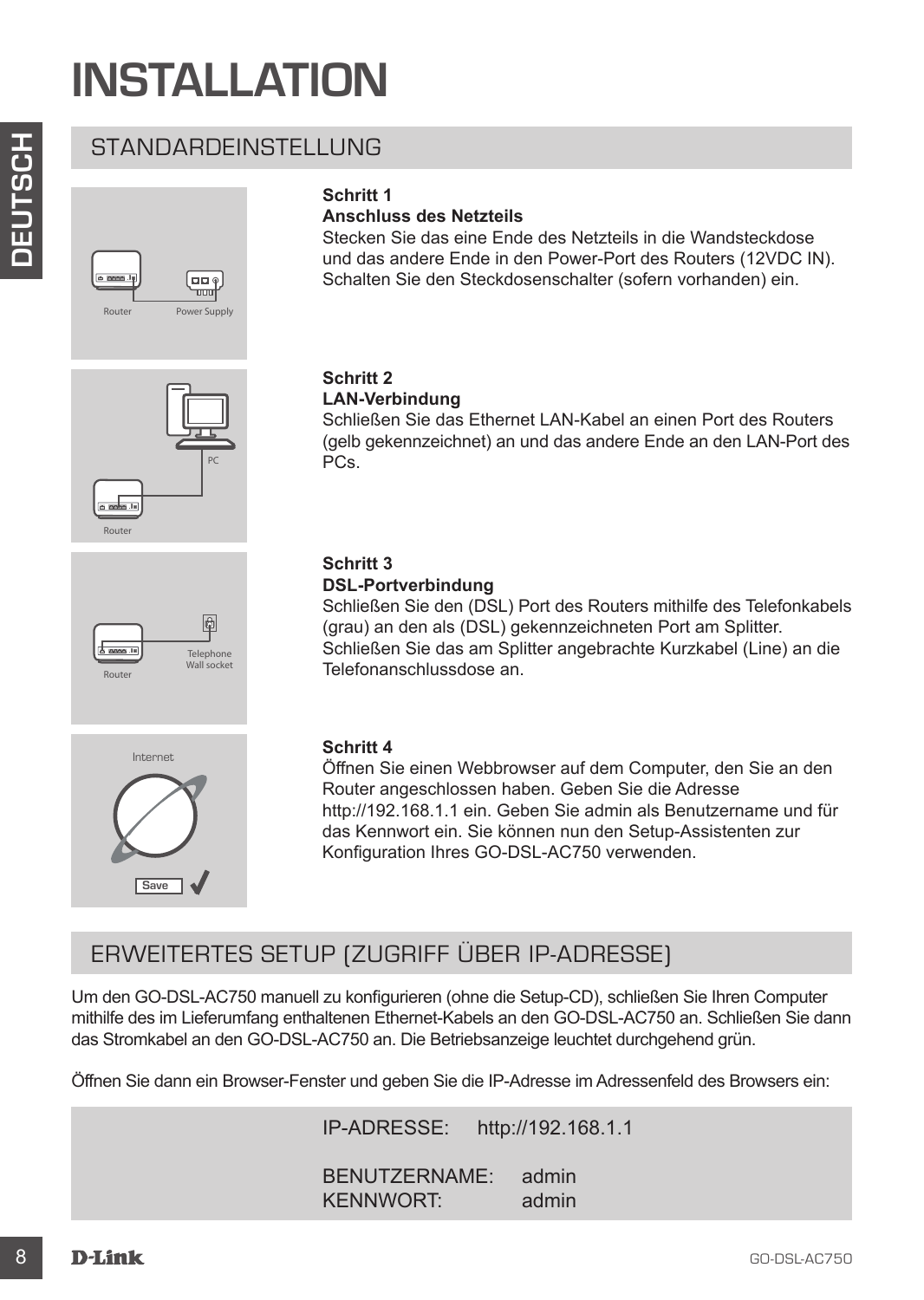# INSTALLATION

## STANDARDEINSTELLUNG

Router Power Supply

**Schritt 1**
**Anschluss des Netzteils**
Stecken Sie das eine Ende des Netzteils in die Wandsteckdose und das andere Ende in den Power-Port des Routers (12VDC IN). Schalten Sie den Steckdosenschalter (sofern vorhanden) ein.

PC Router

**Schritt 2**
**LAN-Verbindung**
Schließen Sie das Ethernet LAN-Kabel an einen Port des Routers (gelb gekennzeichnet) an und das andere Ende an den LAN-Port des PCs.

Router Telephone Wall socket

**Schritt 3**
**DSL-Portverbindung**
Schließen Sie den (DSL) Port des Routers mithilfe des Telefonkabels (grau) an den als (DSL) gekennzeichneten Port am Splitter. Schließen Sie das am Splitter angebrachte Kurzkabel (Line) an die Telefonanschlussdose an.

Internet Save

**Schritt 4**
Öffnen Sie einen Webbrowser auf dem Computer, den Sie an den Router angeschlossen haben. Geben Sie die Adresse http://192.168.1.1 ein. Geben Sie admin als Benutzername und für das Kennwort ein. Sie können nun den Setup-Assistenten zur Konfiguration Ihres GO-DSL-AC750 verwenden.

## ERWEITERTES SETUP (ZUGRIFF ÜBER IP-ADRESSE)

Um den GO-DSL-AC750 manuell zu konfigurieren (ohne die Setup-CD), schließen Sie Ihren Computer mithilfe des im Lieferumfang enthaltenen Ethernet-Kabels an den GO-DSL-AC750 an. Schließen Sie dann das Stromkabel an den GO-DSL-AC750 an. Die Betriebsanzeige leuchtet durchgehend grün.

Öffnen Sie dann ein Browser-Fenster und geben Sie die IP-Adresse im Adressenfeld des Browsers ein:

IP-ADRESSE: http://192.168.1.1

BENUTZERNAME: admin
KENNWORT: admin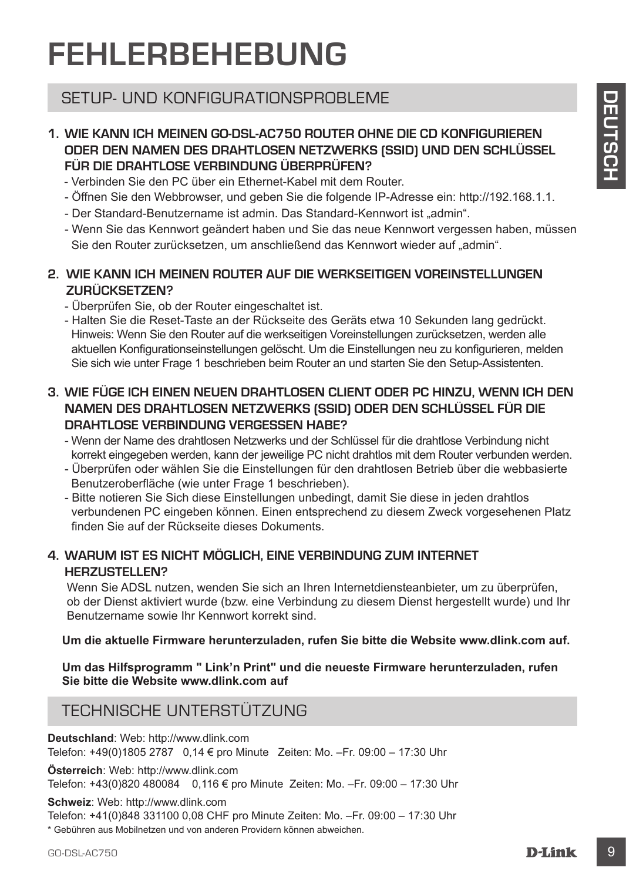# FEHLERBEHEBUNG

## SETUP- UND KONFIGURATIONSPROBLEME

**1. WIE KANN ICH MEINEN GO-DSL-AC750 ROUTER OHNE DIE CD KONFIGURIEREN ODER DEN NAMEN DES DRAHTLOSEN NETZWERKS (SSID) UND DEN SCHLÜSSEL FÜR DIE DRAHTLOSE VERBINDUNG ÜBERPRÜFEN?**

- Verbinden Sie den PC über ein Ethernet-Kabel mit dem Router.
- Öffnen Sie den Webbrowser, und geben Sie die folgende IP-Adresse ein: http://192.168.1.1.
- Der Standard-Benutzername ist admin. Das Standard-Kennwort ist „admin".
- Wenn Sie das Kennwort geändert haben und Sie das neue Kennwort vergessen haben, müssen Sie den Router zurücksetzen, um anschließend das Kennwort wieder auf „admin".

**2. WIE KANN ICH MEINEN ROUTER AUF DIE WERKSEITIGEN VOREINSTELLUNGEN ZURÜCKSETZEN?**

- Überprüfen Sie, ob der Router eingeschaltet ist.
- Halten Sie die Reset-Taste an der Rückseite des Geräts etwa 10 Sekunden lang gedrückt. Hinweis: Wenn Sie den Router auf die werkseitigen Voreinstellungen zurücksetzen, werden alle aktuellen Konfigurationseinstellungen gelöscht. Um die Einstellungen neu zu konfigurieren, melden Sie sich wie unter Frage 1 beschrieben beim Router an und starten Sie den Setup-Assistenten.

**3. WIE FÜGE ICH EINEN NEUEN DRAHTLOSEN CLIENT ODER PC HINZU, WENN ICH DEN NAMEN DES DRAHTLOSEN NETZWERKS (SSID) ODER DEN SCHLÜSSEL FÜR DIE DRAHTLOSE VERBINDUNG VERGESSEN HABE?**

- Wenn der Name des drahtlosen Netzwerks und der Schlüssel für die drahtlose Verbindung nicht korrekt eingegeben werden, kann der jeweilige PC nicht drahtlos mit dem Router verbunden werden.
- Überprüfen oder wählen Sie die Einstellungen für den drahtlosen Betrieb über die webbasierte Benutzeroberfläche (wie unter Frage 1 beschrieben).
- Bitte notieren Sie Sich diese Einstellungen unbedingt, damit Sie diese in jeden drahtlos verbundenen PC eingeben können. Einen entsprechend zu diesem Zweck vorgesehenen Platz finden Sie auf der Rückseite dieses Dokuments.

**4. WARUM IST ES NICHT MÖGLICH, EINE VERBINDUNG ZUM INTERNET HERZUSTELLEN?**

Wenn Sie ADSL nutzen, wenden Sie sich an Ihren Internetdiensteanbieter, um zu überprüfen, ob der Dienst aktiviert wurde (bzw. eine Verbindung zu diesem Dienst hergestellt wurde) und Ihr Benutzername sowie Ihr Kennwort korrekt sind.

**Um die aktuelle Firmware herunterzuladen, rufen Sie bitte die Website www.dlink.com auf.**

**Um das Hilfsprogramm " Link'n Print" und die neueste Firmware herunterzuladen, rufen Sie bitte die Website www.dlink.com auf**

## TECHNISCHE UNTERSTÜTZUNG

**Deutschland**: Web: http://www.dlink.com
Telefon: +49(0)1805 2787 0,14 € pro Minute Zeiten: Mo. –Fr. 09:00 – 17:30 Uhr

**Österreich**: Web: http://www.dlink.com
Telefon: +43(0)820 480084 0,116 € pro Minute Zeiten: Mo. –Fr. 09:00 – 17:30 Uhr

**Schweiz**: Web: http://www.dlink.com
Telefon: +41(0)848 331100 0,08 CHF pro Minute Zeiten: Mo. –Fr. 09:00 – 17:30 Uhr

\* Gebühren aus Mobilnetzen und von anderen Providern können abweichen.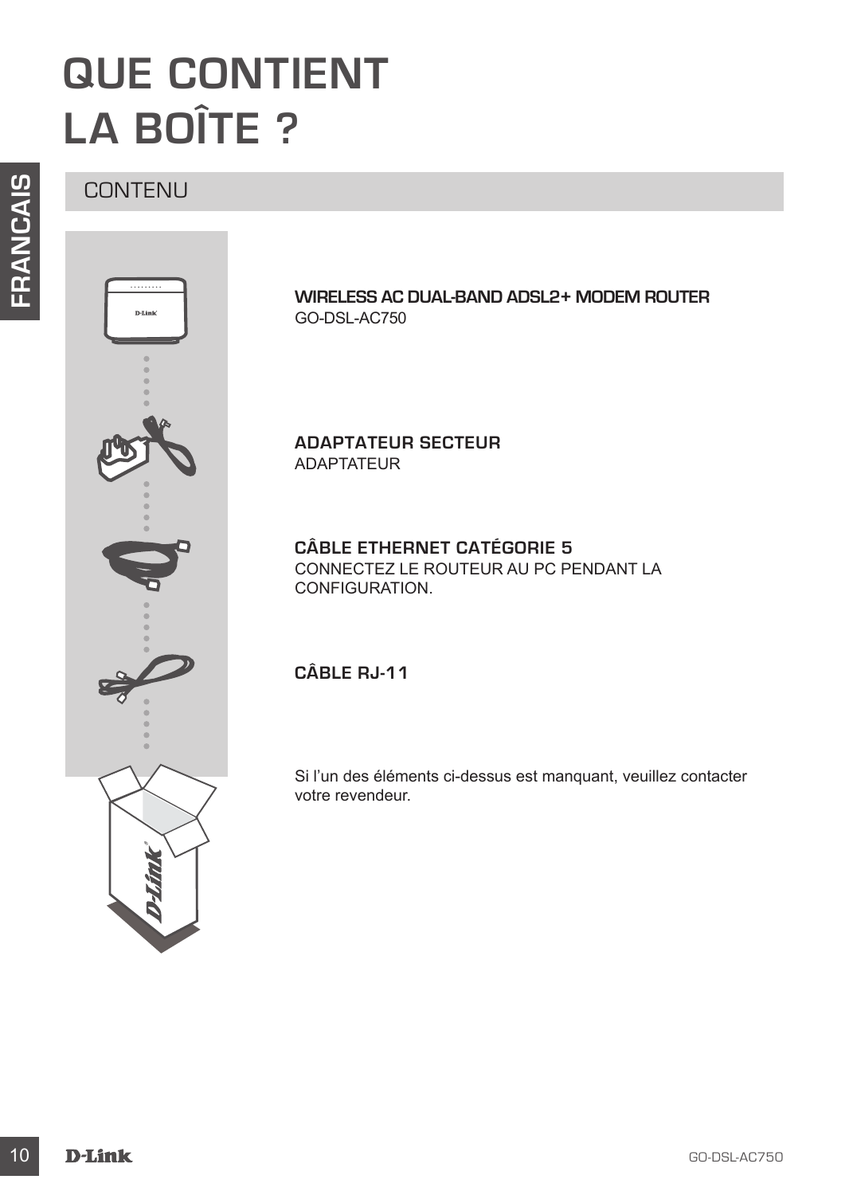# QUE CONTIENT LA BOÎTE ?

## CONTENU

**WIRELESS AC DUAL-BAND ADSL2+ MODEM ROUTER**
GO-DSL-AC750

**ADAPTATEUR SECTEUR**
ADAPTATEUR

**CÂBLE ETHERNET CATÉGORIE 5**
CONNECTEZ LE ROUTEUR AU PC PENDANT LA CONFIGURATION.

**CÂBLE RJ-11**

Si l'un des éléments ci-dessus est manquant, veuillez contacter votre revendeur.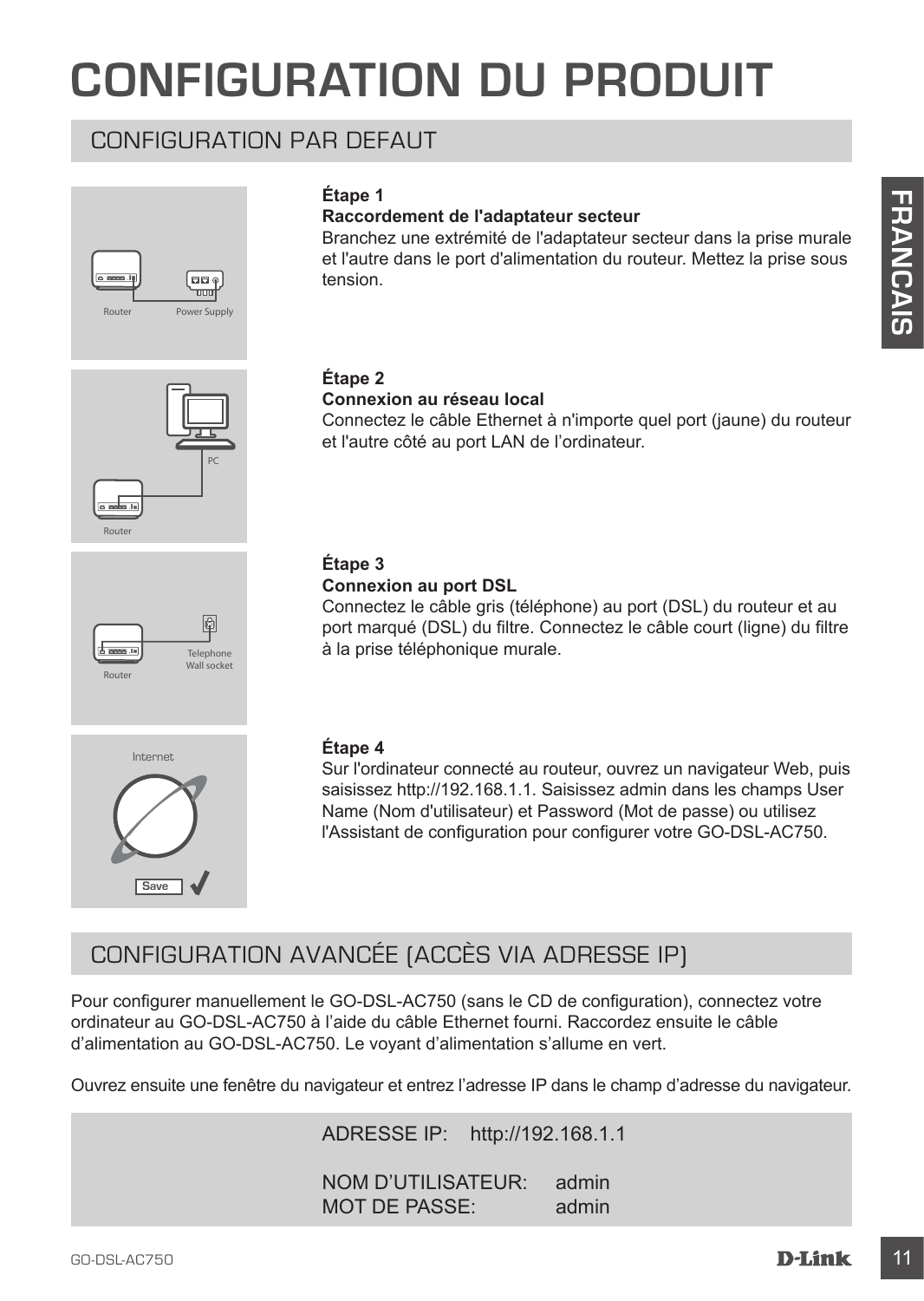# CONFIGURATION DU PRODUIT

## CONFIGURATION PAR DEFAUT

**Étape 1**
**Raccordement de l'adaptateur secteur**
Branchez une extrémité de l'adaptateur secteur dans la prise murale et l'autre dans le port d'alimentation du routeur. Mettez la prise sous tension.

**Étape 2**
**Connexion au réseau local**
Connectez le câble Ethernet à n'importe quel port (jaune) du routeur et l'autre côté au port LAN de l'ordinateur.

**Étape 3**
**Connexion au port DSL**
Connectez le câble gris (téléphone) au port (DSL) du routeur et au port marqué (DSL) du filtre. Connectez le câble court (ligne) du filtre à la prise téléphonique murale.

**Étape 4**
Sur l'ordinateur connecté au routeur, ouvrez un navigateur Web, puis saisissez http://192.168.1.1. Saisissez admin dans les champs User Name (Nom d'utilisateur) et Password (Mot de passe) ou utilisez l'Assistant de configuration pour configurer votre GO-DSL-AC750.

## CONFIGURATION AVANCÉE (ACCÈS VIA ADRESSE IP)

Pour configurer manuellement le GO-DSL-AC750 (sans le CD de configuration), connectez votre ordinateur au GO-DSL-AC750 à l'aide du câble Ethernet fourni. Raccordez ensuite le câble d'alimentation au GO-DSL-AC750. Le voyant d'alimentation s'allume en vert.

Ouvrez ensuite une fenêtre du navigateur et entrez l'adresse IP dans le champ d'adresse du navigateur.

ADRESSE IP: http://192.168.1.1

NOM D'UTILISATEUR: admin
MOT DE PASSE: admin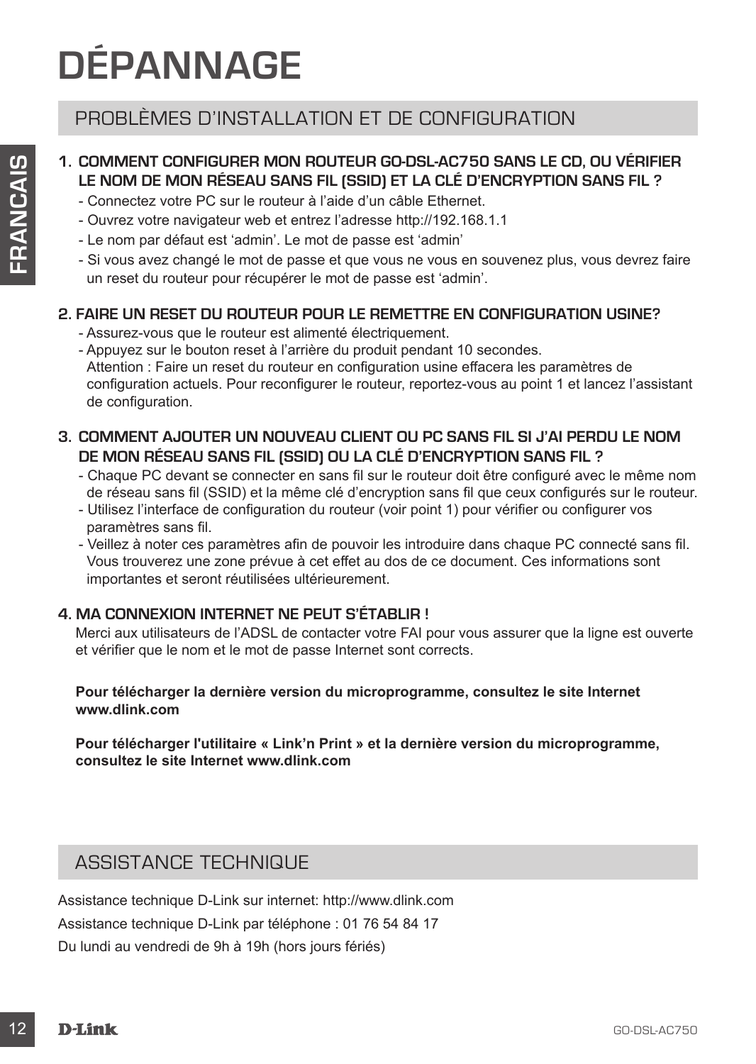# DÉPANNAGE

## PROBLÈMES D'INSTALLATION ET DE CONFIGURATION

**1. COMMENT CONFIGURER MON ROUTEUR GO-DSL-AC750 SANS LE CD, OU VÉRIFIER LE NOM DE MON RÉSEAU SANS FIL (SSID) ET LA CLÉ D'ENCRYPTION SANS FIL ?**

- Connectez votre PC sur le routeur à l'aide d'un câble Ethernet.
- Ouvrez votre navigateur web et entrez l'adresse http://192.168.1.1
- Le nom par défaut est 'admin'. Le mot de passe est 'admin'
- Si vous avez changé le mot de passe et que vous ne vous en souvenez plus, vous devrez faire un reset du routeur pour récupérer le mot de passe est 'admin'.

**2. FAIRE UN RESET DU ROUTEUR POUR LE REMETTRE EN CONFIGURATION USINE?**

- Assurez-vous que le routeur est alimenté électriquement.
- Appuyez sur le bouton reset à l'arrière du produit pendant 10 secondes.
  Attention : Faire un reset du routeur en configuration usine effacera les paramètres de configuration actuels. Pour reconfigurer le routeur, reportez-vous au point 1 et lancez l'assistant de configuration.

**3. COMMENT AJOUTER UN NOUVEAU CLIENT OU PC SANS FIL SI J'AI PERDU LE NOM DE MON RÉSEAU SANS FIL (SSID) OU LA CLÉ D'ENCRYPTION SANS FIL ?**

- Chaque PC devant se connecter en sans fil sur le routeur doit être configuré avec le même nom de réseau sans fil (SSID) et la même clé d'encryption sans fil que ceux configurés sur le routeur.
- Utilisez l'interface de configuration du routeur (voir point 1) pour vérifier ou configurer vos paramètres sans fil.
- Veillez à noter ces paramètres afin de pouvoir les introduire dans chaque PC connecté sans fil. Vous trouverez une zone prévue à cet effet au dos de ce document. Ces informations sont importantes et seront réutilisées ultérieurement.

**4. MA CONNEXION INTERNET NE PEUT S'ÉTABLIR !**

Merci aux utilisateurs de l'ADSL de contacter votre FAI pour vous assurer que la ligne est ouverte et vérifier que le nom et le mot de passe Internet sont corrects.

**Pour télécharger la dernière version du microprogramme, consultez le site Internet www.dlink.com**

**Pour télécharger l'utilitaire « Link'n Print » et la dernière version du microprogramme, consultez le site Internet www.dlink.com**

## ASSISTANCE TECHNIQUE

Assistance technique D-Link sur internet: http://www.dlink.com

Assistance technique D-Link par téléphone : 01 76 54 84 17

Du lundi au vendredi de 9h à 19h (hors jours fériés)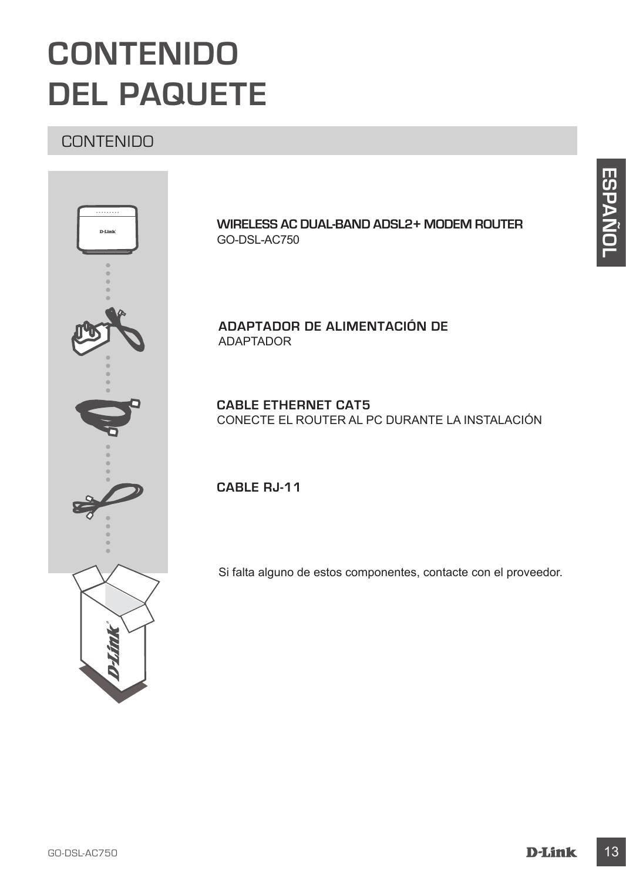# CONTENIDO DEL PAQUETE

## CONTENIDO

**WIRELESS AC DUAL-BAND ADSL2+ MODEM ROUTER**
GO-DSL-AC750

**ADAPTADOR DE ALIMENTACIÓN DE**
ADAPTADOR

**CABLE ETHERNET CAT5**
CONECTE EL ROUTER AL PC DURANTE LA INSTALACIÓN

**CABLE RJ-11**

Si falta alguno de estos componentes, contacte con el proveedor.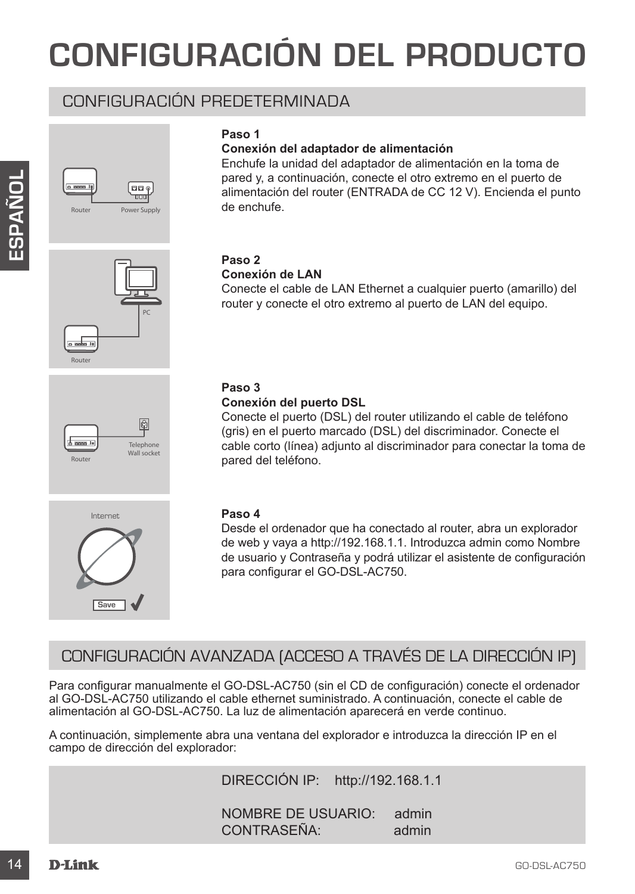# CONFIGURACIÓN DEL PRODUCTO

## CONFIGURACIÓN PREDETERMINADA

Router Power Supply

**Paso 1**
**Conexión del adaptador de alimentación**
Enchufe la unidad del adaptador de alimentación en la toma de pared y, a continuación, conecte el otro extremo en el puerto de alimentación del router (ENTRADA de CC 12 V). Encienda el punto de enchufe.

PC Router

**Paso 2**
**Conexión de LAN**
Conecte el cable de LAN Ethernet a cualquier puerto (amarillo) del router y conecte el otro extremo al puerto de LAN del equipo.

Router Telephone Wall socket

**Paso 3**
**Conexión del puerto DSL**
Conecte el puerto (DSL) del router utilizando el cable de teléfono (gris) en el puerto marcado (DSL) del discriminador. Conecte el cable corto (línea) adjunto al discriminador para conectar la toma de pared del teléfono.

Internet Save

**Paso 4**
Desde el ordenador que ha conectado al router, abra un explorador de web y vaya a http://192.168.1.1. Introduzca admin como Nombre de usuario y Contraseña y podrá utilizar el asistente de configuración para configurar el GO-DSL-AC750.

## CONFIGURACIÓN AVANZADA (ACCESO A TRAVÉS DE LA DIRECCIÓN IP)

Para configurar manualmente el GO-DSL-AC750 (sin el CD de configuración) conecte el ordenador al GO-DSL-AC750 utilizando el cable ethernet suministrado. A continuación, conecte el cable de alimentación al GO-DSL-AC750. La luz de alimentación aparecerá en verde continuo.

A continuación, simplemente abra una ventana del explorador e introduzca la dirección IP en el campo de dirección del explorador:

DIRECCIÓN IP: http://192.168.1.1

NOMBRE DE USUARIO: admin
CONTRASEÑA: admin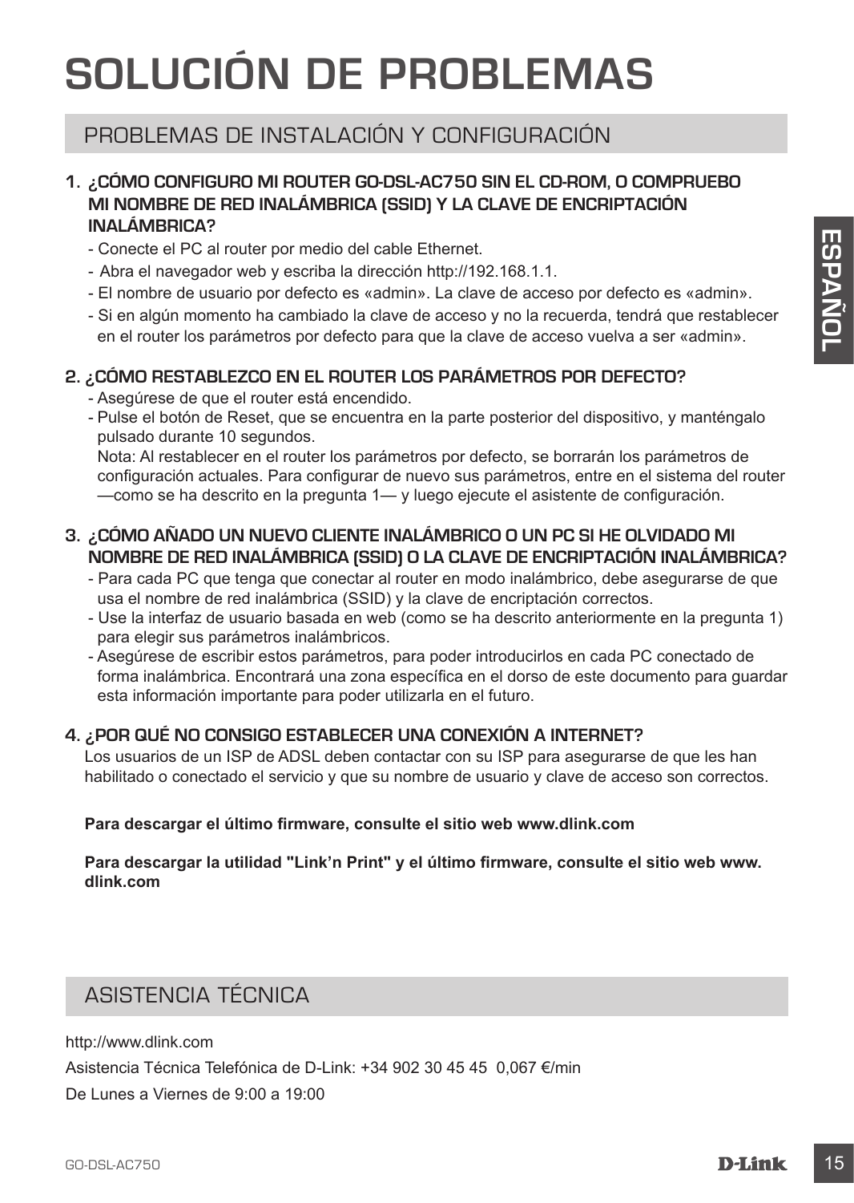# SOLUCIÓN DE PROBLEMAS

## PROBLEMAS DE INSTALACIÓN Y CONFIGURACIÓN

### 1. ¿CÓMO CONFIGURO MI ROUTER GO-DSL-AC750 SIN EL CD-ROM, O COMPRUEBO MI NOMBRE DE RED INALÁMBRICA (SSID) Y LA CLAVE DE ENCRIPTACIÓN INALÁMBRICA?

- Conecte el PC al router por medio del cable Ethernet.
- Abra el navegador web y escriba la dirección http://192.168.1.1.
- El nombre de usuario por defecto es «admin». La clave de acceso por defecto es «admin».
- Si en algún momento ha cambiado la clave de acceso y no la recuerda, tendrá que restablecer en el router los parámetros por defecto para que la clave de acceso vuelva a ser «admin».

### 2. ¿CÓMO RESTABLEZCO EN EL ROUTER LOS PARÁMETROS POR DEFECTO?

- Asegúrese de que el router está encendido.
- Pulse el botón de Reset, que se encuentra en la parte posterior del dispositivo, y manténgalo pulsado durante 10 segundos.

  Nota: Al restablecer en el router los parámetros por defecto, se borrarán los parámetros de configuración actuales. Para configurar de nuevo sus parámetros, entre en el sistema del router —como se ha descrito en la pregunta 1— y luego ejecute el asistente de configuración.

### 3. ¿CÓMO AÑADO UN NUEVO CLIENTE INALÁMBRICO O UN PC SI HE OLVIDADO MI NOMBRE DE RED INALÁMBRICA (SSID) O LA CLAVE DE ENCRIPTACIÓN INALÁMBRICA?

- Para cada PC que tenga que conectar al router en modo inalámbrico, debe asegurarse de que usa el nombre de red inalámbrica (SSID) y la clave de encriptación correctos.
- Use la interfaz de usuario basada en web (como se ha descrito anteriormente en la pregunta 1) para elegir sus parámetros inalámbricos.
- Asegúrese de escribir estos parámetros, para poder introducirlos en cada PC conectado de forma inalámbrica. Encontrará una zona específica en el dorso de este documento para guardar esta información importante para poder utilizarla en el futuro.

### 4. ¿POR QUÉ NO CONSIGO ESTABLECER UNA CONEXIÓN A INTERNET?

Los usuarios de un ISP de ADSL deben contactar con su ISP para asegurarse de que les han habilitado o conectado el servicio y que su nombre de usuario y clave de acceso son correctos.

**Para descargar el último firmware, consulte el sitio web www.dlink.com**

**Para descargar la utilidad "Link'n Print" y el último firmware, consulte el sitio web www.dlink.com**

## ASISTENCIA TÉCNICA

http://www.dlink.com

Asistencia Técnica Telefónica de D-Link: +34 902 30 45 45 0,067 €/min

De Lunes a Viernes de 9:00 a 19:00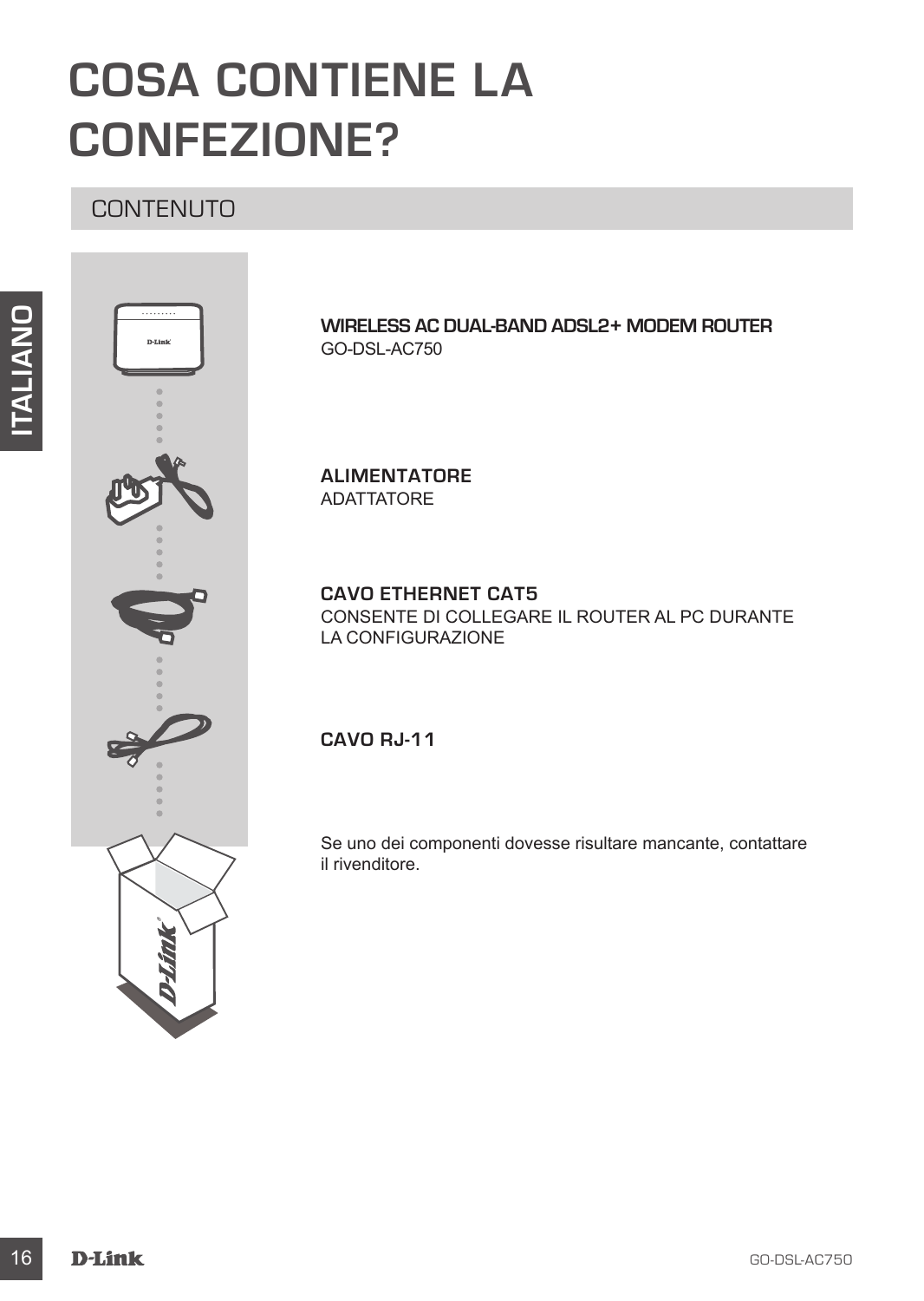# COSA CONTIENE LA CONFEZIONE?

## CONTENUTO

**WIRELESS AC DUAL-BAND ADSL2+ MODEM ROUTER**
GO-DSL-AC750

**ALIMENTATORE**
ADATTATORE

**CAVO ETHERNET CAT5**
CONSENTE DI COLLEGARE IL ROUTER AL PC DURANTE LA CONFIGURAZIONE

**CAVO RJ-11**

Se uno dei componenti dovesse risultare mancante, contattare il rivenditore.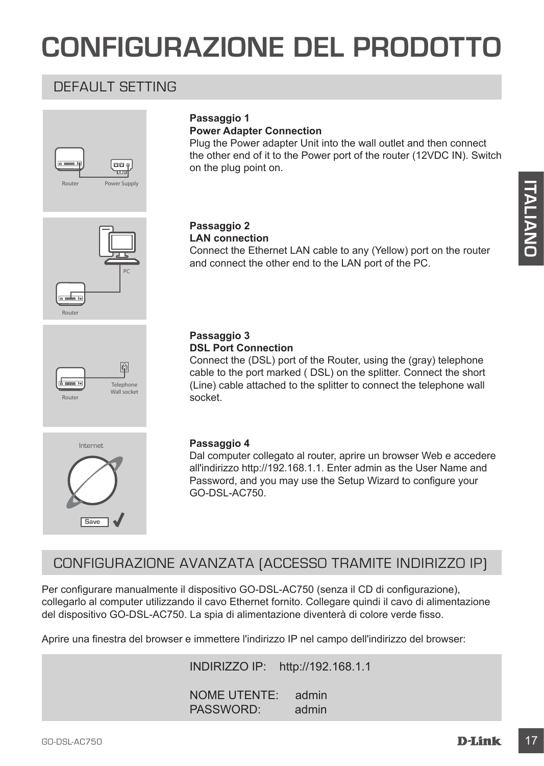# CONFIGURAZIONE DEL PRODOTTO

## DEFAULT SETTING

**Passaggio 1**
**Power Adapter Connection**
Plug the Power adapter Unit into the wall outlet and then connect the other end of it to the Power port of the router (12VDC IN). Switch on the plug point on.

**Passaggio 2**
**LAN connection**
Connect the Ethernet LAN cable to any (Yellow) port on the router and connect the other end to the LAN port of the PC.

**Passaggio 3**
**DSL Port Connection**
Connect the (DSL) port of the Router, using the (gray) telephone cable to the port marked ( DSL) on the splitter. Connect the short (Line) cable attached to the splitter to connect the telephone wall socket.

**Passaggio 4**
Dal computer collegato al router, aprire un browser Web e accedere all'indirizzo http://192.168.1.1. Enter admin as the User Name and Password, and you may use the Setup Wizard to configure your GO-DSL-AC750.

## CONFIGURAZIONE AVANZATA (ACCESSO TRAMITE INDIRIZZO IP)

Per configurare manualmente il dispositivo GO-DSL-AC750 (senza il CD di configurazione), collegarlo al computer utilizzando il cavo Ethernet fornito. Collegare quindi il cavo di alimentazione del dispositivo GO-DSL-AC750. La spia di alimentazione diventerà di colore verde fisso.

Aprire una finestra del browser e immettere l'indirizzo IP nel campo dell'indirizzo del browser:

INDIRIZZO IP: http://192.168.1.1

NOME UTENTE: admin
PASSWORD: admin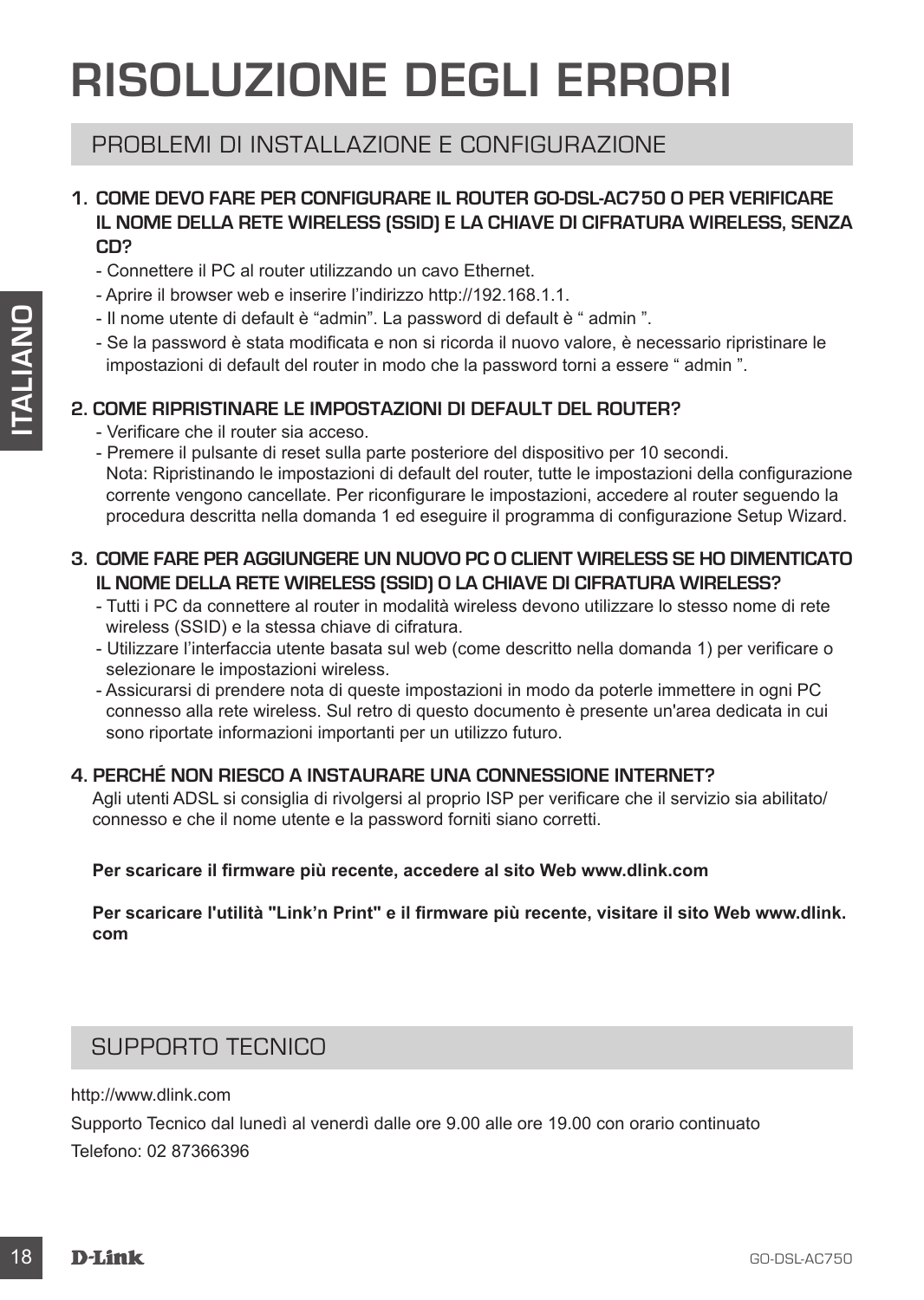# RISOLUZIONE DEGLI ERRORI

## PROBLEMI DI INSTALLAZIONE E CONFIGURAZIONE

**1. COME DEVO FARE PER CONFIGURARE IL ROUTER GO-DSL-AC750 O PER VERIFICARE IL NOME DELLA RETE WIRELESS (SSID) E LA CHIAVE DI CIFRATURA WIRELESS, SENZA CD?**

- Connettere il PC al router utilizzando un cavo Ethernet.
- Aprire il browser web e inserire l'indirizzo http://192.168.1.1.
- Il nome utente di default è "admin". La password di default è " admin ".
- Se la password è stata modificata e non si ricorda il nuovo valore, è necessario ripristinare le impostazioni di default del router in modo che la password torni a essere " admin ".

**2. COME RIPRISTINARE LE IMPOSTAZIONI DI DEFAULT DEL ROUTER?**

- Verificare che il router sia acceso.
- Premere il pulsante di reset sulla parte posteriore del dispositivo per 10 secondi.
  Nota: Ripristinando le impostazioni di default del router, tutte le impostazioni della configurazione corrente vengono cancellate. Per riconfigurare le impostazioni, accedere al router seguendo la procedura descritta nella domanda 1 ed eseguire il programma di configurazione Setup Wizard.

**3. COME FARE PER AGGIUNGERE UN NUOVO PC O CLIENT WIRELESS SE HO DIMENTICATO IL NOME DELLA RETE WIRELESS (SSID) O LA CHIAVE DI CIFRATURA WIRELESS?**

- Tutti i PC da connettere al router in modalità wireless devono utilizzare lo stesso nome di rete wireless (SSID) e la stessa chiave di cifratura.
- Utilizzare l'interfaccia utente basata sul web (come descritto nella domanda 1) per verificare o selezionare le impostazioni wireless.
- Assicurarsi di prendere nota di queste impostazioni in modo da poterle immettere in ogni PC connesso alla rete wireless. Sul retro di questo documento è presente un'area dedicata in cui sono riportate informazioni importanti per un utilizzo futuro.

**4. PERCHÉ NON RIESCO A INSTAURARE UNA CONNESSIONE INTERNET?**

Agli utenti ADSL si consiglia di rivolgersi al proprio ISP per verificare che il servizio sia abilitato/connesso e che il nome utente e la password forniti siano corretti.

**Per scaricare il firmware più recente, accedere al sito Web www.dlink.com**

**Per scaricare l'utilità "Link'n Print" e il firmware più recente, visitare il sito Web www.dlink.com**

## SUPPORTO TECNICO

http://www.dlink.com

Supporto Tecnico dal lunedì al venerdì dalle ore 9.00 alle ore 19.00 con orario continuato

Telefono: 02 87366396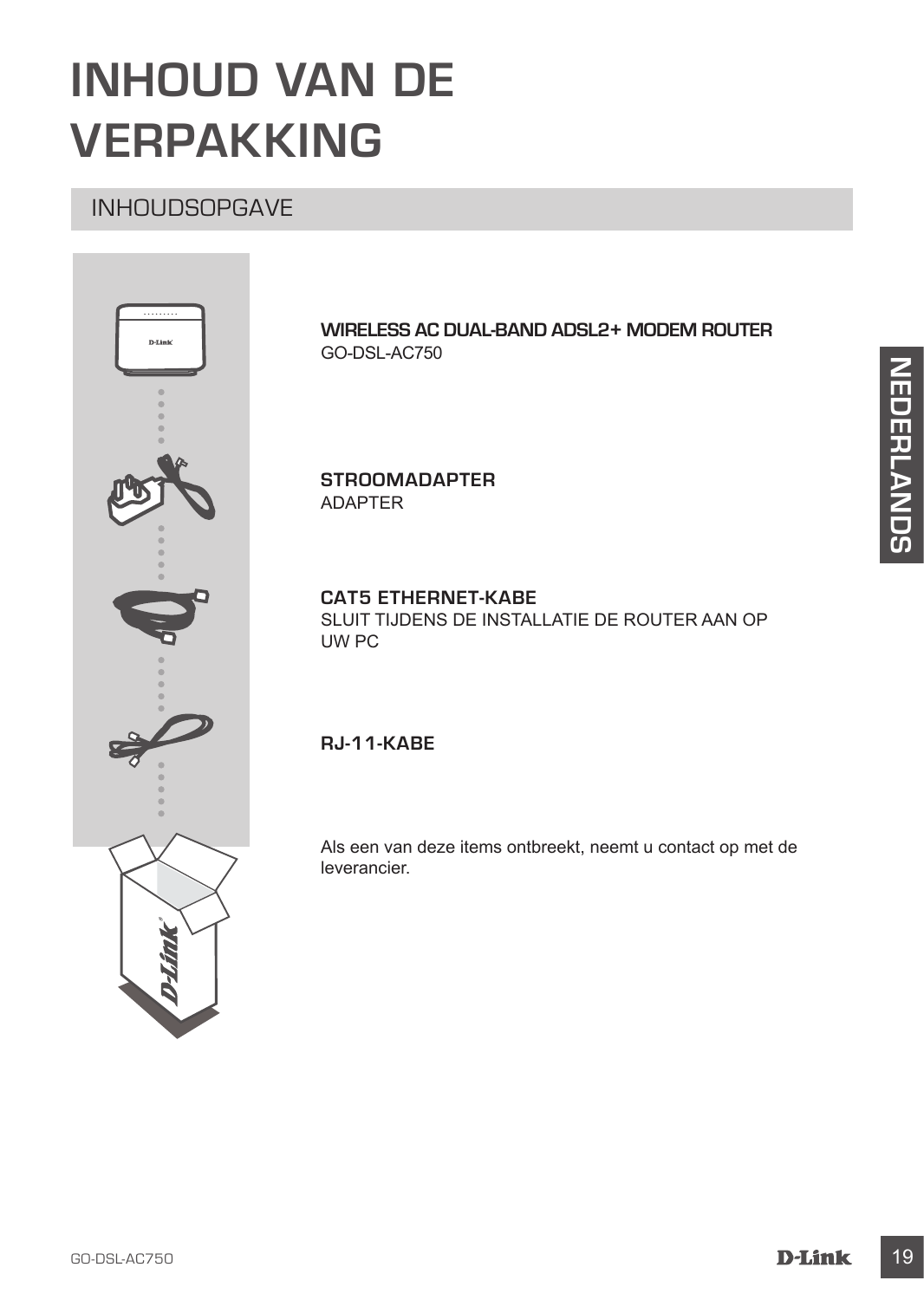# INHOUD VAN DE VERPAKKING

## INHOUDSOPGAVE

**WIRELESS AC DUAL-BAND ADSL2+ MODEM ROUTER**
GO-DSL-AC750

**STROOMADAPTER**
ADAPTER

**CAT5 ETHERNET-KABE**
SLUIT TIJDENS DE INSTALLATIE DE ROUTER AAN OP UW PC

**RJ-11-KABE**

Als een van deze items ontbreekt, neemt u contact op met de leverancier.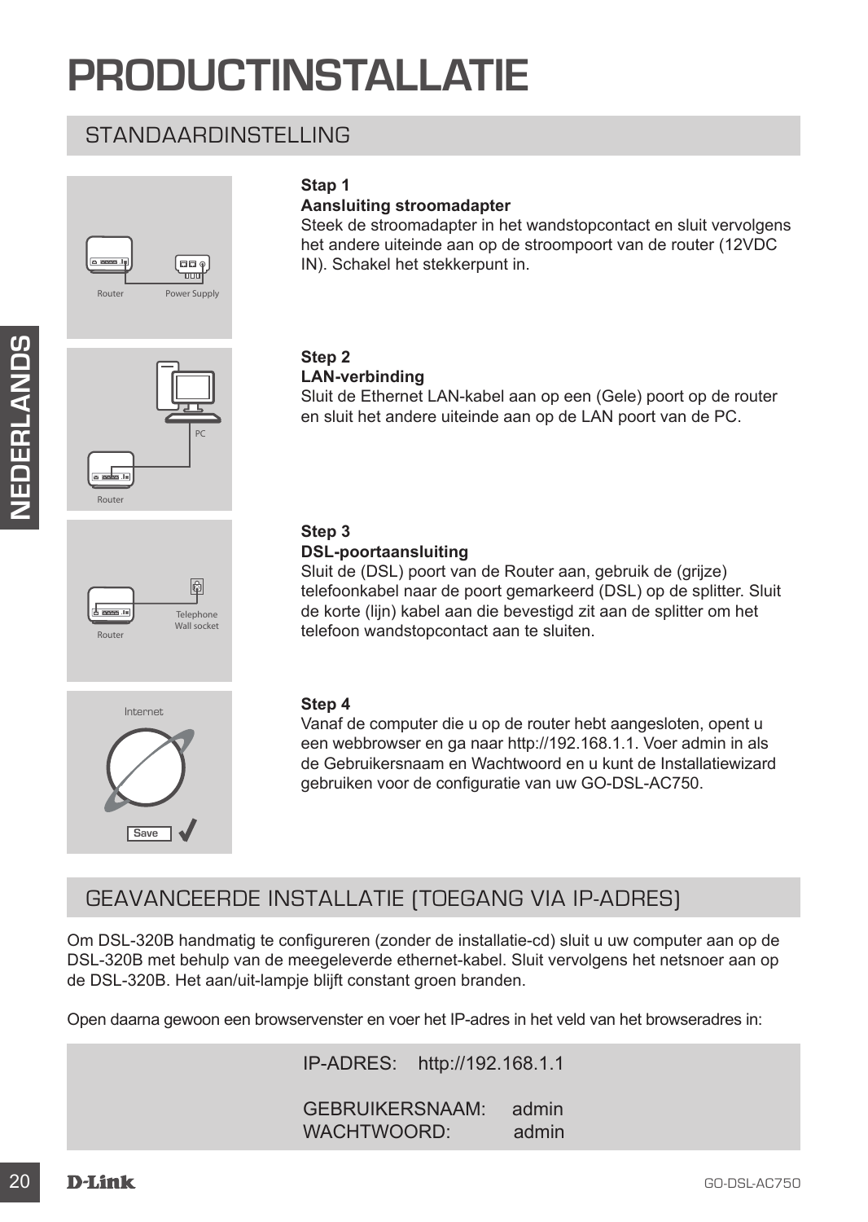# PRODUCTINSTALLATIE

## STANDAARDINSTELLING

**Stap 1**
**Aansluiting stroomadapter**
Steek de stroomadapter in het wandstopcontact en sluit vervolgens het andere uiteinde aan op de stroompoort van de router (12VDC IN). Schakel het stekkerpunt in.

**Step 2**
**LAN-verbinding**
Sluit de Ethernet LAN-kabel aan op een (Gele) poort op de router en sluit het andere uiteinde aan op de LAN poort van de PC.

**Step 3**
**DSL-poortaansluiting**
Sluit de (DSL) poort van de Router aan, gebruik de (grijze) telefoonkabel naar de poort gemarkeerd (DSL) op de splitter. Sluit de korte (lijn) kabel aan die bevestigd zit aan de splitter om het telefoon wandstopcontact aan te sluiten.

**Step 4**
Vanaf de computer die u op de router hebt aangesloten, opent u een webbrowser en ga naar http://192.168.1.1. Voer admin in als de Gebruikersnaam en Wachtwoord en u kunt de Installatiewizard gebruiken voor de configuratie van uw GO-DSL-AC750.

## GEAVANCEERDE INSTALLATIE (TOEGANG VIA IP-ADRES)

Om DSL-320B handmatig te configureren (zonder de installatie-cd) sluit u uw computer aan op de DSL-320B met behulp van de meegeleverde ethernet-kabel. Sluit vervolgens het netsnoer aan op de DSL-320B. Het aan/uit-lampje blijft constant groen branden.

Open daarna gewoon een browservenster en voer het IP-adres in het veld van het browseradres in:

IP-ADRES: http://192.168.1.1

GEBRUIKERSNAAM: admin
WACHTWOORD: admin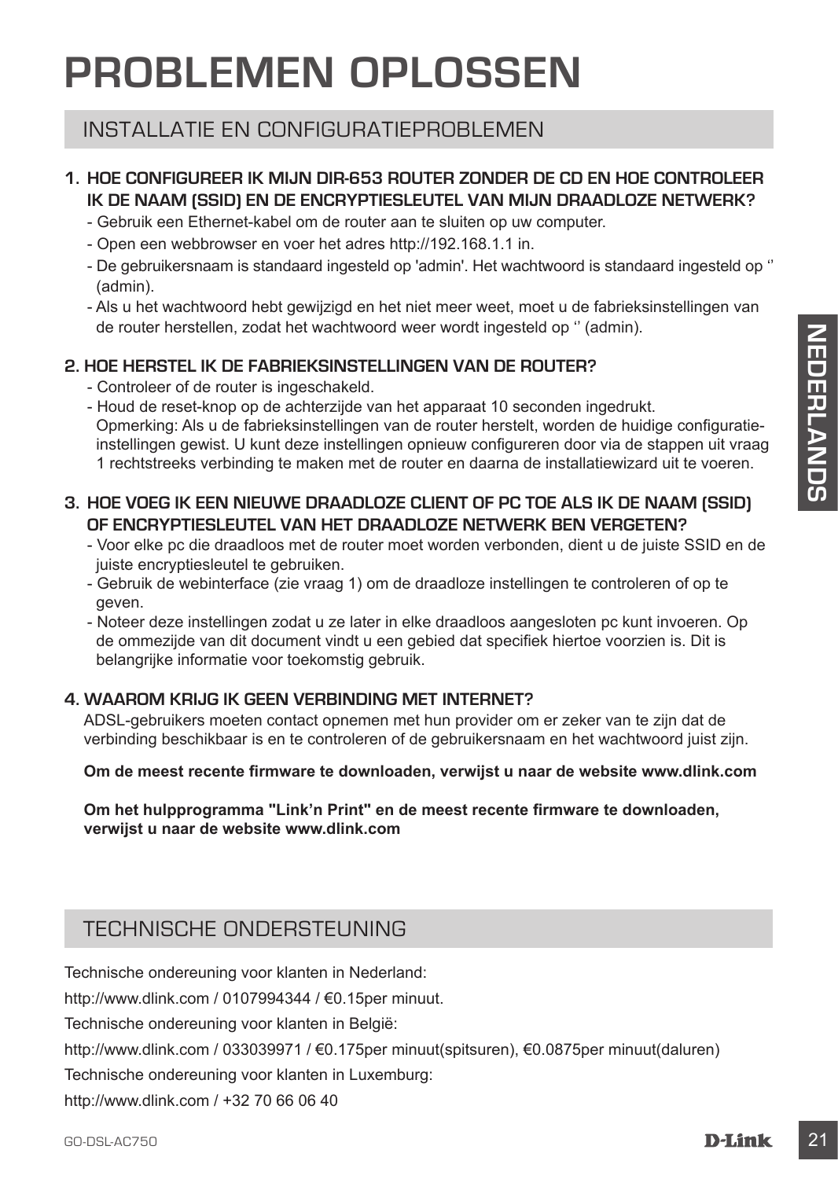# PROBLEMEN OPLOSSEN

## INSTALLATIE EN CONFIGURATIEPROBLEMEN

**1. HOE CONFIGUREER IK MIJN DIR-653 ROUTER ZONDER DE CD EN HOE CONTROLEER IK DE NAAM (SSID) EN DE ENCRYPTIESLEUTEL VAN MIJN DRAADLOZE NETWERK?**

- Gebruik een Ethernet-kabel om de router aan te sluiten op uw computer.
- Open een webbrowser en voer het adres http://192.168.1.1 in.
- De gebruikersnaam is standaard ingesteld op 'admin'. Het wachtwoord is standaard ingesteld op '' (admin).
- Als u het wachtwoord hebt gewijzigd en het niet meer weet, moet u de fabrieksinstellingen van de router herstellen, zodat het wachtwoord weer wordt ingesteld op '' (admin).

**2. HOE HERSTEL IK DE FABRIEKSINSTELLINGEN VAN DE ROUTER?**

- Controleer of de router is ingeschakeld.
- Houd de reset-knop op de achterzijde van het apparaat 10 seconden ingedrukt.
  Opmerking: Als u de fabrieksinstellingen van de router herstelt, worden de huidige configuratie-instellingen gewist. U kunt deze instellingen opnieuw configureren door via de stappen uit vraag 1 rechtstreeks verbinding te maken met de router en daarna de installatiewizard uit te voeren.

**3. HOE VOEG IK EEN NIEUWE DRAADLOZE CLIENT OF PC TOE ALS IK DE NAAM (SSID) OF ENCRYPTIESLEUTEL VAN HET DRAADLOZE NETWERK BEN VERGETEN?**

- Voor elke pc die draadloos met de router moet worden verbonden, dient u de juiste SSID en de juiste encryptiesleutel te gebruiken.
- Gebruik de webinterface (zie vraag 1) om de draadloze instellingen te controleren of op te geven.
- Noteer deze instellingen zodat u ze later in elke draadloos aangesloten pc kunt invoeren. Op de ommezijde van dit document vindt u een gebied dat specifiek hiertoe voorzien is. Dit is belangrijke informatie voor toekomstig gebruik.

**4. WAAROM KRIJG IK GEEN VERBINDING MET INTERNET?**

ADSL-gebruikers moeten contact opnemen met hun provider om er zeker van te zijn dat de verbinding beschikbaar is en te controleren of de gebruikersnaam en het wachtwoord juist zijn.

**Om de meest recente firmware te downloaden, verwijst u naar de website www.dlink.com**

**Om het hulpprogramma "Link'n Print" en de meest recente firmware te downloaden, verwijst u naar de website www.dlink.com**

## TECHNISCHE ONDERSTEUNING

Technische ondereuning voor klanten in Nederland:

http://www.dlink.com / 0107994344 / €0.15per minuut.

Technische ondereuning voor klanten in België:

http://www.dlink.com / 033039971 / €0.175per minuut(spitsuren), €0.0875per minuut(daluren)

Technische ondereuning voor klanten in Luxemburg:

http://www.dlink.com / +32 70 66 06 40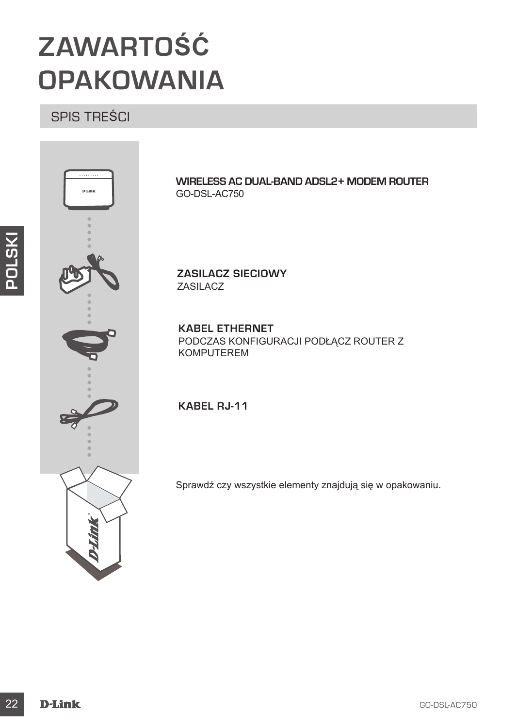# ZAWARTOŚĆ OPAKOWANIA

## SPIS TREŚCI

**WIRELESS AC DUAL-BAND ADSL2+ MODEM ROUTER**
GO-DSL-AC750

**ZASILACZ SIECIOWY**
ZASILACZ

**KABEL ETHERNET**
PODCZAS KONFIGURACJI PODŁĄCZ ROUTER Z KOMPUTEREM

**KABEL RJ-11**

Sprawdź czy wszystkie elementy znajdują się w opakowaniu.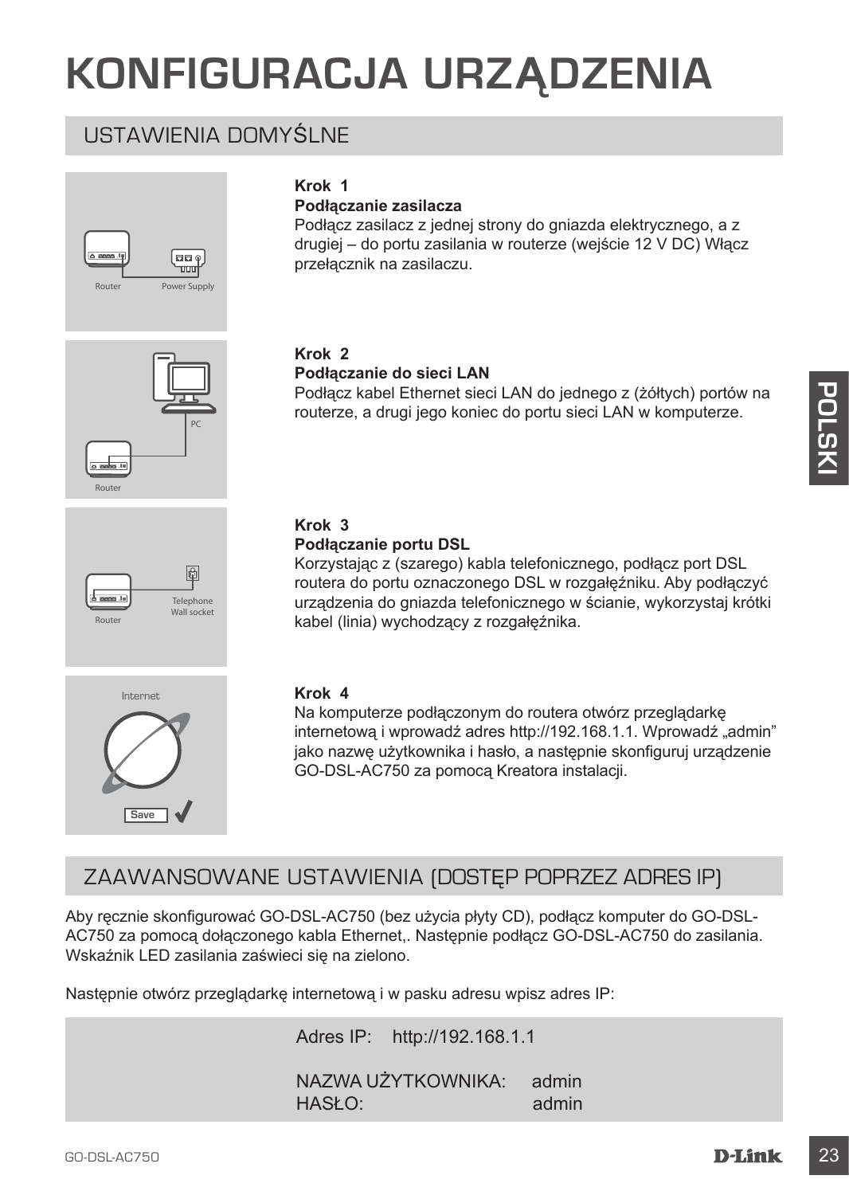# KONFIGURACJA URZĄDZENIA

## USTAWIENIA DOMYŚLNE

**Krok 1**
**Podłączanie zasilacza**
Podłącz zasilacz z jednej strony do gniazda elektrycznego, a z drugiej – do portu zasilania w routerze (wejście 12 V DC) Włącz przełącznik na zasilaczu.

**Krok 2**
**Podłączanie do sieci LAN**
Podłącz kabel Ethernet sieci LAN do jednego z (żółtych) portów na routerze, a drugi jego koniec do portu sieci LAN w komputerze.

**Krok 3**
**Podłączanie portu DSL**
Korzystając z (szarego) kabla telefonicznego, podłącz port DSL routera do portu oznaczonego DSL w rozgałęźniku. Aby podłączyć urządzenia do gniazda telefonicznego w ścianie, wykorzystaj krótki kabel (linia) wychodzący z rozgałęźnika.

**Krok 4**
Na komputerze podłączonym do routera otwórz przeglądarkę internetową i wprowadź adres http://192.168.1.1. Wprowadź „admin" jako nazwę użytkownika i hasło, a następnie skonfiguruj urządzenie GO-DSL-AC750 za pomocą Kreatora instalacji.

## ZAAWANSOWANE USTAWIENIA (DOSTĘP POPRZEZ ADRES IP)

Aby ręcznie skonfigurować GO-DSL-AC750 (bez użycia płyty CD), podłącz komputer do GO-DSL-AC750 za pomocą dołączonego kabla Ethernet,. Następnie podłącz GO-DSL-AC750 do zasilania. Wskaźnik LED zasilania zaświeci się na zielono.

Następnie otwórz przeglądarkę internetową i w pasku adresu wpisz adres IP:

Adres IP: http://192.168.1.1

NAZWA UŻYTKOWNIKA: admin
HASŁO: admin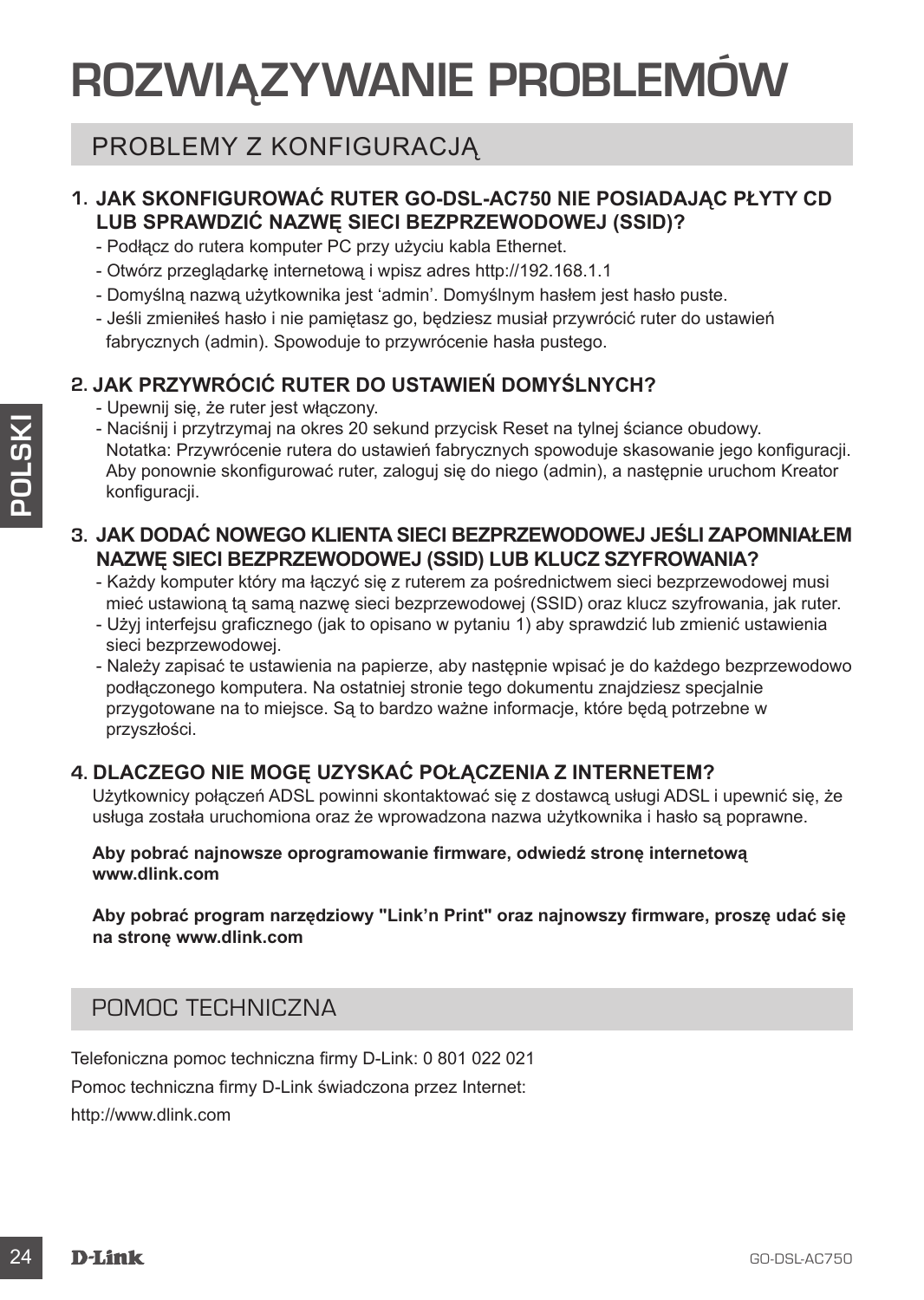# ROZWIĄZYWANIE PROBLEMÓW

## PROBLEMY Z KONFIGURACJĄ

### 1. JAK SKONFIGUROWAĆ RUTER GO-DSL-AC750 NIE POSIADAJĄC PŁYTY CD LUB SPRAWDZIĆ NAZWĘ SIECI BEZPRZEWODOWEJ (SSID)?

- Podłącz do rutera komputer PC przy użyciu kabla Ethernet.
- Otwórz przeglądarkę internetową i wpisz adres http://192.168.1.1
- Domyślną nazwą użytkownika jest 'admin'. Domyślnym hasłem jest hasło puste.
- Jeśli zmieniłeś hasło i nie pamiętasz go, będziesz musiał przywrócić ruter do ustawień fabrycznych (admin). Spowoduje to przywrócenie hasła pustego.

### 2. JAK PRZYWRÓCIĆ RUTER DO USTAWIEŃ DOMYŚLNYCH?

- Upewnij się, że ruter jest włączony.
- Naciśnij i przytrzymaj na okres 20 sekund przycisk Reset na tylnej ściance obudowy. Notatka: Przywrócenie rutera do ustawień fabrycznych spowoduje skasowanie jego konfiguracji. Aby ponownie skonfigurować ruter, zaloguj się do niego (admin), a następnie uruchom Kreator konfiguracji.

### 3. JAK DODAĆ NOWEGO KLIENTA SIECI BEZPRZEWODOWEJ JEŚLI ZAPOMNIAŁEM NAZWĘ SIECI BEZPRZEWODOWEJ (SSID) LUB KLUCZ SZYFROWANIA?

- Każdy komputer który ma łączyć się z ruterem za pośrednictwem sieci bezprzewodowej musi mieć ustawioną tą samą nazwę sieci bezprzewodowej (SSID) oraz klucz szyfrowania, jak ruter.
- Użyj interfejsu graficznego (jak to opisano w pytaniu 1) aby sprawdzić lub zmienić ustawienia sieci bezprzewodowej.
- Należy zapisać te ustawienia na papierze, aby następnie wpisać je do każdego bezprzewodowo podłączonego komputera. Na ostatniej stronie tego dokumentu znajdziesz specjalnie przygotowane na to miejsce. Są to bardzo ważne informacje, które będą potrzebne w przyszłości.

### 4. DLACZEGO NIE MOGĘ UZYSKAĆ POŁĄCZENIA Z INTERNETEM?

Użytkownicy połączeń ADSL powinni skontaktować się z dostawcą usługi ADSL i upewnić się, że usługa została uruchomiona oraz że wprowadzona nazwa użytkownika i hasło są poprawne.

**Aby pobrać najnowsze oprogramowanie firmware, odwiedź stronę internetową www.dlink.com**

**Aby pobrać program narzędziowy "Link'n Print" oraz najnowszy firmware, proszę udać się na stronę www.dlink.com**

## POMOC TECHNICZNA

Telefoniczna pomoc techniczna firmy D-Link: 0 801 022 021

Pomoc techniczna firmy D-Link świadczona przez Internet:

http://www.dlink.com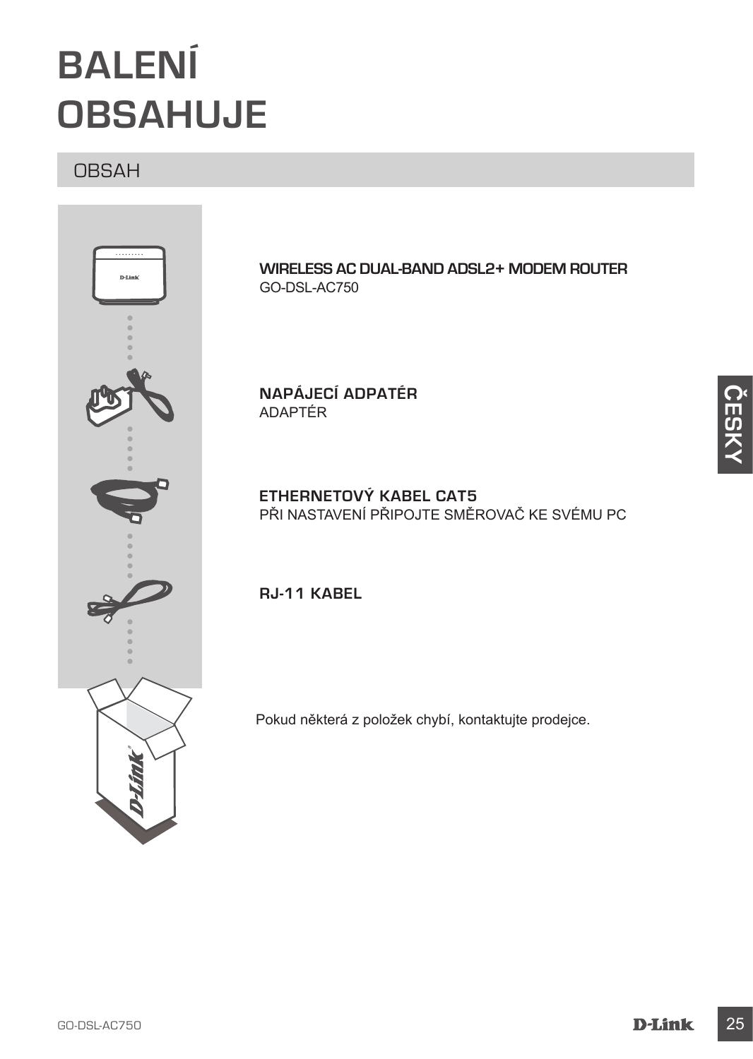# BALENÍ OBSAHUJE

## OBSAH

**WIRELESS AC DUAL-BAND ADSL2+ MODEM ROUTER**
GO-DSL-AC750

**NAPÁJECÍ ADPATÉR**
ADAPTÉR

**ETHERNETOVÝ KABEL CAT5**
PŘI NASTAVENÍ PŘIPOJTE SMĚROVAČ KE SVÉMU PC

**RJ-11 KABEL**

Pokud některá z položek chybí, kontaktujte prodejce.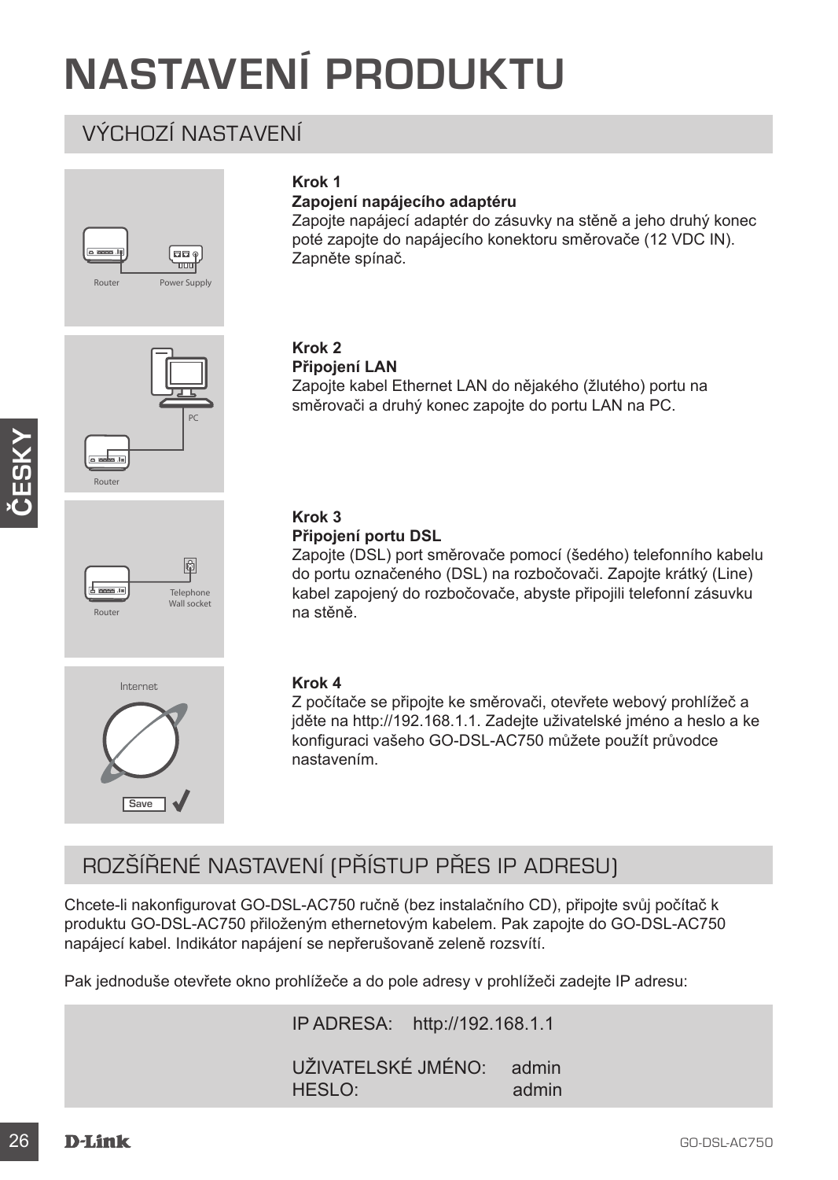# NASTAVENÍ PRODUKTU

## VÝCHOZÍ NASTAVENÍ

**Krok 1**
**Zapojení napájecího adaptéru**
Zapojte napájecí adaptér do zásuvky na stěně a jeho druhý konec poté zapojte do napájecího konektoru směrovače (12 VDC IN). Zapněte spínač.

**Krok 2**
**Připojení LAN**
Zapojte kabel Ethernet LAN do nějakého (žlutého) portu na směrovači a druhý konec zapojte do portu LAN na PC.

**Krok 3**
**Připojení portu DSL**
Zapojte (DSL) port směrovače pomocí (šedého) telefonního kabelu do portu označeného (DSL) na rozbočovači. Zapojte krátký (Line) kabel zapojený do rozbočovače, abyste připojili telefonní zásuvku na stěně.

**Krok 4**
Z počítače se připojte ke směrovači, otevřete webový prohlížeč a jděte na http://192.168.1.1. Zadejte uživatelské jméno a heslo a ke konfiguraci vašeho GO-DSL-AC750 můžete použít průvodce nastavením.

## ROZŠÍŘENÉ NASTAVENÍ (PŘÍSTUP PŘES IP ADRESU)

Chcete-li nakonfigurovat GO-DSL-AC750 ručně (bez instalačního CD), připojte svůj počítač k produktu GO-DSL-AC750 přiloženým ethernetovým kabelem. Pak zapojte do GO-DSL-AC750 napájecí kabel. Indikátor napájení se nepřerušovaně zeleně rozsvítí.

Pak jednoduše otevřete okno prohlížeče a do pole adresy v prohlížeči zadejte IP adresu:

IP ADRESA: http://192.168.1.1

UŽIVATELSKÉ JMÉNO: admin
HESLO: admin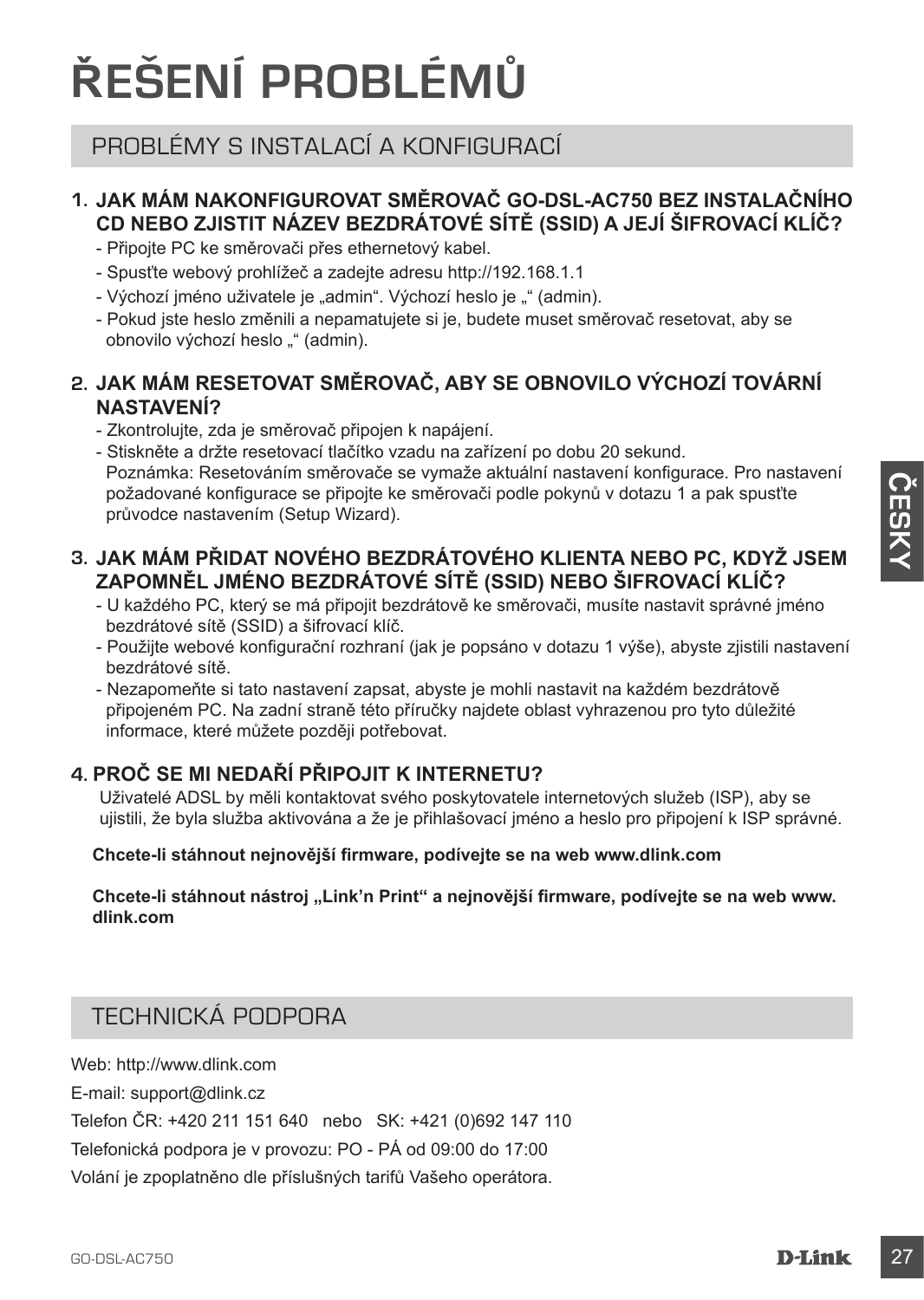# ŘEŠENÍ PROBLÉMŮ

## PROBLÉMY S INSTALACÍ A KONFIGURACÍ

### 1. JAK MÁM NAKONFIGUROVAT SMĚROVAČ GO-DSL-AC750 BEZ INSTALAČNÍHO CD NEBO ZJISTIT NÁZEV BEZDRÁTOVÉ SÍTĚ (SSID) A JEJÍ ŠIFROVACÍ KLÍČ?

- Připojte PC ke směrovači přes ethernetový kabel.
- Spusťte webový prohlížeč a zadejte adresu http://192.168.1.1
- Výchozí jméno uživatele je „admin". Výchozí heslo je „" (admin).
- Pokud jste heslo změnili a nepamatujete si je, budete muset směrovač resetovat, aby se obnovilo výchozí heslo „" (admin).

### 2. JAK MÁM RESETOVAT SMĚROVAČ, ABY SE OBNOVILO VÝCHOZÍ TOVÁRNÍ NASTAVENÍ?

- Zkontrolujte, zda je směrovač připojen k napájení.
- Stiskněte a držte resetovací tlačítko vzadu na zařízení po dobu 20 sekund.
  Poznámka: Resetováním směrovače se vymaže aktuální nastavení konfigurace. Pro nastavení požadované konfigurace se připojte ke směrovači podle pokynů v dotazu 1 a pak spusťte průvodce nastavením (Setup Wizard).

### 3. JAK MÁM PŘIDAT NOVÉHO BEZDRÁTOVÉHO KLIENTA NEBO PC, KDYŽ JSEM ZAPOMNĚL JMÉNO BEZDRÁTOVÉ SÍTĚ (SSID) NEBO ŠIFROVACÍ KLÍČ?

- U každého PC, který se má připojit bezdrátově ke směrovači, musíte nastavit správné jméno bezdrátové sítě (SSID) a šifrovací klíč.
- Použijte webové konfigurační rozhraní (jak je popsáno v dotazu 1 výše), abyste zjistili nastavení bezdrátové sítě.
- Nezapomeňte si tato nastavení zapsat, abyste je mohli nastavit na každém bezdrátově připojeném PC. Na zadní straně této příručky najdete oblast vyhrazenou pro tyto důležité informace, které můžete později potřebovat.

### 4. PROČ SE MI NEDAŘÍ PŘIPOJIT K INTERNETU?

Uživatelé ADSL by měli kontaktovat svého poskytovatele internetových služeb (ISP), aby se ujistili, že byla služba aktivována a že je přihlašovací jméno a heslo pro připojení k ISP správné.

**Chcete-li stáhnout nejnovější firmware, podívejte se na web www.dlink.com**

**Chcete-li stáhnout nástroj „Link'n Print" a nejnovější firmware, podívejte se na web www.dlink.com**

## TECHNICKÁ PODPORA

Web: http://www.dlink.com

E-mail: support@dlink.cz

Telefon ČR: +420 211 151 640 nebo SK: +421 (0)692 147 110

Telefonická podpora je v provozu: PO - PÁ od 09:00 do 17:00

Volání je zpoplatněno dle příslušných tarifů Vašeho operátora.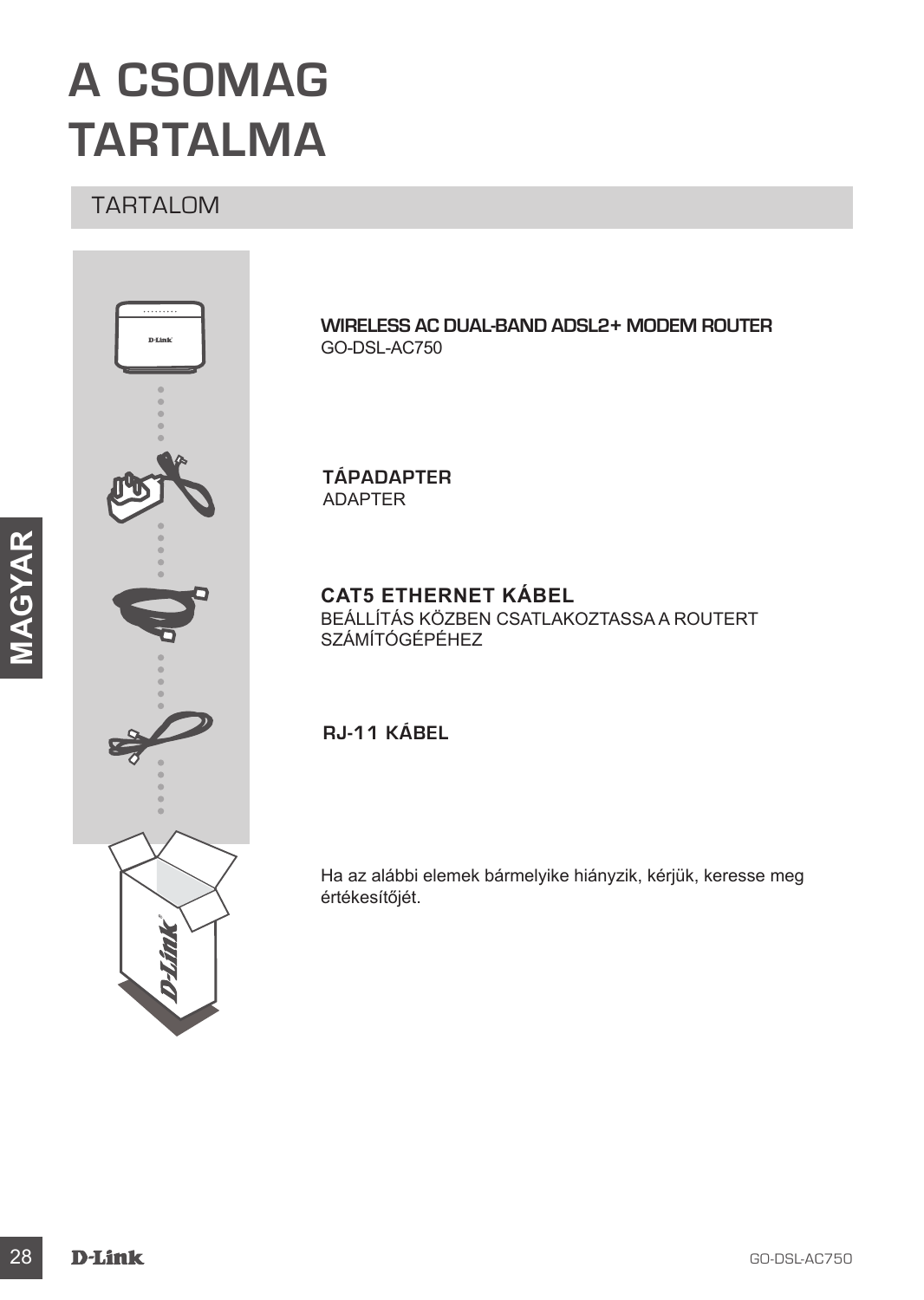# A CSOMAG TARTALMA

## TARTALOM

**WIRELESS AC DUAL-BAND ADSL2+ MODEM ROUTER**
GO-DSL-AC750

**TÁPADAPTER**
ADAPTER

**CAT5 ETHERNET KÁBEL**
BEÁLLÍTÁS KÖZBEN CSATLAKOZTASSA A ROUTERT SZÁMÍTÓGÉPÉHEZ

**RJ-11 KÁBEL**

Ha az alábbi elemek bármelyike hiányzik, kérjük, keresse meg értékesítőjét.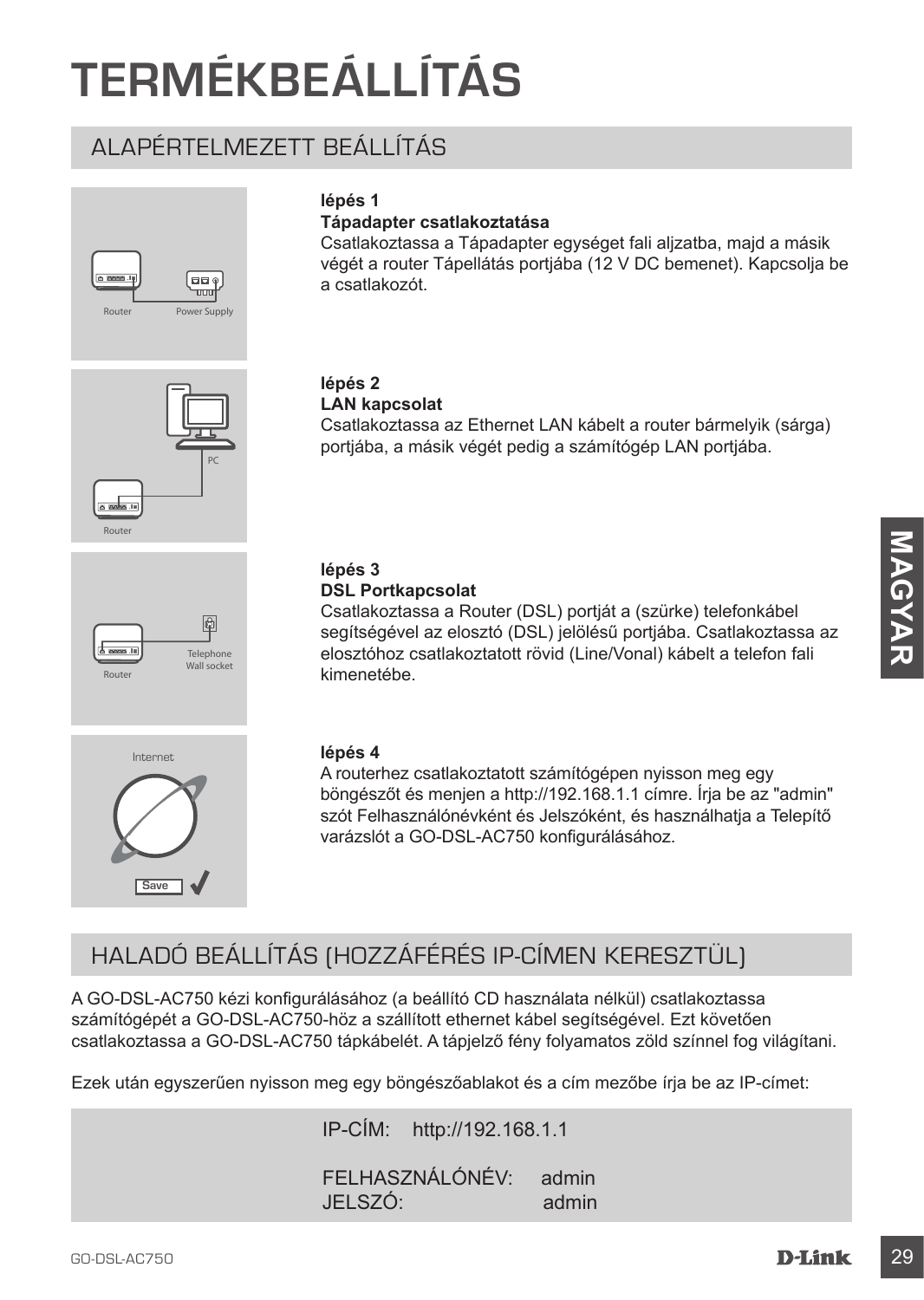# TERMÉKBEÁLLÍTÁS

## ALAPÉRTELMEZETT BEÁLLÍTÁS

**lépés 1**
**Tápadapter csatlakoztatása**
Csatlakoztassa a Tápadapter egységet fali aljzatba, majd a másik végét a router Tápellátás portjába (12 V DC bemenet). Kapcsolja be a csatlakozót.

**lépés 2**
**LAN kapcsolat**
Csatlakoztassa az Ethernet LAN kábelt a router bármelyik (sárga) portjába, a másik végét pedig a számítógép LAN portjába.

**lépés 3**
**DSL Portkapcsolat**
Csatlakoztassa a Router (DSL) portját a (szürke) telefonkábel segítségével az elosztó (DSL) jelölésű portjába. Csatlakoztassa az elosztóhoz csatlakoztatott rövid (Line/Vonal) kábelt a telefon fali kimenetébe.

**lépés 4**
A routerhez csatlakoztatott számítógépen nyisson meg egy böngészőt és menjen a http://192.168.1.1 címre. Írja be az "admin" szót Felhasználónévként és Jelszóként, és használhatja a Telepítő varázslót a GO-DSL-AC750 konfigurálásához.

## HALADÓ BEÁLLÍTÁS (HOZZÁFÉRÉS IP-CÍMEN KERESZTÜL)

A GO-DSL-AC750 kézi konfigurálásához (a beállító CD használata nélkül) csatlakoztassa számítógépét a GO-DSL-AC750-höz a szállított ethernet kábel segítségével. Ezt követően csatlakoztassa a GO-DSL-AC750 tápkábelét. A tápjelző fény folyamatos zöld színnel fog világítani.

Ezek után egyszerűen nyisson meg egy böngészőablakot és a cím mezőbe írja be az IP-címet:

IP-CÍM: http://192.168.1.1

FELHASZNÁLÓNÉV: admin
JELSZÓ: admin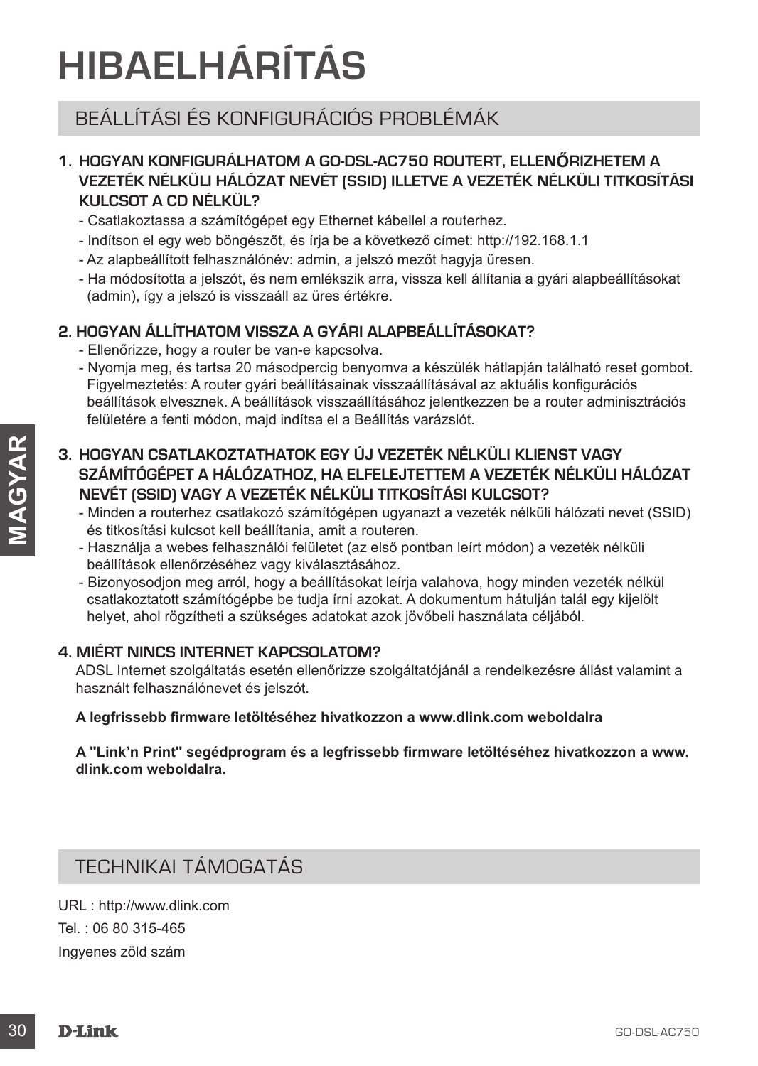# HIBAELHÁRÍTÁS

## BEÁLLÍTÁSI ÉS KONFIGURÁCIÓS PROBLÉMÁK

### 1. HOGYAN KONFIGURÁLHATOM A GO-DSL-AC750 ROUTERT, ELLENŐRIZHETEM A VEZETÉK NÉLKÜLI HÁLÓZAT NEVÉT (SSID) ILLETVE A VEZETÉK NÉLKÜLI TITKOSÍTÁSI KULCSOT A CD NÉLKÜL?

- Csatlakoztassa a számítógépet egy Ethernet kábellel a routerhez.
- Indítson el egy web böngészőt, és írja be a következő címet: http://192.168.1.1
- Az alapbeállított felhasználónév: admin, a jelszó mezőt hagyja üresen.
- Ha módosította a jelszót, és nem emlékszik arra, vissza kell állítania a gyári alapbeállításokat (admin), így a jelszó is visszaáll az üres értékre.

### 2. HOGYAN ÁLLÍTHATOM VISSZA A GYÁRI ALAPBEÁLLÍTÁSOKAT?

- Ellenőrizze, hogy a router be van-e kapcsolva.
- Nyomja meg, és tartsa 20 másodpercig benyomva a készülék hátlapján található reset gombot. Figyelmeztetés: A router gyári beállításainak visszaállításával az aktuális konfigurációs beállítások elvesznek. A beállítások visszaállításához jelentkezzen be a router adminisztrációs felületére a fenti módon, majd indítsa el a Beállítás varázslót.

### 3. HOGYAN CSATLAKOZTATHATOK EGY ÚJ VEZETÉK NÉLKÜLI KLIENST VAGY SZÁMÍTÓGÉPET A HÁLÓZATHOZ, HA ELFELEJTETTEM A VEZETÉK NÉLKÜLI HÁLÓZAT NEVÉT (SSID) VAGY A VEZETÉK NÉLKÜLI TITKOSÍTÁSI KULCSOT?

- Minden a routerhez csatlakozó számítógépen ugyanazt a vezeték nélküli hálózati nevet (SSID) és titkosítási kulcsot kell beállítania, amit a routeren.
- Használja a webes felhasználói felületet (az első pontban leírt módon) a vezeték nélküli beállítások ellenőrzéséhez vagy kiválasztásához.
- Bizonyosodjon meg arról, hogy a beállításokat leírja valahova, hogy minden vezeték nélkül csatlakoztatott számítógépbe be tudja írni azokat. A dokumentum hátulján talál egy kijelölt helyet, ahol rögzítheti a szükséges adatokat azok jövőbeli használata céljából.

### 4. MIÉRT NINCS INTERNET KAPCSOLATOM?

ADSL Internet szolgáltatás esetén ellenőrizze szolgáltatójánál a rendelkezésre állást valamint a használt felhasználónevet és jelszót.

**A legfrissebb firmware letöltéséhez hivatkozzon a www.dlink.com weboldalra**

**A "Link'n Print" segédprogram és a legfrissebb firmware letöltéséhez hivatkozzon a www.dlink.com weboldalra.**

## TECHNIKAI TÁMOGATÁS

URL : http://www.dlink.com

Tel. : 06 80 315-465

Ingyenes zöld szám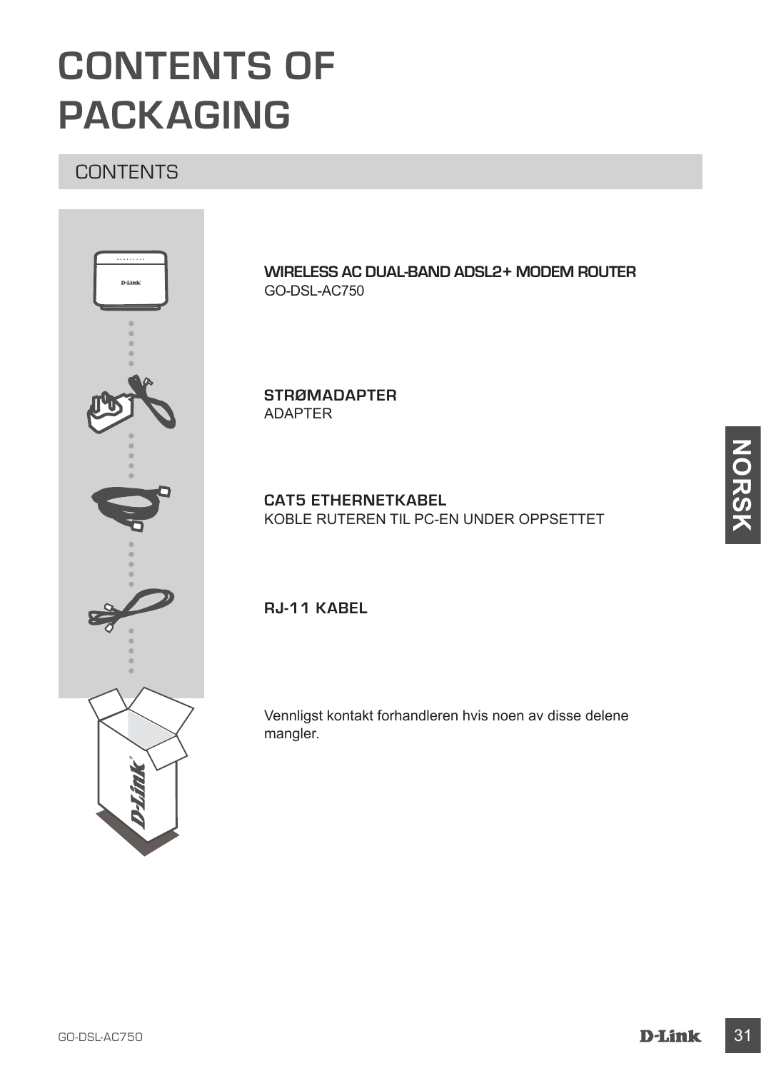# CONTENTS OF PACKAGING

## CONTENTS

**WIRELESS AC DUAL-BAND ADSL2+ MODEM ROUTER**
GO-DSL-AC750

**STRØMADAPTER**
ADAPTER

**CAT5 ETHERNETKABEL**
KOBLE RUTEREN TIL PC-EN UNDER OPPSETTET

**RJ-11 KABEL**

Vennligst kontakt forhandleren hvis noen av disse delene mangler.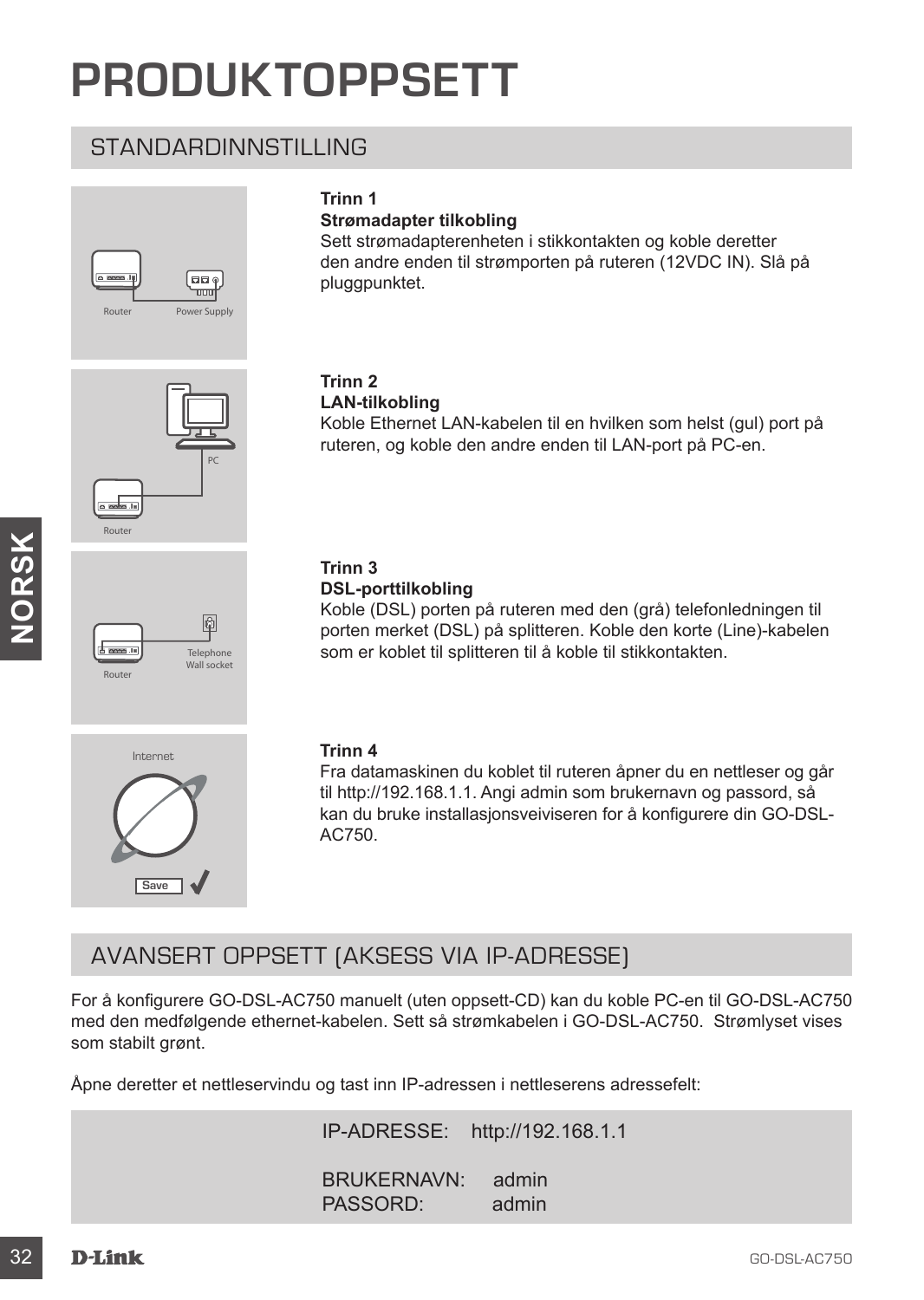# PRODUKTOPPSETT

## STANDARDINNSTILLING

Router  Power Supply

**Trinn 1**
**Strømadapter tilkobling**
Sett strømadapterenheten i stikkontakten og koble deretter den andre enden til strømporten på ruteren (12VDC IN). Slå på pluggpunktet.

PC  Router

**Trinn 2**
**LAN-tilkobling**
Koble Ethernet LAN-kabelen til en hvilken som helst (gul) port på ruteren, og koble den andre enden til LAN-port på PC-en.

Router  Telephone Wall socket

**Trinn 3**
**DSL-porttilkobling**
Koble (DSL) porten på ruteren med den (grå) telefonledningen til porten merket (DSL) på splitteren. Koble den korte (Line)-kabelen som er koblet til splitteren til å koble til stikkontakten.

Internet  Save

**Trinn 4**
Fra datamaskinen du koblet til ruteren åpner du en nettleser og går til http://192.168.1.1. Angi admin som brukernavn og passord, så kan du bruke installasjonsveiviseren for å konfigurere din GO-DSL-AC750.

## AVANSERT OPPSETT (AKSESS VIA IP-ADRESSE)

For å konfigurere GO-DSL-AC750 manuelt (uten oppsett-CD) kan du koble PC-en til GO-DSL-AC750 med den medfølgende ethernet-kabelen. Sett så strømkabelen i GO-DSL-AC750. Strømlyset vises som stabilt grønt.

Åpne deretter et nettleservindu og tast inn IP-adressen i nettleserens adressefelt:

IP-ADRESSE: http://192.168.1.1

BRUKERNAVN: admin
PASSORD: admin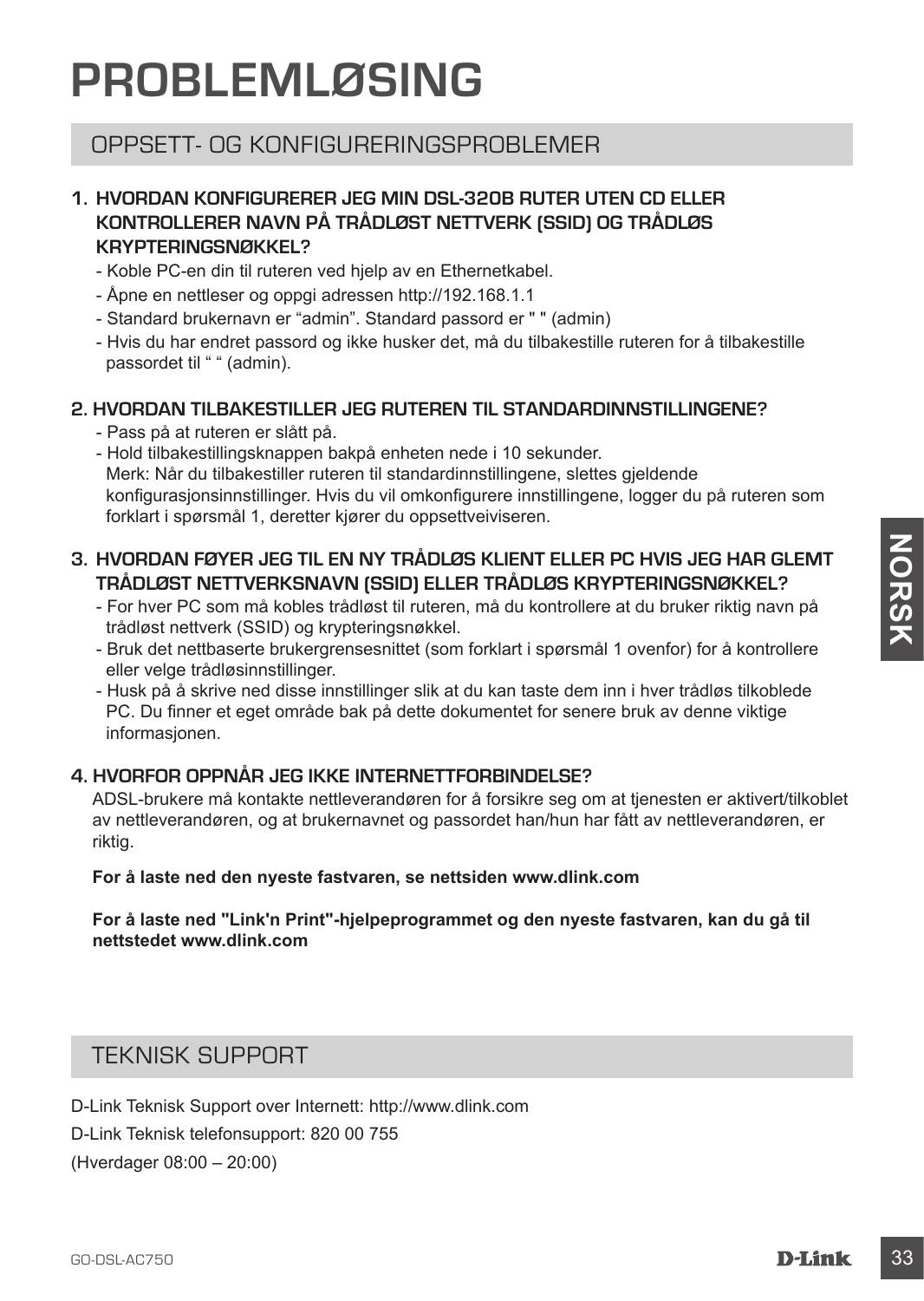# PROBLEMLØSING

## OPPSETT- OG KONFIGURERINGSPROBLEMER

**1. HVORDAN KONFIGURERER JEG MIN DSL-320B RUTER UTEN CD ELLER KONTROLLERER NAVN PÅ TRÅDLØST NETTVERK (SSID) OG TRÅDLØS KRYPTERINGSNØKKEL?**

- Koble PC-en din til ruteren ved hjelp av en Ethernetkabel.
- Åpne en nettleser og oppgi adressen http://192.168.1.1
- Standard brukernavn er "admin". Standard passord er " " (admin)
- Hvis du har endret passord og ikke husker det, må du tilbakestille ruteren for å tilbakestille passordet til " " (admin).

**2. HVORDAN TILBAKESTILLER JEG RUTEREN TIL STANDARDINNSTILLINGENE?**

- Pass på at ruteren er slått på.
- Hold tilbakestillingsknappen bakpå enheten nede i 10 sekunder.
  Merk: Når du tilbakestiller ruteren til standardinnstillingene, slettes gjeldende konfigurasjonsinnstillinger. Hvis du vil omkonfigurere innstillingene, logger du på ruteren som forklart i spørsmål 1, deretter kjører du oppsettveiviseren.

**3. HVORDAN FØYER JEG TIL EN NY TRÅDLØS KLIENT ELLER PC HVIS JEG HAR GLEMT TRÅDLØST NETTVERKSNAVN (SSID) ELLER TRÅDLØS KRYPTERINGSNØKKEL?**

- For hver PC som må kobles trådløst til ruteren, må du kontrollere at du bruker riktig navn på trådløst nettverk (SSID) og krypteringsnøkkel.
- Bruk det nettbaserte brukergrensesnittet (som forklart i spørsmål 1 ovenfor) for å kontrollere eller velge trådløsinnstillinger.
- Husk på å skrive ned disse innstillingene slik at du kan taste dem inn i hver trådløs tilkoblede PC. Du finner et eget område bak på dette dokumentet for senere bruk av denne viktige informasjonen.

**4. HVORFOR OPPNÅR JEG IKKE INTERNETTFORBINDELSE?**

ADSL-brukere må kontakte nettleverandøren for å forsikre seg om at tjenesten er aktivert/tilkoblet av nettleverandøren, og at brukernavnet og passordet han/hun har fått av nettleverandøren, er riktig.

**For å laste ned den nyeste fastvaren, se nettsiden www.dlink.com**

**For å laste ned "Link'n Print"-hjelpeprogrammet og den nyeste fastvaren, kan du gå til nettstedet www.dlink.com**

## TEKNISK SUPPORT

D-Link Teknisk Support over Internett: http://www.dlink.com

D-Link Teknisk telefonsupport: 820 00 755

(Hverdager 08:00 – 20:00)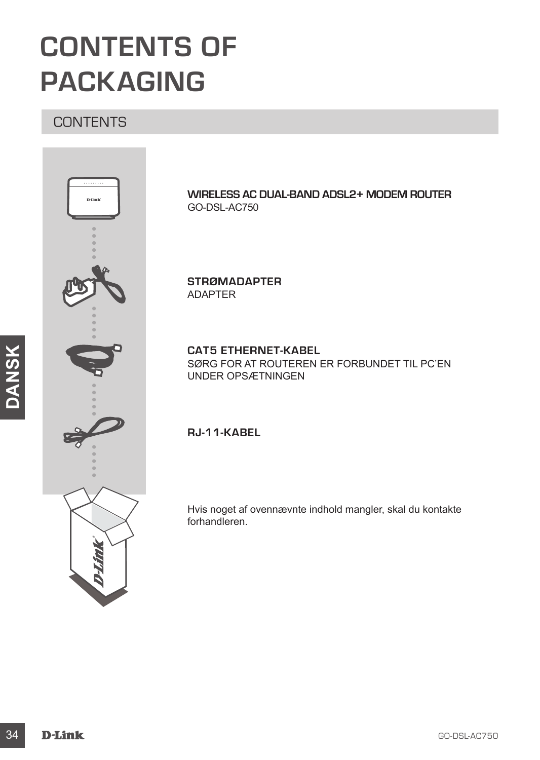# CONTENTS OF PACKAGING

## CONTENTS

**WIRELESS AC DUAL-BAND ADSL2+ MODEM ROUTER**
GO-DSL-AC750

**STRØMADAPTER**
ADAPTER

**CAT5 ETHERNET-KABEL**
SØRG FOR AT ROUTEREN ER FORBUNDET TIL PC'EN UNDER OPSÆTNINGEN

**RJ-11-KABEL**

Hvis noget af ovennævnte indhold mangler, skal du kontakte forhandleren.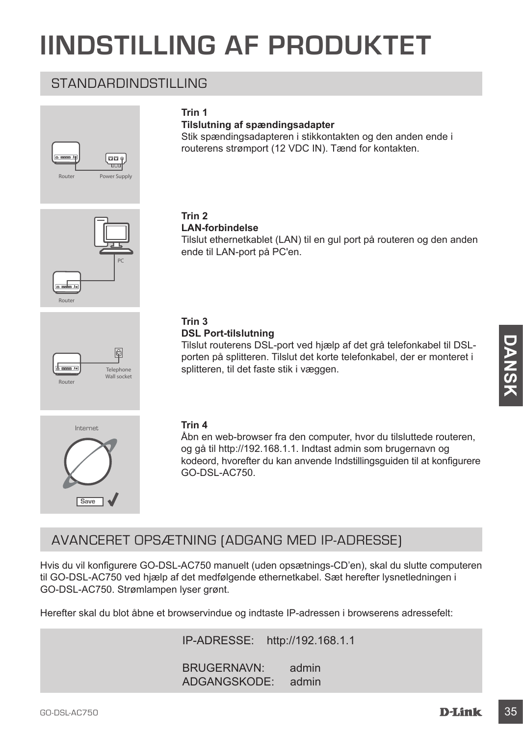# IINDSTILLING AF PRODUKTET

## STANDARDINDSTILLING

Router Power Supply

**Trin 1**
**Tilslutning af spændingsadapter**
Stik spændingsadapteren i stikkontakten og den anden ende i routerens strømport (12 VDC IN). Tænd for kontakten.

PC Router

**Trin 2**
**LAN-forbindelse**
Tilslut ethernetkablet (LAN) til en gul port på routeren og den anden ende til LAN-port på PC'en.

Router Telephone Wall socket

**Trin 3**
**DSL Port-tilslutning**
Tilslut routerens DSL-port ved hjælp af det grå telefonkabel til DSL-porten på splitteren. Tilslut det korte telefonkabel, der er monteret i splitteren, til det faste stik i væggen.

Internet Save

**Trin 4**
Åbn en web-browser fra den computer, hvor du tilsluttede routeren, og gå til http://192.168.1.1. Indtast admin som brugernavn og kodeord, hvorefter du kan anvende Indstillingsguiden til at konfigurere GO-DSL-AC750.

## AVANCERET OPSÆTNING (ADGANG MED IP-ADRESSE)

Hvis du vil konfigurere GO-DSL-AC750 manuelt (uden opsætnings-CD'en), skal du slutte computeren til GO-DSL-AC750 ved hjælp af det medfølgende ethernetkabel. Sæt herefter lysnetledningen i GO-DSL-AC750. Strømlampen lyser grønt.

Herefter skal du blot åbne et browservindue og indtaste IP-adressen i browserens adressefelt:

IP-ADRESSE: http://192.168.1.1

BRUGERNAVN: admin
ADGANGSKODE: admin

DANSK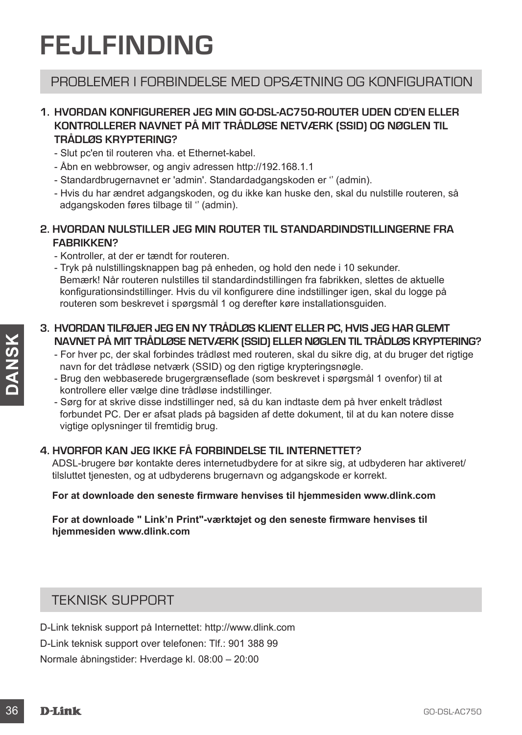# FEJLFINDING

## PROBLEMER I FORBINDELSE MED OPSÆTNING OG KONFIGURATION

### 1. HVORDAN KONFIGURERER JEG MIN GO-DSL-AC750-ROUTER UDEN CD'EN ELLER KONTROLLERER NAVNET PÅ MIT TRÅDLØSE NETVÆRK (SSID) OG NØGLEN TIL TRÅDLØS KRYPTERING?

- Slut pc'en til routeren vha. et Ethernet-kabel.
- Åbn en webbrowser, og angiv adressen http://192.168.1.1
- Standardbrugernavnet er 'admin'. Standardadgangskoden er '' (admin).
- Hvis du har ændret adgangskoden, og du ikke kan huske den, skal du nulstille routeren, så adgangskoden føres tilbage til '' (admin).

### 2. HVORDAN NULSTILLER JEG MIN ROUTER TIL STANDARDINDSTILLINGERNE FRA FABRIKKEN?

- Kontroller, at der er tændt for routeren.
- Tryk på nulstillingsknappen bag på enheden, og hold den nede i 10 sekunder.
  Bemærk! Når routeren nulstilles til standardindstillingen fra fabrikken, slettes de aktuelle konfigurationsindstillinger. Hvis du vil konfigurere dine indstillinger igen, skal du logge på routeren som beskrevet i spørgsmål 1 og derefter køre installationsguiden.

### 3. HVORDAN TILFØJER JEG EN NY TRÅDLØS KLIENT ELLER PC, HVIS JEG HAR GLEMT NAVNET PÅ MIT TRÅDLØSE NETVÆRK (SSID) ELLER NØGLEN TIL TRÅDLØS KRYPTERING?

- For hver pc, der skal forbindes trådløst med routeren, skal du sikre dig, at du bruger det rigtige navn for det trådløse netværk (SSID) og den rigtige krypteringsnøgle.
- Brug den webbaserede brugergrænseflade (som beskrevet i spørgsmål 1 ovenfor) til at kontrollere eller vælge dine trådløse indstillinger.
- Sørg for at skrive disse indstillinger ned, så du kan indtaste dem på hver enkelt trådløst forbundet PC. Der er afsat plads på bagsiden af dette dokument, til at du kan notere disse vigtige oplysninger til fremtidig brug.

### 4. HVORFOR KAN JEG IKKE FÅ FORBINDELSE TIL INTERNETTET?

ADSL-brugere bør kontakte deres internetudbydere for at sikre sig, at udbyderen har aktiveret/tilsluttet tjenesten, og at udbyderens brugernavn og adgangskode er korrekt.

**For at downloade den seneste firmware henvises til hjemmesiden www.dlink.com**

**For at downloade " Link'n Print"-værktøjet og den seneste firmware henvises til hjemmesiden www.dlink.com**

## TEKNISK SUPPORT

D-Link teknisk support på Internettet: http://www.dlink.com

D-Link teknisk support over telefonen: Tlf.: 901 388 99

Normale åbningstider: Hverdage kl. 08:00 – 20:00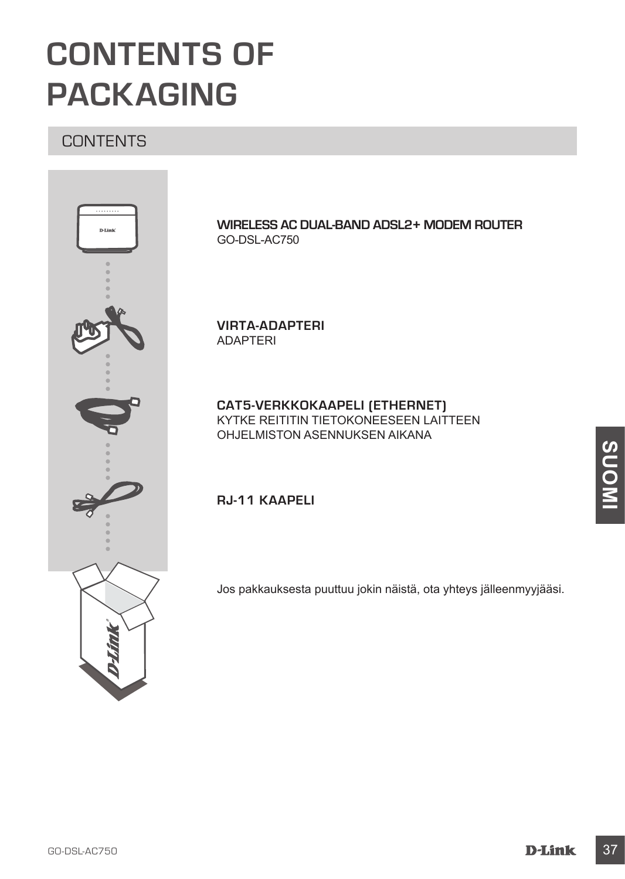# CONTENTS OF PACKAGING

## CONTENTS

**WIRELESS AC DUAL-BAND ADSL2+ MODEM ROUTER**
GO-DSL-AC750

**VIRTA-ADAPTERI**
ADAPTERI

**CAT5-VERKKOKAAPELI (ETHERNET)**
KYTKE REITITIN TIETOKONEESEEN LAITTEEN OHJELMISTON ASENNUKSEN AIKANA

**RJ-11 KAAPELI**

Jos pakkauksesta puuttuu jokin näistä, ota yhteys jälleenmyyjääsi.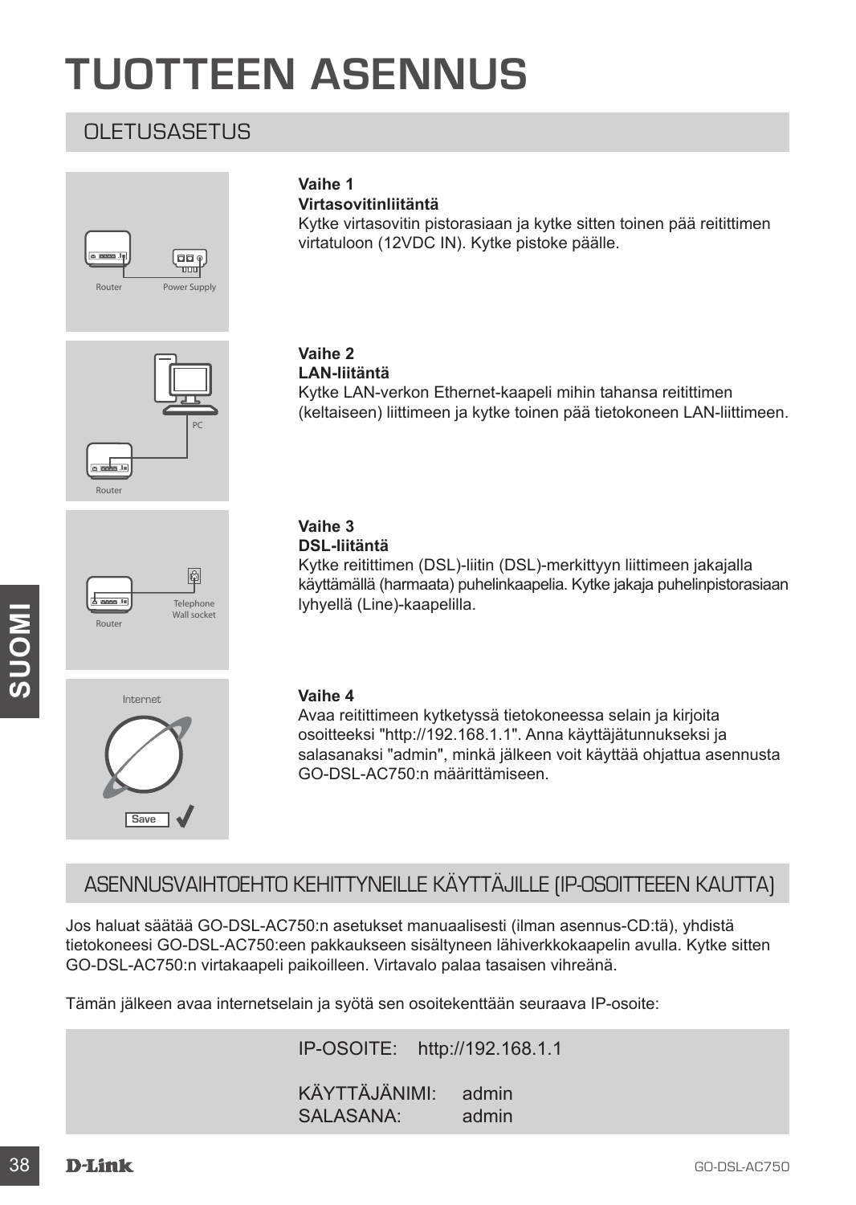# TUOTTEEN ASENNUS

## OLETUSASETUS

Router Power Supply

**Vaihe 1**
**Virtasovitinliitäntä**
Kytke virtasovitin pistorasiaan ja kytke sitten toinen pää reitittimen virtatuloon (12VDC IN). Kytke pistoke päälle.

PC Router

**Vaihe 2**
**LAN-liitäntä**
Kytke LAN-verkon Ethernet-kaapeli mihin tahansa reitittimen (keltaiseen) liittimeen ja kytke toinen pää tietokoneen LAN-liittimeen.

Router Telephone Wall socket

**Vaihe 3**
**DSL-liitäntä**
Kytke reitittimen (DSL)-liitin (DSL)-merkittyyn liittimeen jakajalla käyttämällä (harmaata) puhelinkaapelia. Kytke jakaja puhelinpistorasiaan lyhyellä (Line)-kaapelilla.

Internet Save

**Vaihe 4**
Avaa reitittimeen kytketyssä tietokoneessa selain ja kirjoita osoitteeksi "http://192.168.1.1". Anna käyttäjätunnukseksi ja salasanaksi "admin", minkä jälkeen voit käyttää ohjattua asennusta GO-DSL-AC750:n määrittämiseen.

## ASENNUSVAIHTOEHTO KEHITTYNEILLE KÄYTTÄJILLE (IP-OSOITTEEEN KAUTTA)

Jos haluat säätää GO-DSL-AC750:n asetukset manuaalisesti (ilman asennus-CD:tä), yhdistä tietokoneesi GO-DSL-AC750:een pakkaukseen sisältyneen lähiverkkokaapelin avulla. Kytke sitten GO-DSL-AC750:n virtakaapeli paikoilleen. Virtavalo palaa tasaisen vihreänä.

Tämän jälkeen avaa internetselain ja syötä sen osoitekenttään seuraava IP-osoite:

IP-OSOITE: http://192.168.1.1

KÄYTTÄJÄNIMI: admin
SALASANA: admin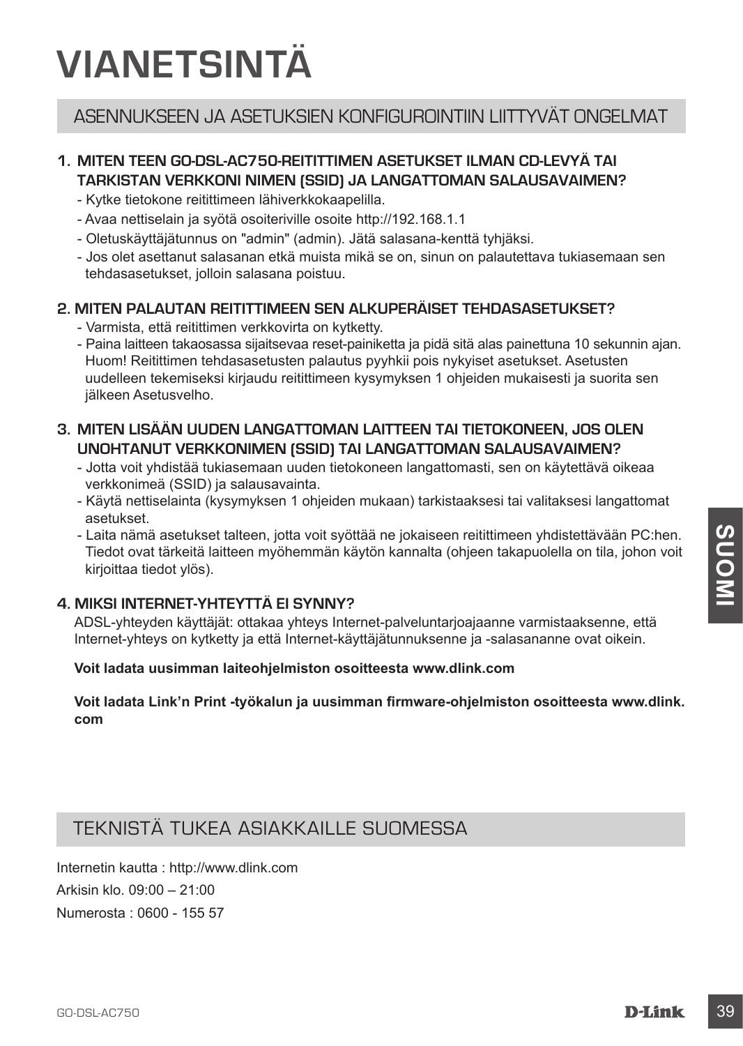# VIANETSINTÄ

## ASENNUKSEEN JA ASETUKSIEN KONFIGUROINTIIN LIITTYVÄT ONGELMAT

**1. MITEN TEEN GO-DSL-AC750-REITITTIMEN ASETUKSET ILMAN CD-LEVYÄ TAI TARKISTAN VERKKONI NIMEN (SSID) JA LANGATTOMAN SALAUSAVAIMEN?**

- Kytke tietokone reitittimeen lähiverkkokaapelilla.
- Avaa nettiselain ja syötä osoiteriville osoite http://192.168.1.1
- Oletuskäyttäjätunnus on "admin" (admin). Jätä salasana-kenttä tyhjäksi.
- Jos olet asettanut salasanan etkä muista mikä se on, sinun on palautettava tukiasemaan sen tehdasasetukset, jolloin salasana poistuu.

**2. MITEN PALAUTAN REITITTIMEEN SEN ALKUPERÄISET TEHDASASETUKSET?**

- Varmista, että reitittimen verkkovirta on kytketty.
- Paina laitteen takaosassa sijaitsevaa reset-painiketta ja pidä sitä alas painettuna 10 sekunnin ajan. Huom! Reitittimen tehdasasetusten palautus pyyhkii pois nykyiset asetukset. Asetusten uudelleen tekemiseksi kirjaudu reitittimeen kysymyksen 1 ohjeiden mukaisesti ja suorita sen jälkeen Asetusvelho.

**3. MITEN LISÄÄN UUDEN LANGATTOMAN LAITTEEN TAI TIETOKONEEN, JOS OLEN UNOHTANUT VERKKONIMEN (SSID) TAI LANGATTOMAN SALAUSAVAIMEN?**

- Jotta voit yhdistää tukiasemaan uuden tietokoneen langattomasti, sen on käytettävä oikeaa verkkonimeä (SSID) ja salausavainta.
- Käytä nettiselainta (kysymyksen 1 ohjeiden mukaan) tarkistaaksesi tai valitaksesi langattomat asetukset.
- Laita nämä asetukset talteen, jotta voit syöttää ne jokaiseen reitittimeen yhdistettävään PC:hen. Tiedot ovat tärkeitä laitteen myöhemmän käytön kannalta (ohjeen takapuolella on tila, johon voit kirjoittaa tiedot ylös).

**4. MIKSI INTERNET-YHTEYTTÄ EI SYNNY?**

ADSL-yhteyden käyttäjät: ottakaa yhteys Internet-palveluntarjoajaanne varmistaaksenne, että Internet-yhteys on kytketty ja että Internet-käyttäjätunnuksenne ja -salasananne ovat oikein.

**Voit ladata uusimman laiteohjelmiston osoitteesta www.dlink.com**

**Voit ladata Link'n Print -työkalun ja uusimman firmware-ohjelmiston osoitteesta www.dlink.com**

## TEKNISTÄ TUKEA ASIAKKAILLE SUOMESSA

Internetin kautta : http://www.dlink.com

Arkisin klo. 09:00 – 21:00

Numerosta : 0600 - 155 57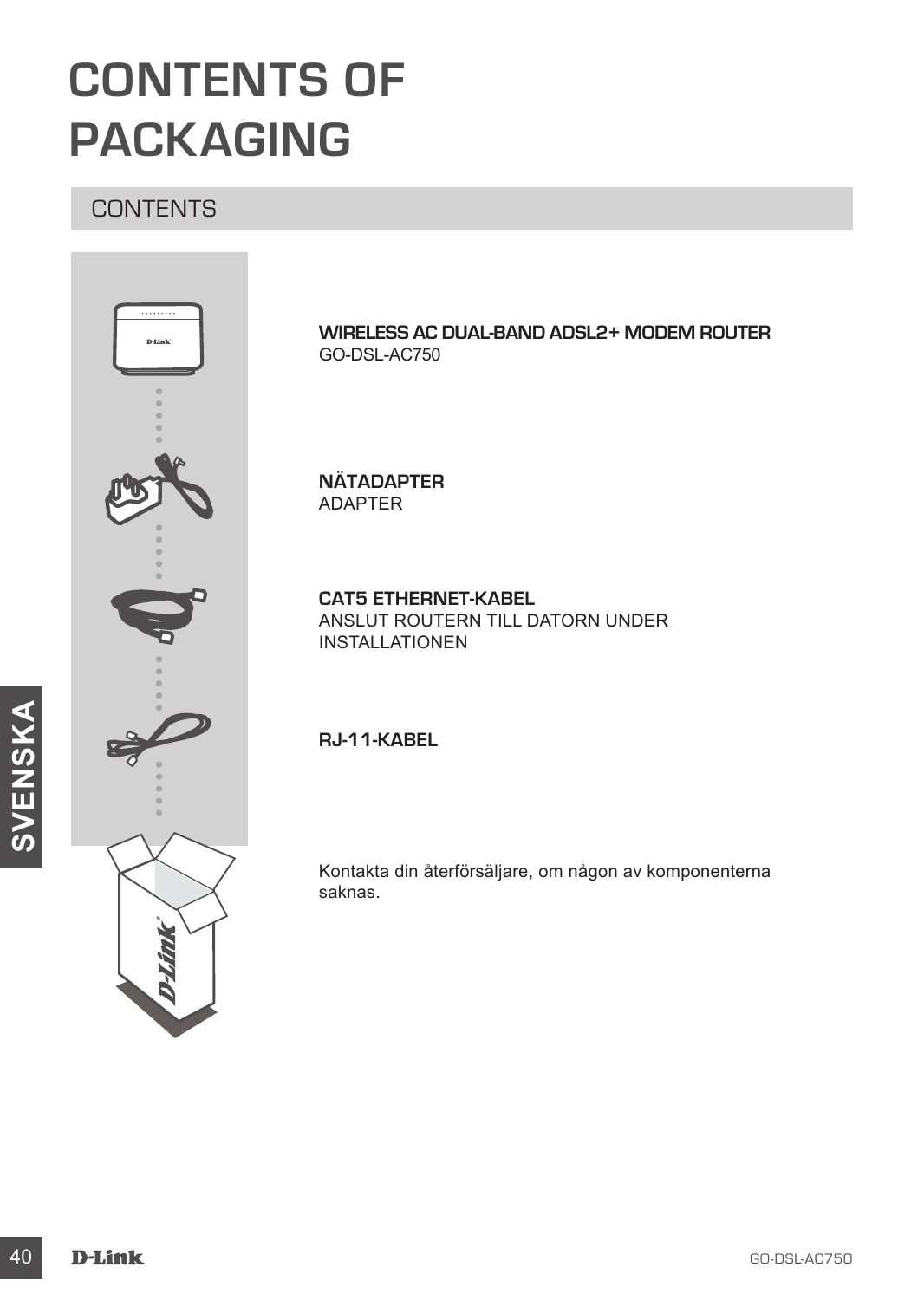# CONTENTS OF PACKAGING

## CONTENTS

**WIRELESS AC DUAL-BAND ADSL2+ MODEM ROUTER**
GO-DSL-AC750

**NÄTADAPTER**
ADAPTER

**CAT5 ETHERNET-KABEL**
ANSLUT ROUTERN TILL DATORN UNDER INSTALLATIONEN

**RJ-11-KABEL**

Kontakta din återförsäljare, om någon av komponenterna saknas.

SVENSKA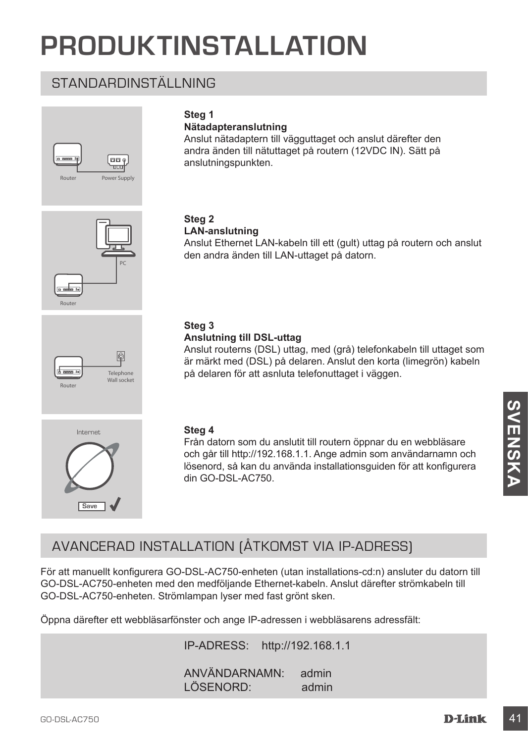# PRODUKTINSTALLATION

## STANDARDINSTÄLLNING

**Steg 1**
**Nätadapteranslutning**
Anslut nätadaptern till vägguttaget och anslut därefter den andra änden till nätuttaget på routern (12VDC IN). Sätt på anslutningspunkten.

**Steg 2**
**LAN-anslutning**
Anslut Ethernet LAN-kabeln till ett (gult) uttag på routern och anslut den andra änden till LAN-uttaget på datorn.

**Steg 3**
**Anslutning till DSL-uttag**
Anslut routerns (DSL) uttag, med (grå) telefonkabeln till uttaget som är märkt med (DSL) på delaren. Anslut den korta (limegrön) kabeln på delaren för att asnluta telefonuttaget i väggen.

**Steg 4**
Från datorn som du anslutit till routern öppnar du en webbläsare och går till http://192.168.1.1. Ange admin som användarnamn och lösenord, så kan du använda installationsguiden för att konfigurera din GO-DSL-AC750.

## AVANCERAD INSTALLATION (ÅTKOMST VIA IP-ADRESS)

För att manuellt konfigurera GO-DSL-AC750-enheten (utan installations-cd:n) ansluter du datorn till GO-DSL-AC750-enheten med den medföljande Ethernet-kabeln. Anslut därefter strömkabeln till GO-DSL-AC750-enheten. Strömlampan lyser med fast grönt sken.

Öppna därefter ett webbläsarfönster och ange IP-adressen i webbläsarens adressfält:

IP-ADRESS: http://192.168.1.1

ANVÄNDARNAMN: admin
LÖSENORD: admin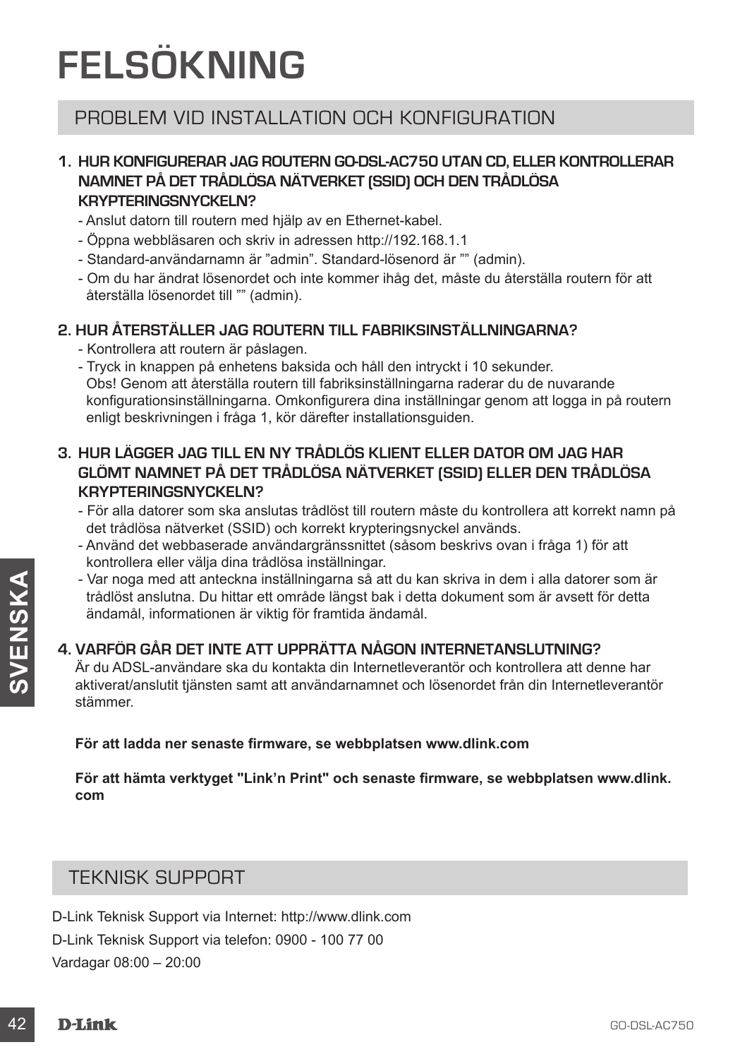# FELSÖKNING

## PROBLEM VID INSTALLATION OCH KONFIGURATION

### 1. HUR KONFIGURERAR JAG ROUTERN GO-DSL-AC750 UTAN CD, ELLER KONTROLLERAR NAMNET PÅ DET TRÅDLÖSA NÄTVERKET (SSID) OCH DEN TRÅDLÖSA KRYPTERINGSNYCKELN?

- Anslut datorn till routern med hjälp av en Ethernet-kabel.
- Öppna webbläsaren och skriv in adressen http://192.168.1.1
- Standard-användarnamn är ”admin”. Standard-lösenord är ”” (admin).
- Om du har ändrat lösenordet och inte kommer ihåg det, måste du återställa routern för att återställa lösenordet till ”” (admin).

### 2. HUR ÅTERSTÄLLER JAG ROUTERN TILL FABRIKSINSTÄLLNINGARNA?

- Kontrollera att routern är påslagen.
- Tryck in knappen på enhetens baksida och håll den intryckt i 10 sekunder.  
  Obs! Genom att återställa routern till fabriksinställningarna raderar du de nuvarande konfigurationsinställningarna. Omkonfigurera dina inställningar genom att logga in på routern enligt beskrivningen i fråga 1, kör därefter installationsguiden.

### 3. HUR LÄGGER JAG TILL EN NY TRÅDLÖS KLIENT ELLER DATOR OM JAG HAR GLÖMT NAMNET PÅ DET TRÅDLÖSA NÄTVERKET (SSID) ELLER DEN TRÅDLÖSA KRYPTERINGSNYCKELN?

- För alla datorer som ska anslutas trådlöst till routern måste du kontrollera att korrekt namn på det trådlösa nätverket (SSID) och korrekt krypteringsnyckel används.
- Använd det webbaserade användargränssnittet (såsom beskrivs ovan i fråga 1) för att kontrollera eller välja dina trådlösa inställningar.
- Var noga med att anteckna inställningarna så att du kan skriva in dem i alla datorer som är trådlöst anslutna. Du hittar ett område längst bak i detta dokument som är avsett för detta ändamål, informationen är viktig för framtida ändamål.

### 4. VARFÖR GÅR DET INTE ATT UPPRÄTTA NÅGON INTERNETANSLUTNING?

Är du ADSL-användare ska du kontakta din Internetleverantör och kontrollera att denne har aktiverat/anslutit tjänsten samt att användarnamnet och lösenordet från din Internetleverantör stämmer.

**För att ladda ner senaste firmware, se webbplatsen www.dlink.com**

**För att hämta verktyget "Link’n Print" och senaste firmware, se webbplatsen www.dlink.com**

## TEKNISK SUPPORT

D-Link Teknisk Support via Internet: http://www.dlink.com

D-Link Teknisk Support via telefon: 0900 - 100 77 00

Vardagar 08:00 – 20:00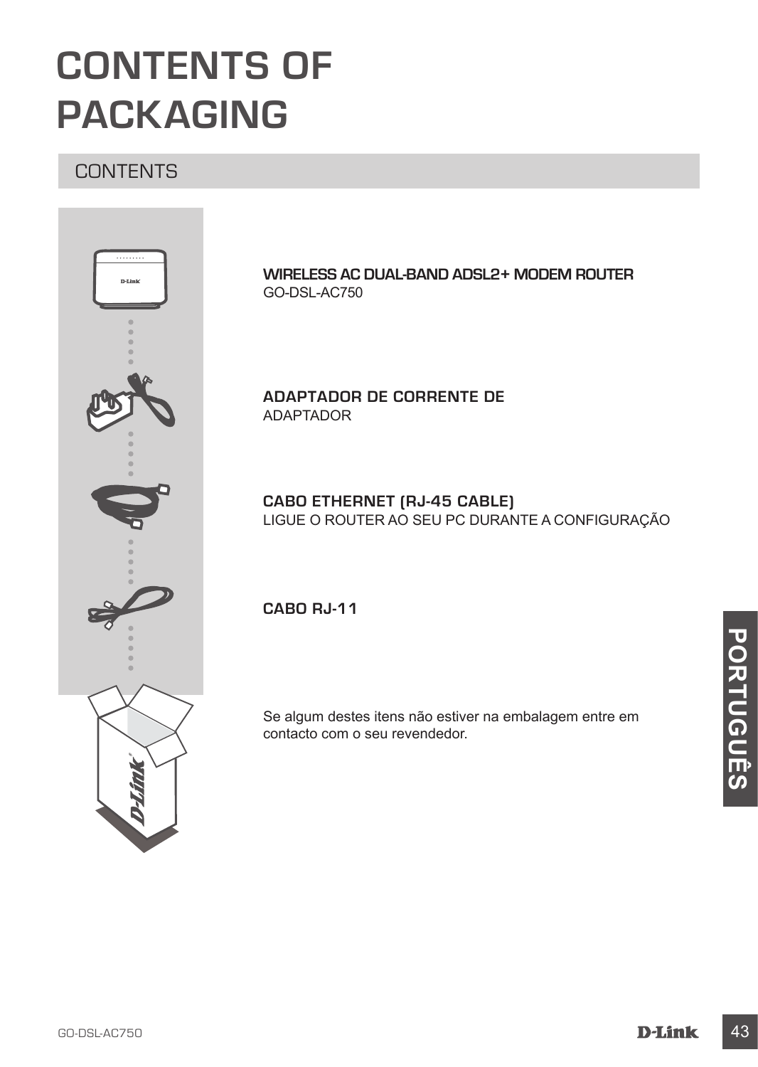# CONTENTS OF PACKAGING

## CONTENTS

**WIRELESS AC DUAL-BAND ADSL2+ MODEM ROUTER**
GO-DSL-AC750

**ADAPTADOR DE CORRENTE DE**
ADAPTADOR

**CABO ETHERNET (RJ-45 CABLE)**
LIGUE O ROUTER AO SEU PC DURANTE A CONFIGURAÇÃO

**CABO RJ-11**

Se algum destes itens não estiver na embalagem entre em contacto com o seu revendedor.

PORTUGUÊS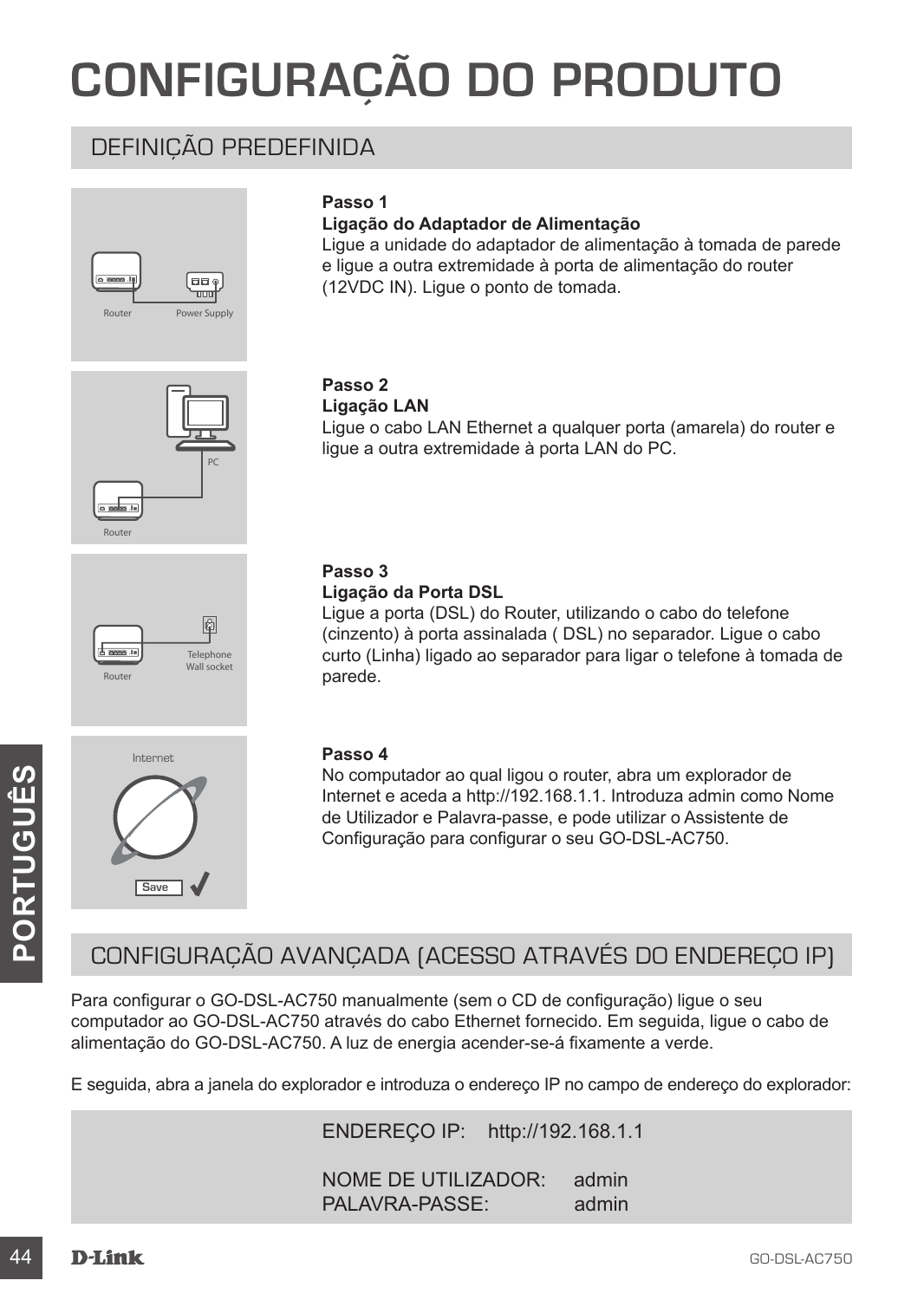# CONFIGURAÇÃO DO PRODUTO

## DEFINIÇÃO PREDEFINIDA

Router Power Supply

**Passo 1**
**Ligação do Adaptador de Alimentação**
Ligue a unidade do adaptador de alimentação à tomada de parede e ligue a outra extremidade à porta de alimentação do router (12VDC IN). Ligue o ponto de tomada.

PC Router

**Passo 2**
**Ligação LAN**
Ligue o cabo LAN Ethernet a qualquer porta (amarela) do router e ligue a outra extremidade à porta LAN do PC.

Router Telephone Wall socket

**Passo 3**
**Ligação da Porta DSL**
Ligue a porta (DSL) do Router, utilizando o cabo do telefone (cinzento) à porta assinalada ( DSL) no separador. Ligue o cabo curto (Linha) ligado ao separador para ligar o telefone à tomada de parede.

Internet Save

**Passo 4**
No computador ao qual ligou o router, abra um explorador de Internet e aceda a http://192.168.1.1. Introduza admin como Nome de Utilizador e Palavra-passe, e pode utilizar o Assistente de Configuração para configurar o seu GO-DSL-AC750.

## CONFIGURAÇÃO AVANÇADA (ACESSO ATRAVÉS DO ENDEREÇO IP)

Para configurar o GO-DSL-AC750 manualmente (sem o CD de configuração) ligue o seu computador ao GO-DSL-AC750 através do cabo Ethernet fornecido. Em seguida, ligue o cabo de alimentação do GO-DSL-AC750. A luz de energia acender-se-á fixamente a verde.

E seguida, abra a janela do explorador e introduza o endereço IP no campo de endereço do explorador:

ENDEREÇO IP: http://192.168.1.1

NOME DE UTILIZADOR: admin
PALAVRA-PASSE: admin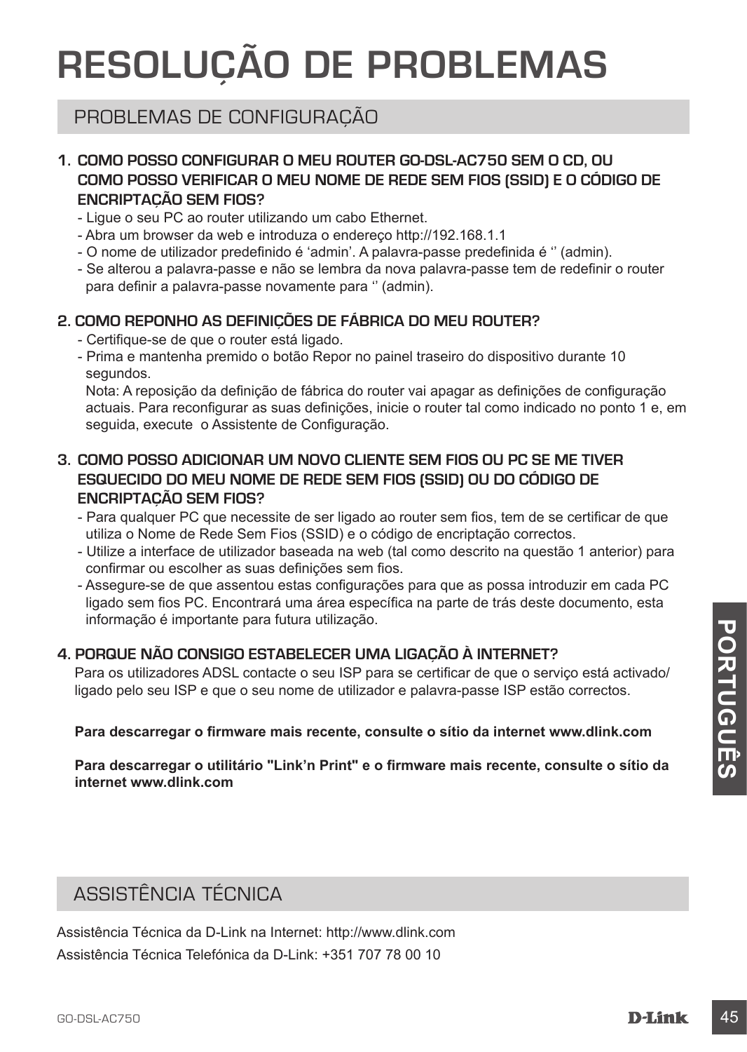# RESOLUÇÃO DE PROBLEMAS

## PROBLEMAS DE CONFIGURAÇÃO

**1. COMO POSSO CONFIGURAR O MEU ROUTER GO-DSL-AC750 SEM O CD, OU COMO POSSO VERIFICAR O MEU NOME DE REDE SEM FIOS (SSID) E O CÓDIGO DE ENCRIPTAÇÃO SEM FIOS?**

- Ligue o seu PC ao router utilizando um cabo Ethernet.
- Abra um browser da web e introduza o endereço http://192.168.1.1
- O nome de utilizador predefinido é 'admin'. A palavra-passe predefinida é '' (admin).
- Se alterou a palavra-passe e não se lembra da nova palavra-passe tem de redefinir o router para definir a palavra-passe novamente para '' (admin).

**2. COMO REPONHO AS DEFINIÇÕES DE FÁBRICA DO MEU ROUTER?**

- Certifique-se de que o router está ligado.
- Prima e mantenha premido o botão Repor no painel traseiro do dispositivo durante 10 segundos.
  Nota: A reposição da definição de fábrica do router vai apagar as definições de configuração actuais. Para reconfigurar as suas definições, inicie o router tal como indicado no ponto 1 e, em seguida, execute o Assistente de Configuração.

**3. COMO POSSO ADICIONAR UM NOVO CLIENTE SEM FIOS OU PC SE ME TIVER ESQUECIDO DO MEU NOME DE REDE SEM FIOS (SSID) OU DO CÓDIGO DE ENCRIPTAÇÃO SEM FIOS?**

- Para qualquer PC que necessite de ser ligado ao router sem fios, tem de se certificar de que utiliza o Nome de Rede Sem Fios (SSID) e o código de encriptação correctos.
- Utilize a interface de utilizador baseada na web (tal como descrito na questão 1 anterior) para confirmar ou escolher as suas definições sem fios.
- Assegure-se de que assentou estas configurações para que as possa introduzir em cada PC ligado sem fios PC. Encontrará uma área específica na parte de trás deste documento, esta informação é importante para futura utilização.

**4. PORQUE NÃO CONSIGO ESTABELECER UMA LIGAÇÃO À INTERNET?**

Para os utilizadores ADSL contacte o seu ISP para se certificar de que o serviço está activado/ ligado pelo seu ISP e que o seu nome de utilizador e palavra-passe ISP estão correctos.

**Para descarregar o firmware mais recente, consulte o sítio da internet www.dlink.com**

**Para descarregar o utilitário "Link'n Print" e o firmware mais recente, consulte o sítio da internet www.dlink.com**

## ASSISTÊNCIA TÉCNICA

Assistência Técnica da D-Link na Internet: http://www.dlink.com

Assistência Técnica Telefónica da D-Link: +351 707 78 00 10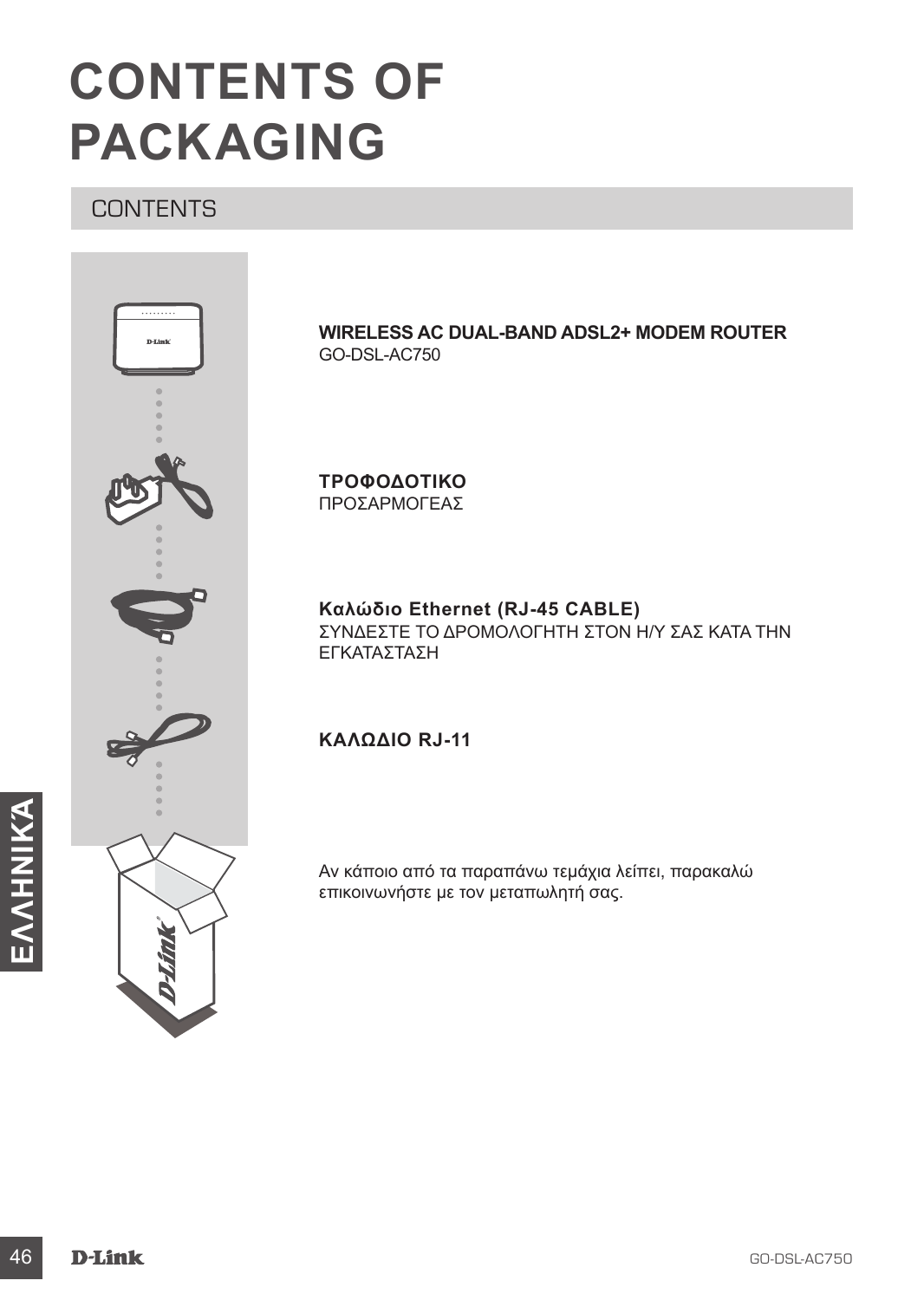# CONTENTS OF PACKAGING

## CONTENTS

**WIRELESS AC DUAL-BAND ADSL2+ MODEM ROUTER**
GO-DSL-AC750

**ΤΡΟΦΟΔΟΤΙΚΟ**
ΠΡΟΣΑΡΜΟΓΕΑΣ

**Καλώδιο Ethernet (RJ-45 CABLE)**
ΣΥΝΔΕΣΤΕ ΤΟ ΔΡΟΜΟΛΟΓΗΤΗ ΣΤΟΝ Η/Υ ΣΑΣ ΚΑΤΑ ΤΗΝ ΕΓΚΑΤΑΣΤΑΣΗ

**ΚΑΛΩΔΙΟ RJ-11**

Αν κάποιο από τα παραπάνω τεμάχια λείπει, παρακαλώ επικοινωνήστε με τον μεταπωλητή σας.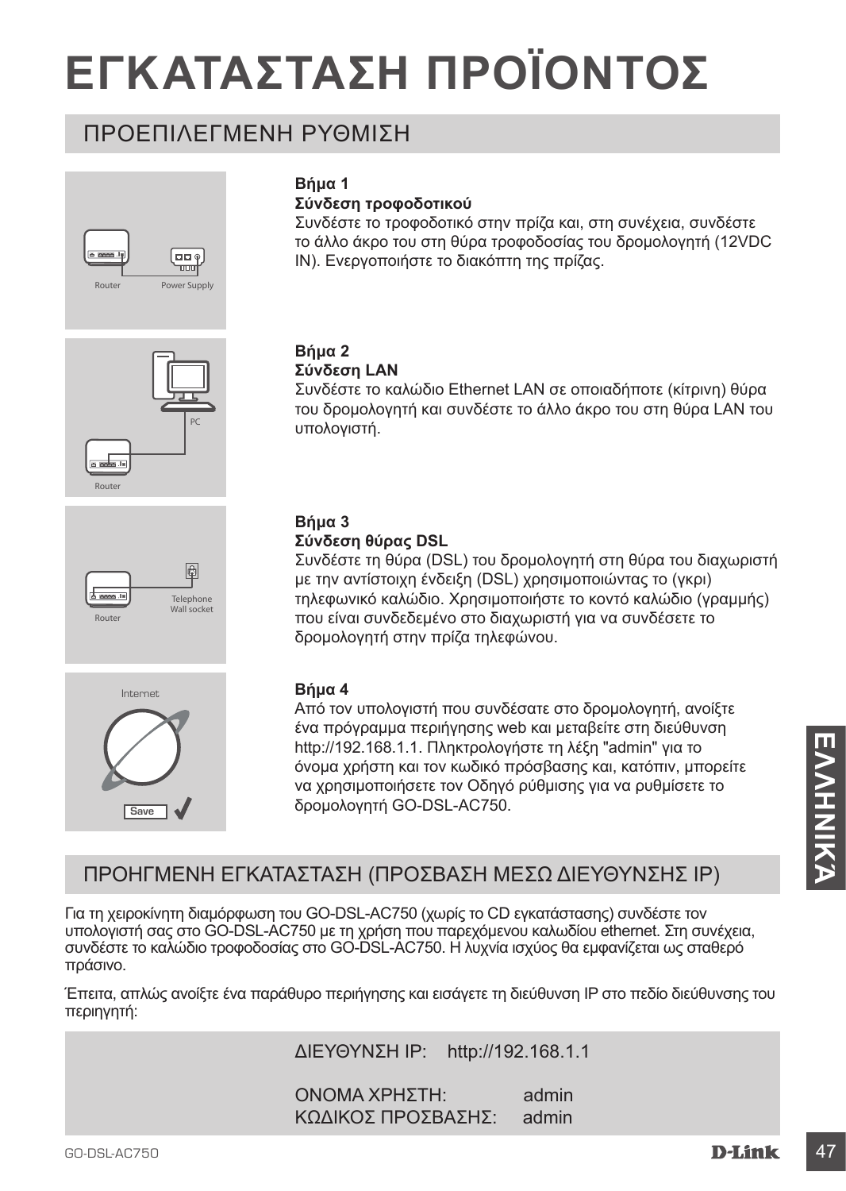# ΕΓΚΑΤΑΣΤΑΣΗ ΠΡΟΪΟΝΤΟΣ

## ΠΡΟΕΠΙΛΕΓΜΕΝΗ ΡΥΘΜΙΣΗ

Router Power Supply

**Βήμα 1**
**Σύνδεση τροφοδοτικού**
Συνδέστε το τροφοδοτικό στην πρίζα και, στη συνέχεια, συνδέστε το άλλο άκρο του στη θύρα τροφοδοσίας του δρομολογητή (12VDC IN). Ενεργοποιήστε το διακόπτη της πρίζας.

PC Router

**Βήμα 2**
**Σύνδεση LAN**
Συνδέστε το καλώδιο Ethernet LAN σε οποιαδήποτε (κίτρινη) θύρα του δρομολογητή και συνδέστε το άλλο άκρο του στη θύρα LAN του υπολογιστή.

Router Telephone Wall socket

**Βήμα 3**
**Σύνδεση θύρας DSL**
Συνδέστε τη θύρα (DSL) του δρομολογητή στη θύρα του διαχωριστή με την αντίστοιχη ένδειξη (DSL) χρησιμοποιώντας το (γκρι) τηλεφωνικό καλώδιο. Χρησιμοποιήστε το κοντό καλώδιο (γραμμής) που είναι συνδεδεμένο στο διαχωριστή για να συνδέσετε το δρομολογητή στην πρίζα τηλεφώνου.

Internet Save

**Βήμα 4**
Από τον υπολογιστή που συνδέσατε στο δρομολογητή, ανοίξτε ένα πρόγραμμα περιήγησης web και μεταβείτε στη διεύθυνση http://192.168.1.1. Πληκτρολογήστε τη λέξη "admin" για το όνομα χρήστη και τον κωδικό πρόσβασης και, κατόπιν, μπορείτε να χρησιμοποιήσετε τον Οδηγό ρύθμισης για να ρυθμίσετε το δρομολογητή GO-DSL-AC750.

## ΠΡΟΗΓΜΕΝΗ ΕΓΚΑΤΑΣΤΑΣΗ (ΠΡΟΣΒΑΣΗ ΜΕΣΩ ΔΙΕΥΘΥΝΣΗΣ IP)

Για τη χειροκίνητη διαμόρφωση του GO-DSL-AC750 (χωρίς το CD εγκατάστασης) συνδέστε τον υπολογιστή σας στο GO-DSL-AC750 με τη χρήση που παρεχόμενου καλωδίου ethernet. Στη συνέχεια, συνδέστε το καλώδιο τροφοδοσίας στο GO-DSL-AC750. Η λυχνία ισχύος θα εμφανίζεται ως σταθερό πράσινο.

Έπειτα, απλώς ανοίξτε ένα παράθυρο περιήγησης και εισάγετε τη διεύθυνση IP στο πεδίο διεύθυνσης του περιηγητή:

ΔΙΕΥΘΥΝΣΗ IP: http://192.168.1.1

ΟΝΟΜΑ ΧΡΗΣΤΗ: admin
ΚΩΔΙΚΟΣ ΠΡΟΣΒΑΣΗΣ: admin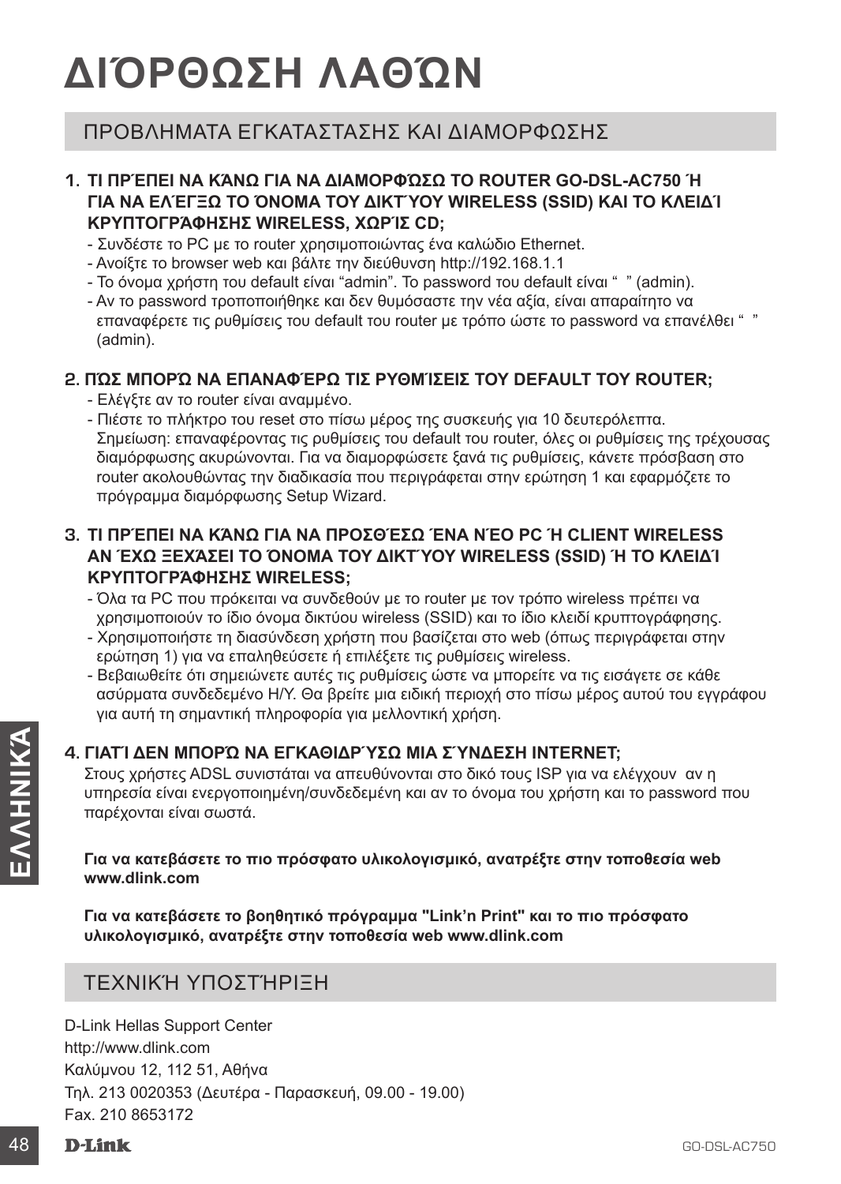# ΔΙΌΡΘΩΣΗ ΛΑΘΏΝ

## ΠΡΟΒΛΗΜΑΤΑ ΕΓΚΑΤΑΣΤΑΣΗΣ ΚΑΙ ΔΙΑΜΟΡΦΩΣΗΣ

### 1. ΤΙ ΠΡΈΠΕΙ ΝΑ ΚΆΝΩ ΓΙΑ ΝΑ ΔΙΑΜΟΡΦΏΣΩ ΤΟ ROUTER GO-DSL-AC750 Ή ΓΙΑ ΝΑ ΕΛΈΓΞΩ ΤΟ ΌΝΟΜΑ ΤΟΥ ΔΙΚΤΎΟΥ WIRELESS (SSID) ΚΑΙ ΤΟ ΚΛΕΙΔΊ ΚΡΥΠΤΟΓΡΆΦΗΣΗΣ WIRELESS, ΧΩΡΊΣ CD;

- Συνδέστε το PC με το router χρησιμοποιώντας ένα καλώδιο Ethernet.
- Ανοίξτε το browser web και βάλτε την διεύθυνση http://192.168.1.1
- Το όνομα χρήστη του default είναι “admin”. Το password του default είναι “ ” (admin).
- Αν το password τροποποιήθηκε και δεν θυμόσαστε την νέα αξία, είναι απαραίτητο να επαναφέρετε τις ρυθμίσεις του default του router με τρόπο ώστε το password να επανέλθει “ ” (admin).

### 2. ΠΏΣ ΜΠΟΡΏ ΝΑ ΕΠΑΝΑΦΈΡΩ ΤΙΣ ΡΥΘΜΊΣΕΙΣ ΤΟΥ DEFAULT ΤΟΥ ROUTER;

- Ελέγξτε αν το router είναι αναμμένο.
- Πιέστε το πλήκτρο του reset στο πίσω μέρος της συσκευής για 10 δευτερόλεπτα. Σημείωση: επαναφέροντας τις ρυθμίσεις του default του router, όλες οι ρυθμίσεις της τρέχουσας διαμόρφωσης ακυρώνονται. Για να διαμορφώσετε ξανά τις ρυθμίσεις, κάνετε πρόσβαση στο router ακολουθώντας την διαδικασία που περιγράφεται στην ερώτηση 1 και εφαρμόζετε το πρόγραμμα διαμόρφωσης Setup Wizard.

### 3. ΤΙ ΠΡΈΠΕΙ ΝΑ ΚΆΝΩ ΓΙΑ ΝΑ ΠΡΟΣΘΈΣΩ ΈΝΑ ΝΈΟ PC Ή CLIENT WIRELESS ΑΝ ΈΧΩ ΞΕΧΆΣΕΙ ΤΟ ΌΝΟΜΑ ΤΟΥ ΔΙΚΤΎΟΥ WIRELESS (SSID) Ή ΤΟ ΚΛΕΙΔΊ ΚΡΥΠΤΟΓΡΆΦΗΣΗΣ WIRELESS;

- Όλα τα PC που πρόκειται να συνδεθούν με το router με τον τρόπο wireless πρέπει να χρησιμοποιούν το ίδιο όνομα δικτύου wireless (SSID) και το ίδιο κλειδί κρυπτογράφησης.
- Χρησιμοποιήστε τη διασύνδεση χρήστη που βασίζεται στο web (όπως περιγράφεται στην ερώτηση 1) για να επαληθεύσετε ή επιλέξετε τις ρυθμίσεις wireless.
- Βεβαιωθείτε ότι σημειώνετε αυτές τις ρυθμίσεις ώστε να μπορείτε να τις εισάγετε σε κάθε ασύρματα συνδεδεμένο Η/Υ. Θα βρείτε μια ειδική περιοχή στο πίσω μέρος αυτού του εγγράφου για αυτή τη σημαντική πληροφορία για μελλοντική χρήση.

### 4. ΓΙΑΤΊ ΔΕΝ ΜΠΟΡΏ ΝΑ ΕΓΚΑΘΙΔΡΎΣΩ ΜΙΑ ΣΎΝΔΕΣΗ INTERNET;

Στους χρήστες ADSL συνιστάται να απευθύνονται στο δικό τους ISP για να ελέγχουν αν η υπηρεσία είναι ενεργοποιημένη/συνδεδεμένη και αν το όνομα του χρήστη και το password που παρέχονται είναι σωστά.

**Για να κατεβάσετε το πιο πρόσφατο υλικολογισμικό, ανατρέξτε στην τοποθεσία web www.dlink.com**

**Για να κατεβάσετε το βοηθητικό πρόγραμμα "Link’n Print" και το πιο πρόσφατο υλικολογισμικό, ανατρέξτε στην τοποθεσία web www.dlink.com**

## ΤΕΧΝΙΚΉ ΥΠΟΣΤΉΡΙΞΗ

D-Link Hellas Support Center
http://www.dlink.com
Καλύμνου 12, 112 51, Αθήνα
Τηλ. 213 0020353 (Δευτέρα - Παρασκευή, 09.00 - 19.00)
Fax. 210 8653172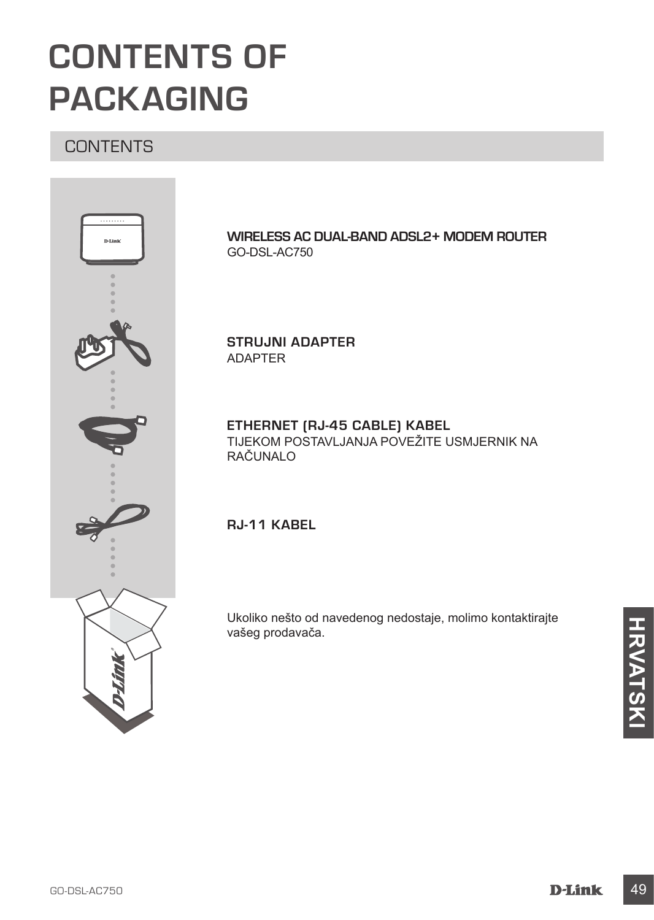# CONTENTS OF PACKAGING

## CONTENTS

**WIRELESS AC DUAL-BAND ADSL2+ MODEM ROUTER**
GO-DSL-AC750

**STRUJNI ADAPTER**
ADAPTER

**ETHERNET (RJ-45 CABLE) KABEL**
TIJEKOM POSTAVLJANJA POVEŽITE USMJERNIK NA RAČUNALO

**RJ-11 KABEL**

Ukoliko nešto od navedenog nedostaje, molimo kontaktirajte vašeg prodavača.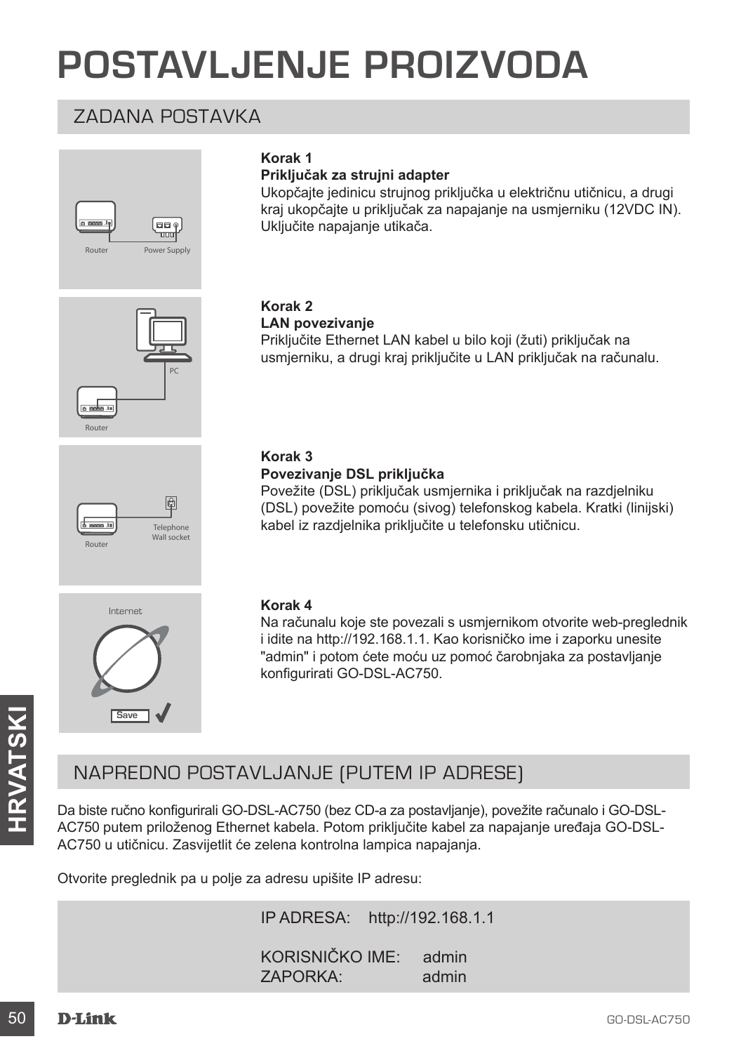# POSTAVLJENJE PROIZVODA

## ZADANA POSTAVKA

**Korak 1**
**Priključak za strujni adapter**
Ukopčajte jedinicu strujnog priključka u električnu utičnicu, a drugi kraj ukopčajte u priključak za napajanje na usmjerniku (12VDC IN). Uključite napajanje utikača.

**Korak 2**
**LAN povezivanje**
Priključite Ethernet LAN kabel u bilo koji (žuti) priključak na usmjerniku, a drugi kraj priključite u LAN priključak na računalu.

**Korak 3**
**Povezivanje DSL priključka**
Povežite (DSL) priključak usmjernika i priključak na razdjelniku (DSL) povežite pomoću (sivog) telefonskog kabela. Kratki (linijski) kabel iz razdjelnika priključite u telefonsku utičnicu.

**Korak 4**
Na računalu koje ste povezali s usmjernikom otvorite web-preglednik i idite na http://192.168.1.1. Kao korisničko ime i zaporku unesite "admin" i potom ćete moću uz pomoć čarobnjaka za postavljanje konfigurirati GO-DSL-AC750.

## NAPREDNO POSTAVLJANJE (PUTEM IP ADRESE)

Da biste ručno konfigurirali GO-DSL-AC750 (bez CD-a za postavljanje), povežite računalo i GO-DSL-AC750 putem priloženog Ethernet kabela. Potom priključite kabel za napajanje uređaja GO-DSL-AC750 u utičnicu. Zasvijetlit će zelena kontrolna lampica napajanja.

Otvorite preglednik pa u polje za adresu upišite IP adresu:

IP ADRESA: http://192.168.1.1

KORISNIČKO IME: admin
ZAPORKA: admin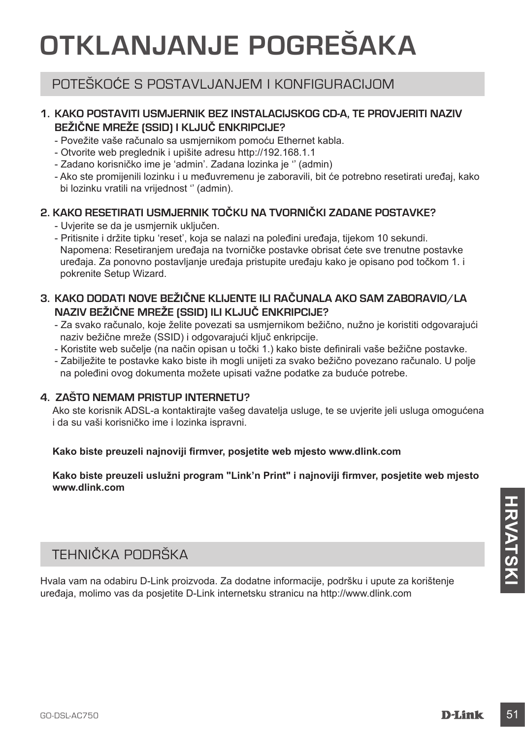# OTKLANJANJE POGREŠAKA

## POTEŠKOĆE S POSTAVLJANJEM I KONFIGURACIJOM

### 1. KAKO POSTAVITI USMJERNIK BEZ INSTALACIJSKOG CD-A, TE PROVJERITI NAZIV BEŽIČNE MREŽE (SSID) I KLJUČ ENKRIPCIJE?

- Povežite vaše računalo sa usmjernikom pomoću Ethernet kabla.
- Otvorite web preglednik i upišite adresu http://192.168.1.1
- Zadano korisničko ime je 'admin'. Zadana lozinka je '' (admin)
- Ako ste promijenili lozinku i u međuvremenu je zaboravili, bit će potrebno resetirati uređaj, kako bi lozinku vratili na vrijednost '' (admin).

### 2. KAKO RESETIRATI USMJERNIK TOČKU NA TVORNIČKI ZADANE POSTAVKE?

- Uvjerite se da je usmjernik uključen.
- Pritisnite i držite tipku 'reset', koja se nalazi na poleđini uređaja, tijekom 10 sekundi. Napomena: Resetiranjem uređaja na tvorničke postavke obrisat ćete sve trenutne postavke uređaja. Za ponovno postavljanje uređaja pristupite uređaju kako je opisano pod točkom 1. i pokrenite Setup Wizard.

### 3. KAKO DODATI NOVE BEŽIČNE KLIJENTE ILI RAČUNALA AKO SAM ZABORAVIO/LA NAZIV BEŽIČNE MREŽE (SSID) ILI KLJUČ ENKRIPCIJE?

- Za svako računalo, koje želite povezati sa usmjernikom bežično, nužno je koristiti odgovarajući naziv bežične mreže (SSID) i odgovarajući ključ enkripcije.
- Koristite web sučelje (na način opisan u točki 1.) kako biste definirali vaše bežične postavke.
- Zabilježite te postavke kako biste ih mogli unijeti za svako bežično povezano računalo. U polje na poleđini ovog dokumenta možete upisati važne podatke za buduće potrebe.

### 4. ZAŠTO NEMAM PRISTUP INTERNETU?

Ako ste korisnik ADSL-a kontaktirajte vašeg davatelja usluge, te se uvjerite jeli usluga omogućena i da su vaši korisničko ime i lozinka ispravni.

**Kako biste preuzeli najnoviji firmver, posjetite web mjesto www.dlink.com**

**Kako biste preuzeli uslužni program "Link'n Print" i najnoviji firmver, posjetite web mjesto www.dlink.com**

## TEHNIČKA PODRŠKA

Hvala vam na odabiru D-Link proizvoda. Za dodatne informacije, podršku i upute za korištenje uređaja, molimo vas da posjetite D-Link internetsku stranicu na http://www.dlink.com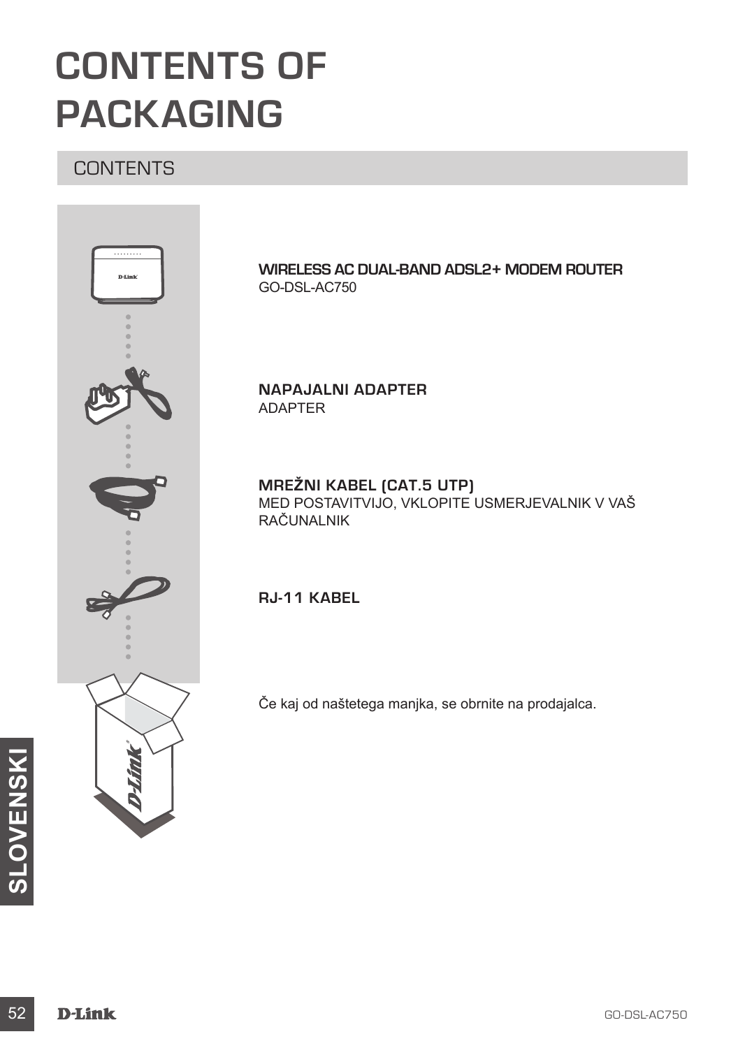# CONTENTS OF PACKAGING

## CONTENTS

**WIRELESS AC DUAL-BAND ADSL2+ MODEM ROUTER**
GO-DSL-AC750

**NAPAJALNI ADAPTER**
ADAPTER

**MREŽNI KABEL (CAT.5 UTP)**
MED POSTAVITVIJO, VKLOPITE USMERJEVALNIK V VAŠ RAČUNALNIK

**RJ-11 KABEL**

Če kaj od naštetega manjka, se obrnite na prodajalca.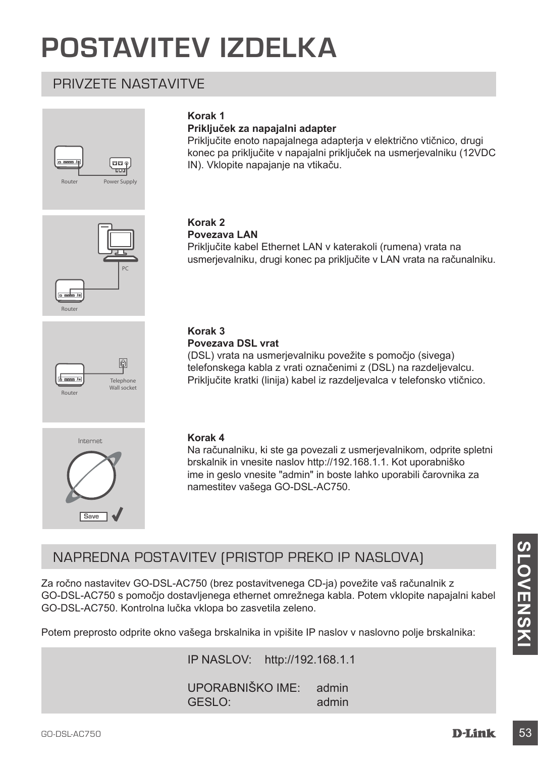# POSTAVITEV IZDELKA

## PRIVZETE NASTAVITVE

**Korak 1**
**Priključek za napajalni adapter**
Priključite enoto napajalnega adapterja v električno vtičnico, drugi konec pa priključite v napajalni priključek na usmerjevalniku (12VDC IN). Vklopite napajanje na vtikaču.

**Korak 2**
**Povezava LAN**
Priključite kabel Ethernet LAN v katerakoli (rumena) vrata na usmerjevalniku, drugi konec pa priključite v LAN vrata na računalniku.

**Korak 3**
**Povezava DSL vrat**
(DSL) vrata na usmerjevalniku povežite s pomočjo (sivega) telefonskega kabla z vrati označenimi z (DSL) na razdeljevalcu. Priključite kratki (linija) kabel iz razdeljevalca v telefonsko vtičnico.

**Korak 4**
Na računalniku, ki ste ga povezali z usmerjevalnikom, odprite spletni brskalnik in vnesite naslov http://192.168.1.1. Kot uporabniško ime in geslo vnesite "admin" in boste lahko uporabili čarovnika za namestitev vašega GO-DSL-AC750.

## NAPREDNA POSTAVITEV (PRISTOP PREKO IP NASLOVA)

Za ročno nastavitev GO-DSL-AC750 (brez postavitvenega CD-ja) povežite vaš računalnik z GO-DSL-AC750 s pomočjo dostavljenega ethernet omrežnega kabla. Potem vklopite napajalni kabel GO-DSL-AC750. Kontrolna lučka vklopa bo zasvetila zeleno.

Potem preprosto odprite okno vašega brskalnika in vpišite IP naslov v naslovno polje brskalnika:

IP NASLOV: http://192.168.1.1

UPORABNIŠKO IME: admin
GESLO: admin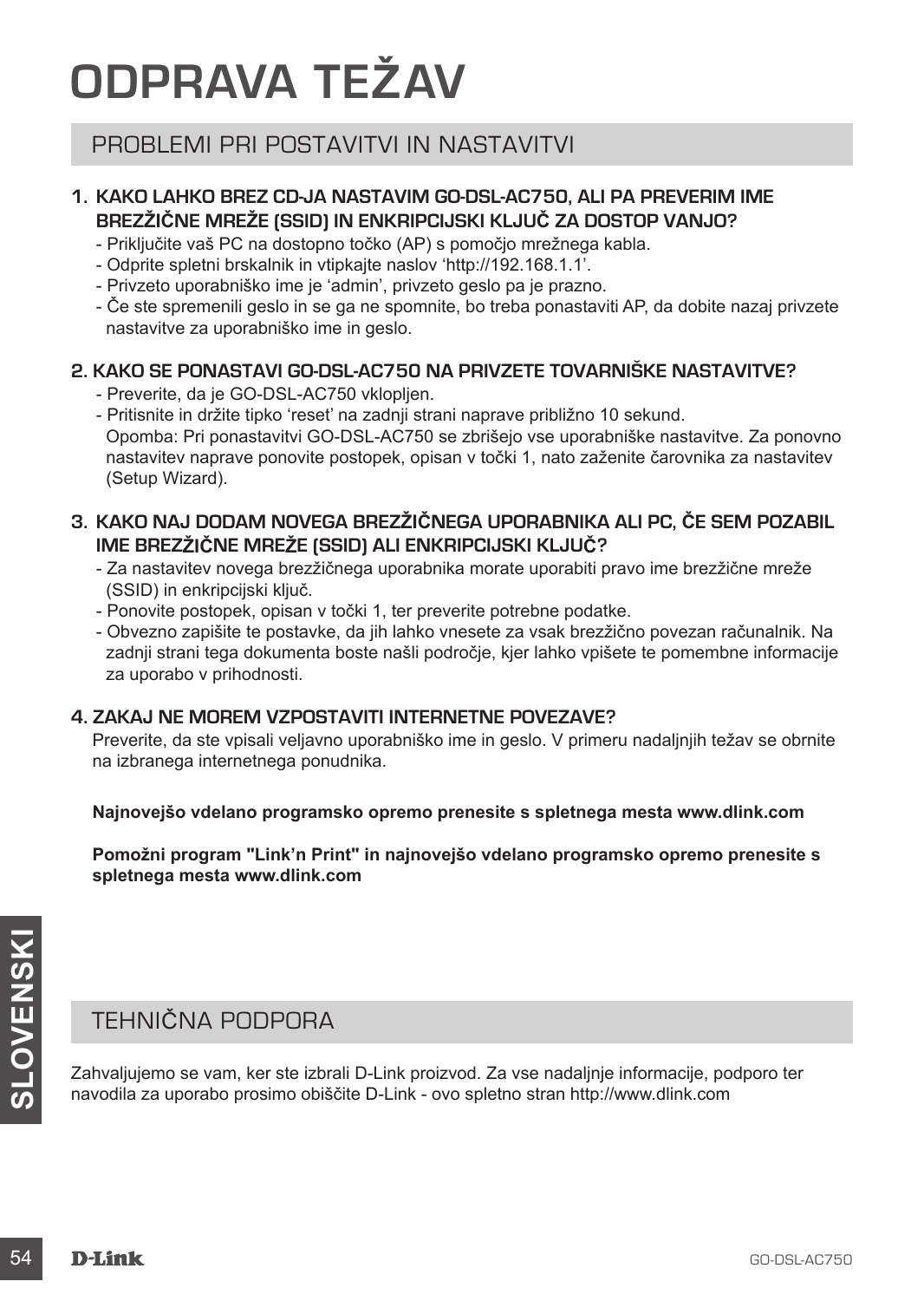# ODPRAVA TEŽAV

## PROBLEMI PRI POSTAVITVI IN NASTAVITVI

### 1. KAKO LAHKO BREZ CD-JA NASTAVIM GO-DSL-AC750, ALI PA PREVERIM IME BREZŽIČNE MREŽE (SSID) IN ENKRIPCIJSKI KLJUČ ZA DOSTOP VANJO?

- Priključite vaš PC na dostopno točko (AP) s pomočjo mrežnega kabla.
- Odprite spletni brskalnik in vtipkajte naslov 'http://192.168.1.1'.
- Privzeto uporabniško ime je 'admin', privzeto geslo pa je prazno.
- Če ste spremenili geslo in se ga ne spomnite, bo treba ponastaviti AP, da dobite nazaj privzete nastavitve za uporabniško ime in geslo.

### 2. KAKO SE PONASTAVI GO-DSL-AC750 NA PRIVZETE TOVARNIŠKE NASTAVITVE?

- Preverite, da je GO-DSL-AC750 vklopljen.
- Pritisnite in držite tipko 'reset' na zadnji strani naprave približno 10 sekund.
  Opomba: Pri ponastavitvi GO-DSL-AC750 se zbrišejo vse uporabniške nastavitve. Za ponovno nastavitev naprave ponovite postopek, opisan v točki 1, nato zaženite čarovnika za nastavitev (Setup Wizard).

### 3. KAKO NAJ DODAM NOVEGA BREZŽIČNEGA UPORABNIKA ALI PC, ČE SEM POZABIL IME BREZŽIČNE MREŽE (SSID) ALI ENKRIPCIJSKI KLJUČ?

- Za nastavitev novega brezžičnega uporabnika morate uporabiti pravo ime brezžične mreže (SSID) in enkripcijski ključ.
- Ponovite postopek, opisan v točki 1, ter preverite potrebne podatke.
- Obvezno zapišite te postavke, da jih lahko vnesete za vsak brezžično povezan računalnik. Na zadnji strani tega dokumenta boste našli področje, kjer lahko vpišete te pomembne informacije za uporabo v prihodnosti.

### 4. ZAKAJ NE MOREM VZPOSTAVITI INTERNETNE POVEZAVE?

Preverite, da ste vpisali veljavno uporabniško ime in geslo. V primeru nadaljnjih težav se obrnite na izbranega internetnega ponudnika.

**Najnovejšo vdelano programsko opremo prenesite s spletnega mesta www.dlink.com**

**Pomožni program "Link'n Print" in najnovejšo vdelano programsko opremo prenesite s spletnega mesta www.dlink.com**

## TEHNIČNA PODPORA

Zahvaljujemo se vam, ker ste izbrali D-Link proizvod. Za vse nadaljnje informacije, podporo ter navodila za uporabo prosimo obiščite D-Link - ovo spletno stran http://www.dlink.com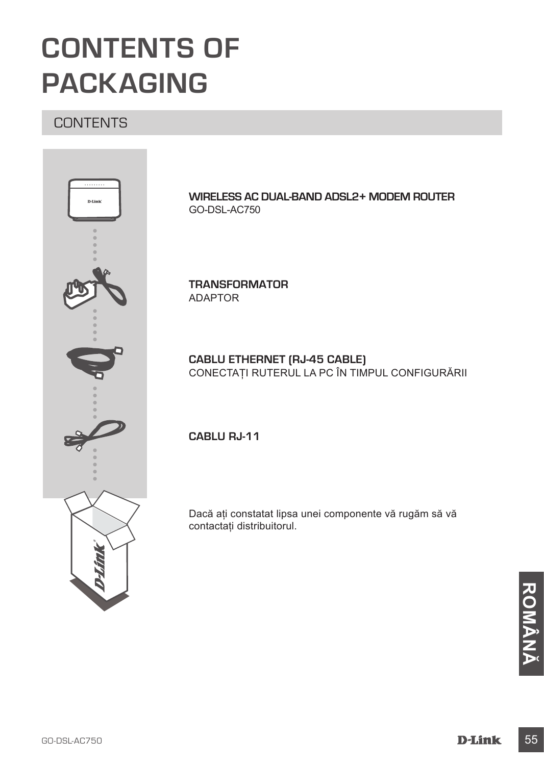# CONTENTS OF PACKAGING

## CONTENTS

**WIRELESS AC DUAL-BAND ADSL2+ MODEM ROUTER**
GO-DSL-AC750

**TRANSFORMATOR**
ADAPTOR

**CABLU ETHERNET (RJ-45 CABLE)**
CONECTAȚI RUTERUL LA PC ÎN TIMPUL CONFIGURĂRII

**CABLU RJ-11**

Dacă ați constatat lipsa unei componente vă rugăm să vă contactați distribuitorul.

ROMÂNĂ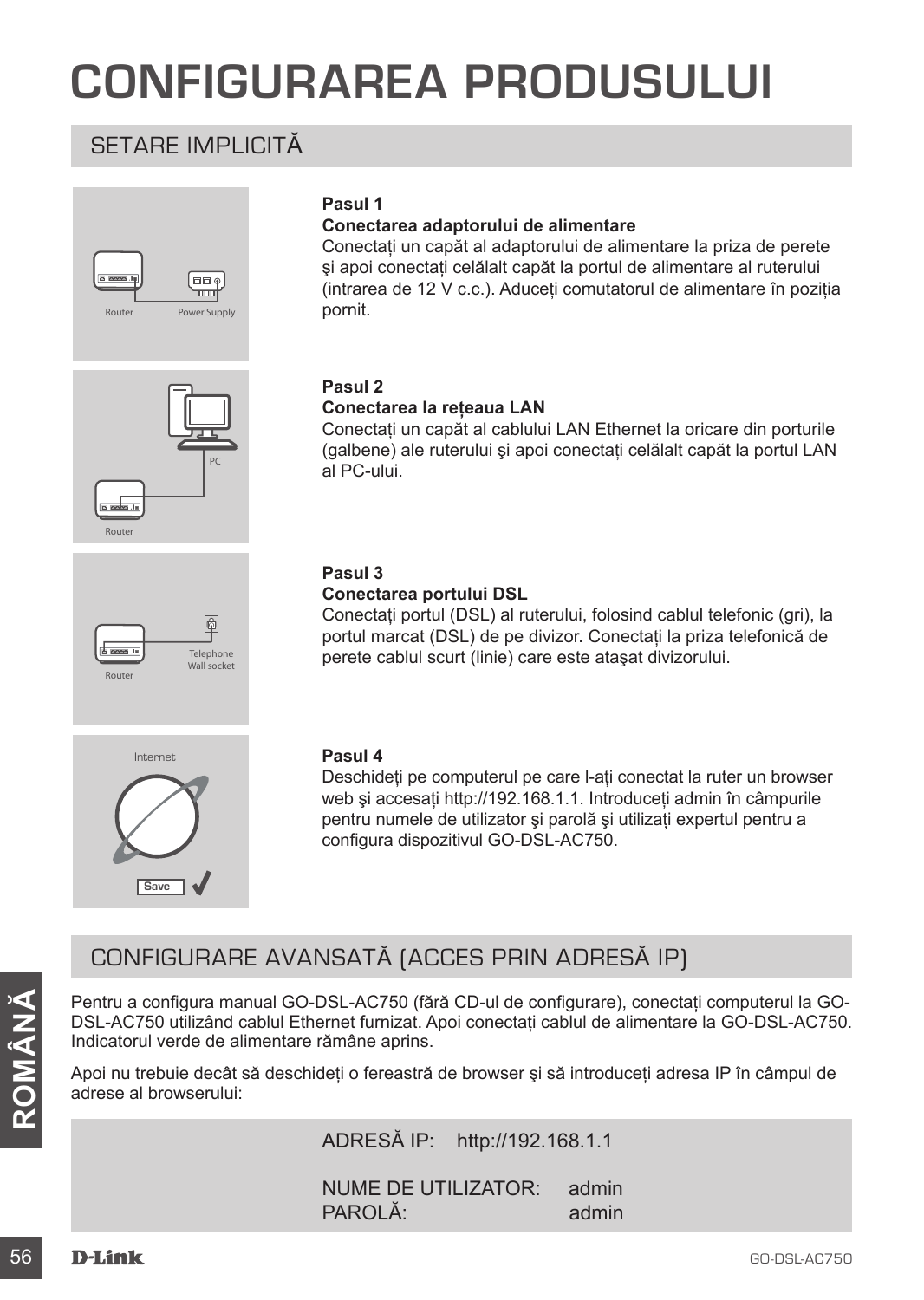# CONFIGURAREA PRODUSULUI

## SETARE IMPLICITĂ

**Pasul 1**

**Conectarea adaptorului de alimentare**

Conectați un capăt al adaptorului de alimentare la priza de perete şi apoi conectați celălalt capăt la portul de alimentare al ruterului (intrarea de 12 V c.c.). Aduceți comutatorul de alimentare în poziția pornit.

**Pasul 2**

**Conectarea la rețeaua LAN**

Conectați un capăt al cablului LAN Ethernet la oricare din porturile (galbene) ale ruterului şi apoi conectați celălalt capăt la portul LAN al PC-ului.

**Pasul 3**

**Conectarea portului DSL**

Conectați portul (DSL) al ruterului, folosind cablul telefonic (gri), la portul marcat (DSL) de pe divizor. Conectați la priza telefonică de perete cablul scurt (linie) care este ataşat divizorului.

**Pasul 4**

Deschideți pe computerul pe care l-ați conectat la ruter un browser web şi accesați http://192.168.1.1. Introduceți admin în câmpurile pentru numele de utilizator şi parolă şi utilizați expertul pentru a configura dispozitivul GO-DSL-AC750.

## CONFIGURARE AVANSATĂ (ACCES PRIN ADRESĂ IP)

Pentru a configura manual GO-DSL-AC750 (fără CD-ul de configurare), conectați computerul la GO-DSL-AC750 utilizând cablul Ethernet furnizat. Apoi conectați cablul de alimentare la GO-DSL-AC750. Indicatorul verde de alimentare rămâne aprins.

Apoi nu trebuie decât să deschideți o fereastră de browser şi să introduceți adresa IP în câmpul de adrese al browserului:

ADRESĂ IP: http://192.168.1.1

NUME DE UTILIZATOR: admin
PAROLĂ: admin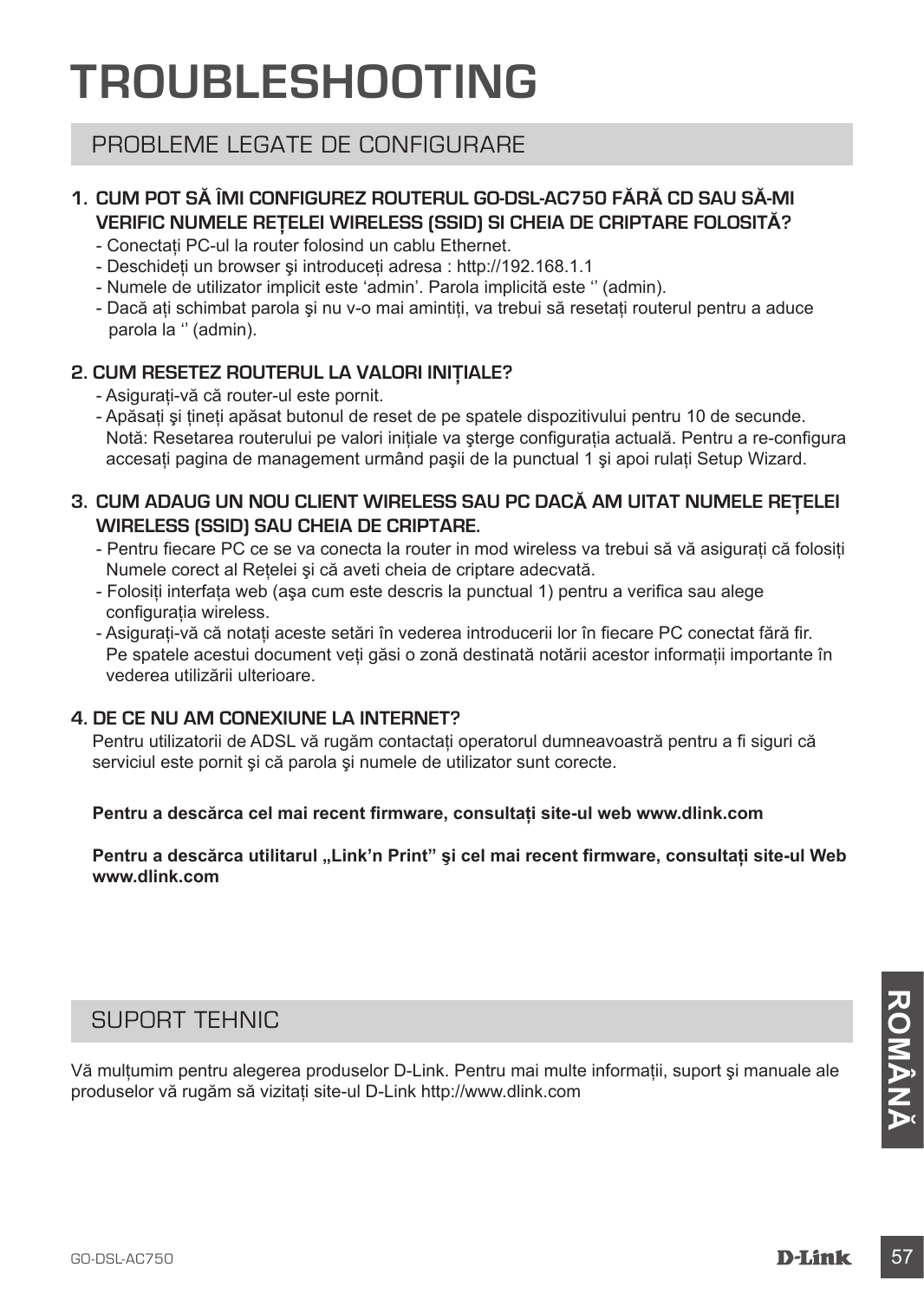# TROUBLESHOOTING

## PROBLEME LEGATE DE CONFIGURARE

**1. CUM POT SĂ ÎMI CONFIGUREZ ROUTERUL GO-DSL-AC750 FĂRĂ CD SAU SĂ-MI VERIFIC NUMELE REȚELEI WIRELESS (SSID) SI CHEIA DE CRIPTARE FOLOSITĂ?**

- Conectați PC-ul la router folosind un cablu Ethernet.
- Deschideți un browser şi introduceți adresa : http://192.168.1.1
- Numele de utilizator implicit este 'admin'. Parola implicită este '' (admin).
- Dacă ați schimbat parola şi nu v-o mai amintiți, va trebui să resetați routerul pentru a aduce parola la '' (admin).

**2. CUM RESETEZ ROUTERUL LA VALORI INIȚIALE?**

- Asigurați-vă că router-ul este pornit.
- Apăsați şi țineți apăsat butonul de reset de pe spatele dispozitivului pentru 10 de secunde. Notă: Resetarea routerului pe valori inițiale va şterge configurația actuală. Pentru a re-configura accesați pagina de management urmând paşii de la punctual 1 şi apoi rulați Setup Wizard.

**3. CUM ADAUG UN NOU CLIENT WIRELESS SAU PC DACĂ AM UITAT NUMELE REȚELEI WIRELESS (SSID) SAU CHEIA DE CRIPTARE.**

- Pentru fiecare PC ce se va conecta la router in mod wireless va trebui să vă asigurați că folosiți Numele corect al Rețelei şi că aveti cheia de criptare adecvată.
- Folosiți interfața web (aşa cum este descris la punctual 1) pentru a verifica sau alege configurația wireless.
- Asigurați-vă că notați aceste setări în vederea introducerii lor în fiecare PC conectat fără fir. Pe spatele acestui document veți găsi o zonă destinată notării acestor informații importante în vederea utilizării ulterioare.

**4. DE CE NU AM CONEXIUNE LA INTERNET?**

Pentru utilizatorii de ADSL vă rugăm contactați operatorul dumneavoastră pentru a fi siguri că serviciul este pornit şi că parola şi numele de utilizator sunt corecte.

**Pentru a descărca cel mai recent firmware, consultați site-ul web www.dlink.com**

**Pentru a descărca utilitarul „Link'n Print" şi cel mai recent firmware, consultați site-ul Web www.dlink.com**

## SUPORT TEHNIC

Vă mulțumim pentru alegerea produselor D-Link. Pentru mai multe informații, suport şi manuale ale produselor vă rugăm să vizitați site-ul D-Link http://www.dlink.com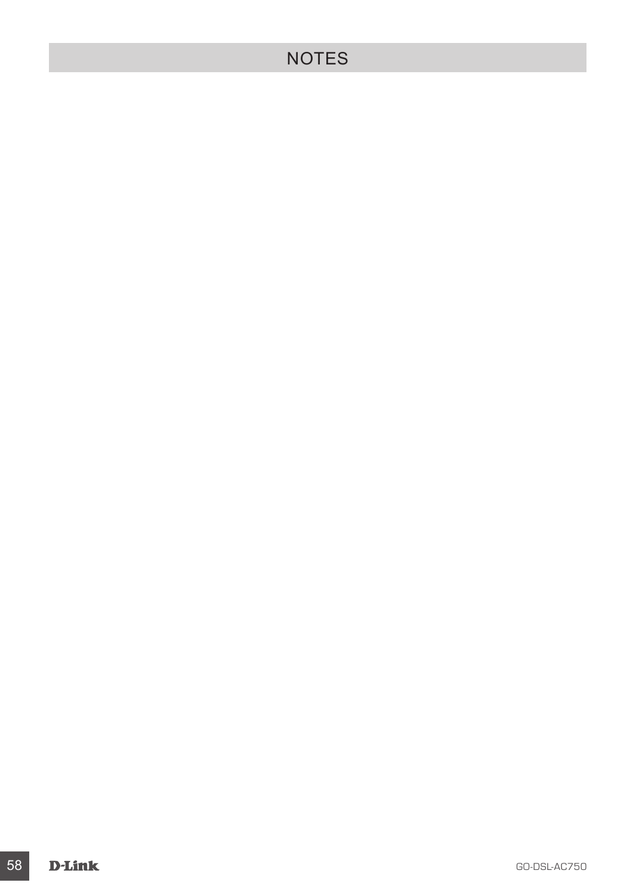# NOTES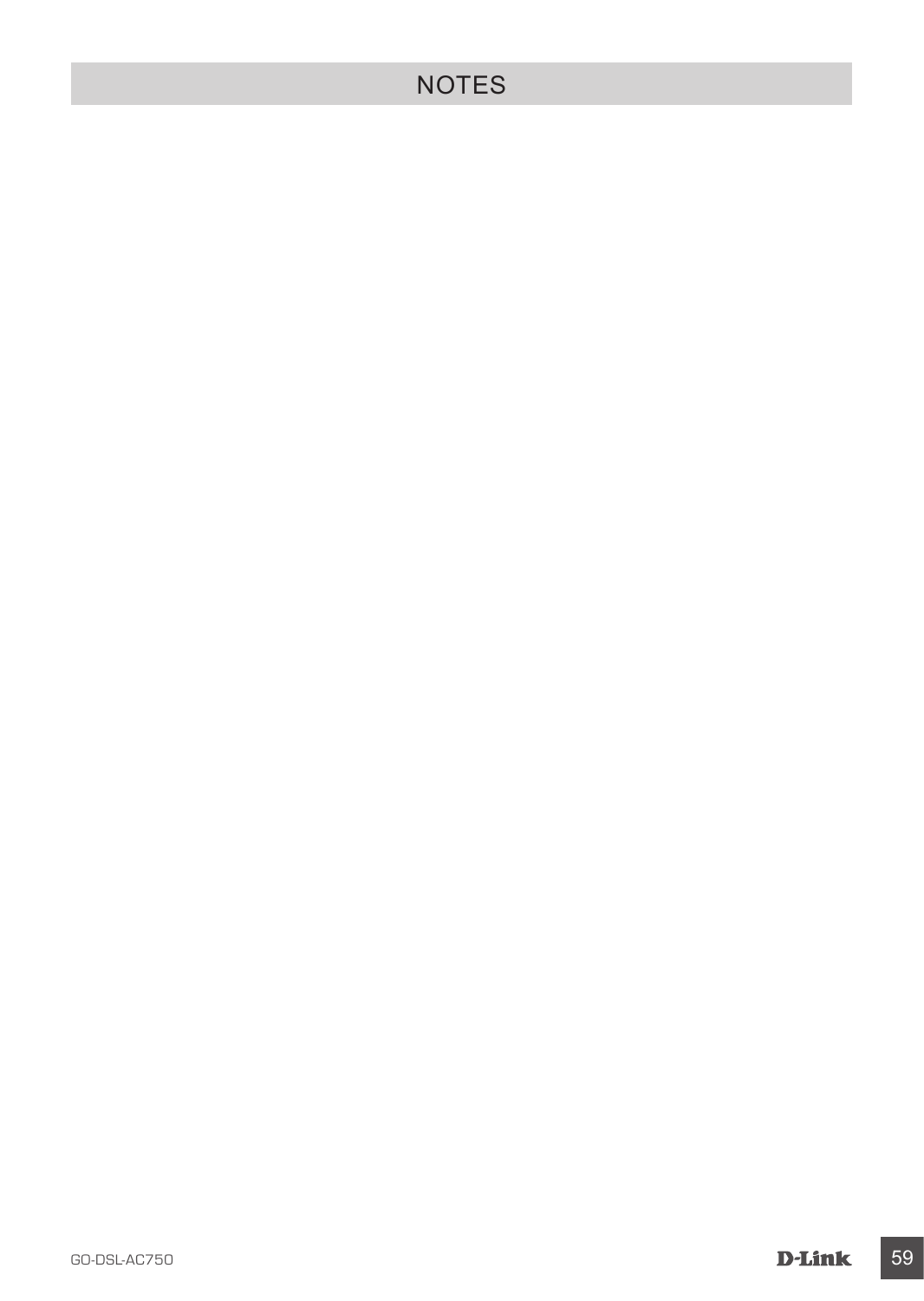# NOTES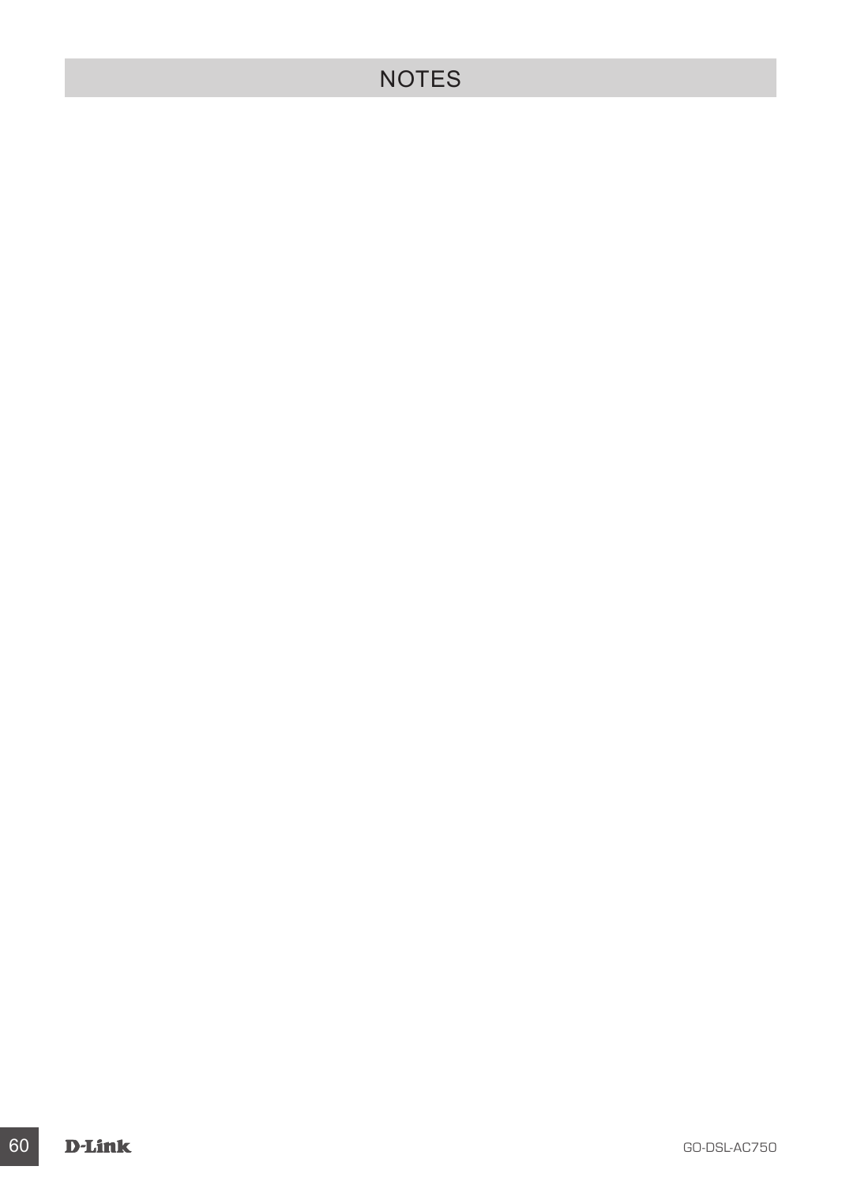# NOTES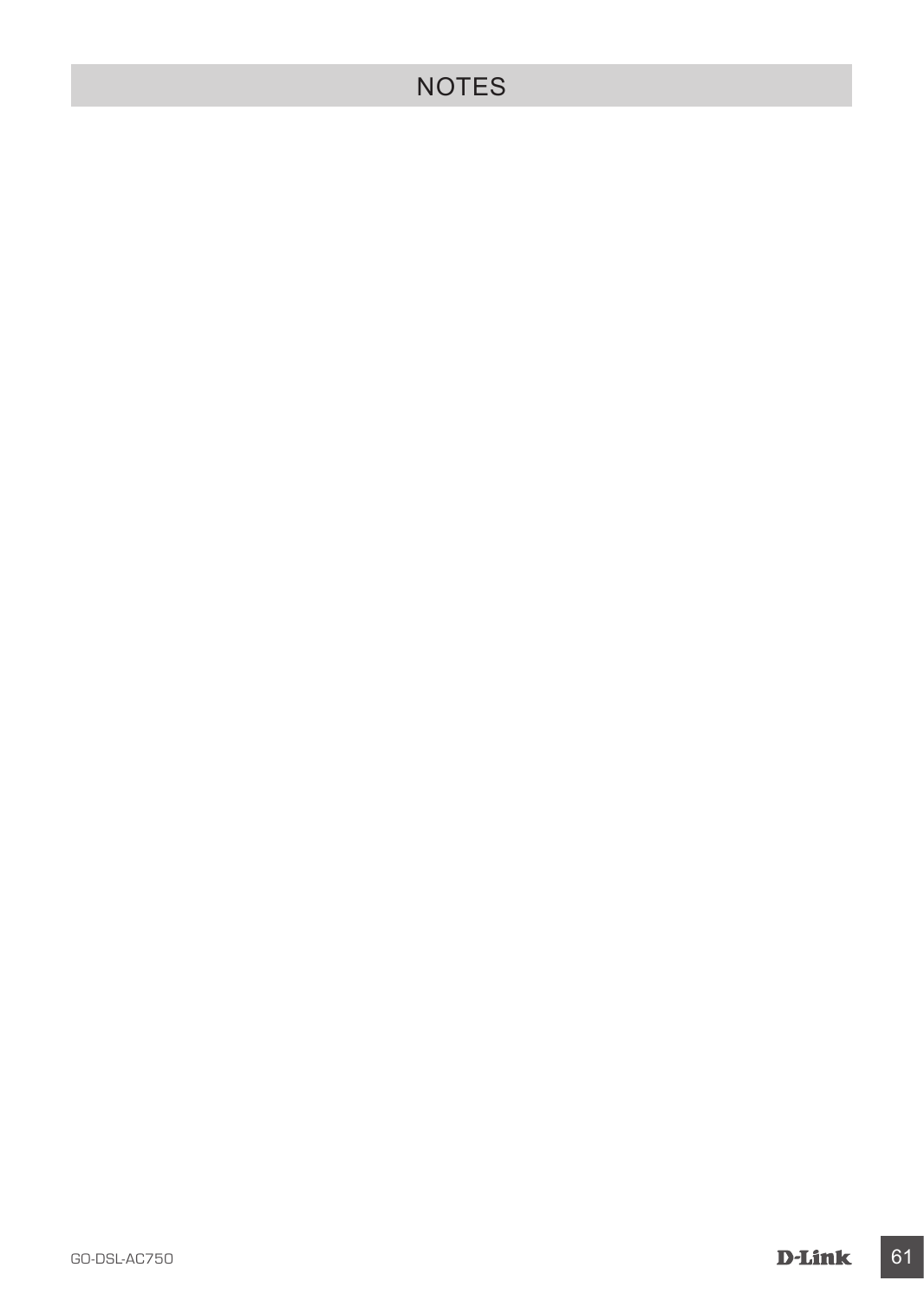# NOTES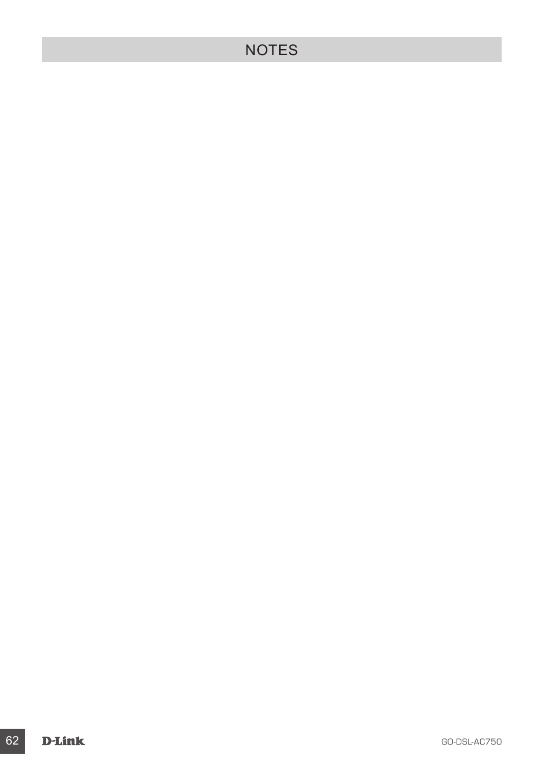# NOTES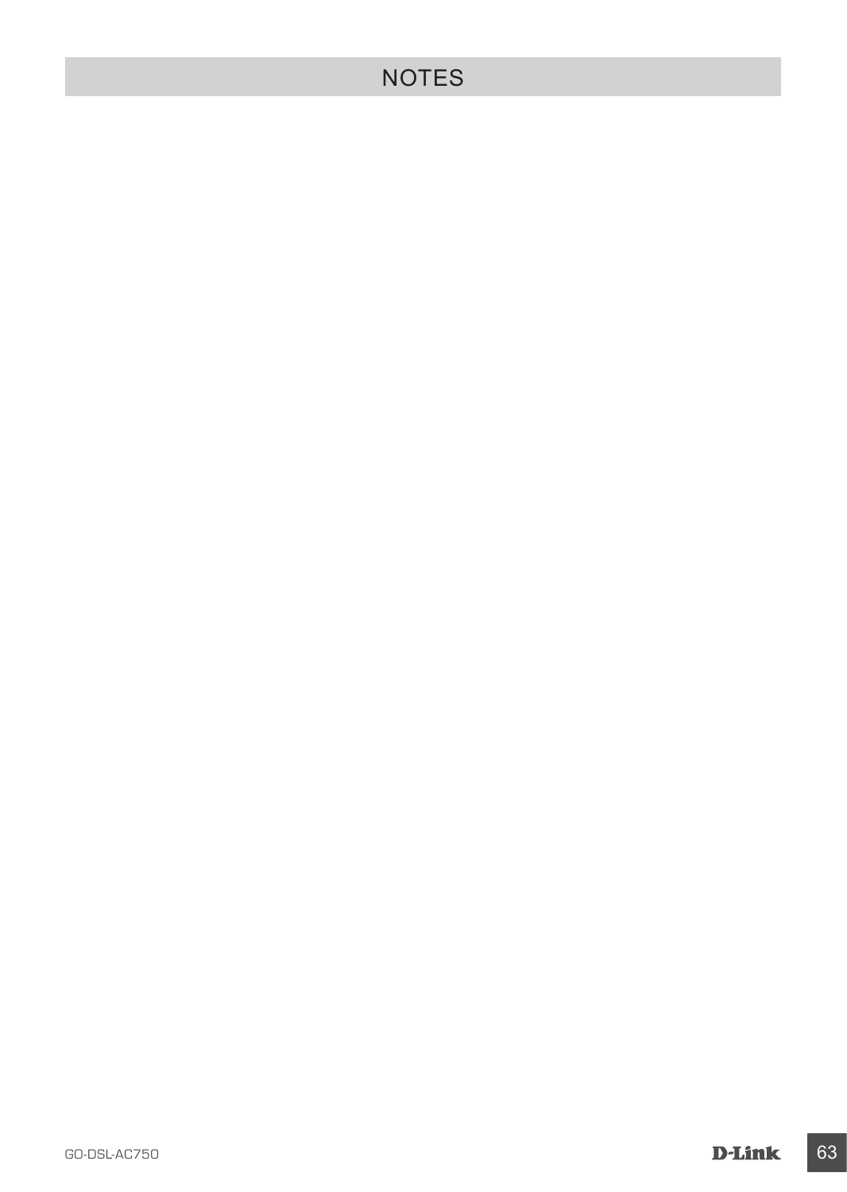# NOTES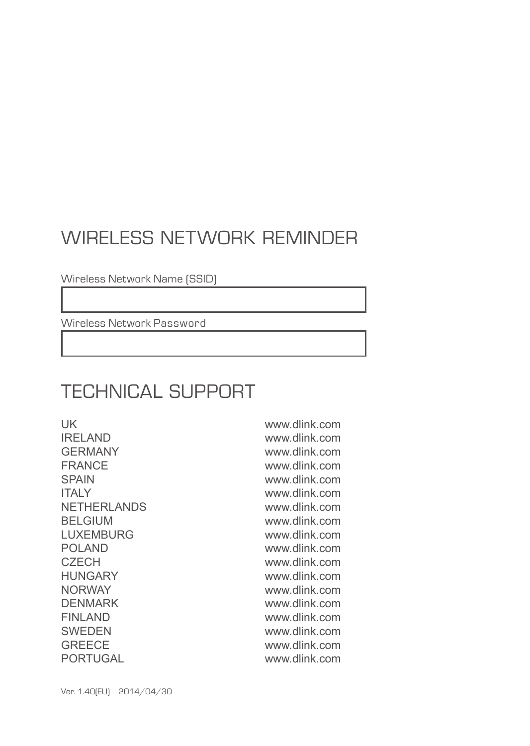# WIRELESS NETWORK REMINDER

Wireless Network Name (SSID)

| |
|---|
| |

Wireless Network Password

| |
|---|
| |

# TECHNICAL SUPPORT

| | |
|---|---|
| UK | www.dlink.com |
| IRELAND | www.dlink.com |
| GERMANY | www.dlink.com |
| FRANCE | www.dlink.com |
| SPAIN | www.dlink.com |
| ITALY | www.dlink.com |
| NETHERLANDS | www.dlink.com |
| BELGIUM | www.dlink.com |
| LUXEMBURG | www.dlink.com |
| POLAND | www.dlink.com |
| CZECH | www.dlink.com |
| HUNGARY | www.dlink.com |
| NORWAY | www.dlink.com |
| DENMARK | www.dlink.com |
| FINLAND | www.dlink.com |
| SWEDEN | www.dlink.com |
| GREECE | www.dlink.com |
| PORTUGAL | www.dlink.com |

Ver. 1.40(EU) 2014/04/30